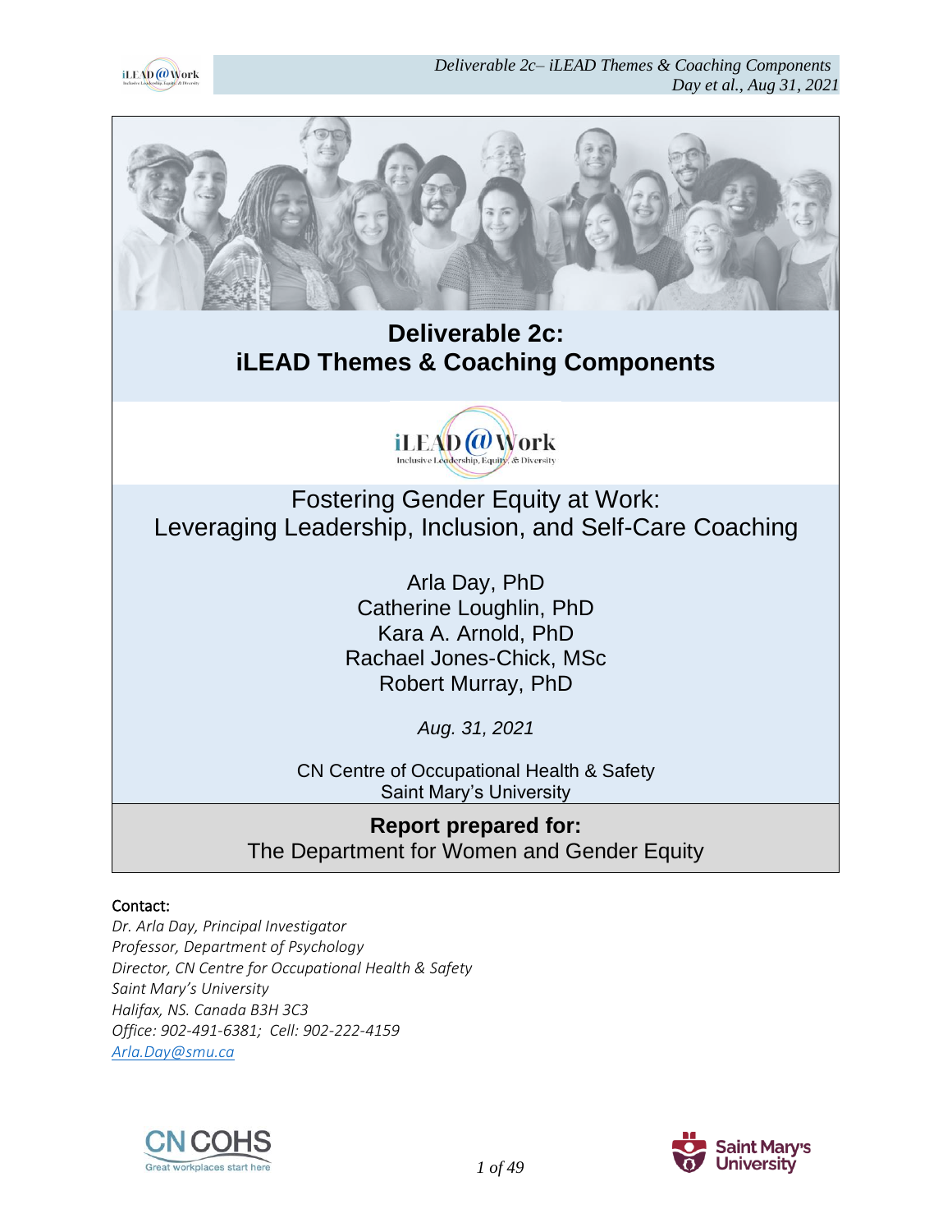# Deliverable 2c:
# iLEAD Themes & Coaching Components

iLEAD @ Work
Inclusive Leadership, Equity, & Diversity

## Fostering Gender Equity at Work: Leveraging Leadership, Inclusion, and Self-Care Coaching

Arla Day, PhD
Catherine Loughlin, PhD
Kara A. Arnold, PhD
Rachael Jones-Chick, MSc
Robert Murray, PhD

*Aug. 31, 2021*

CN Centre of Occupational Health & Safety
Saint Mary's University

**Report prepared for:**
The Department for Women and Gender Equity

Contact:
*Dr. Arla Day, Principal Investigator*
*Professor, Department of Psychology*
*Director, CN Centre for Occupational Health & Safety*
*Saint Mary's University*
*Halifax, NS. Canada B3H 3C3*
*Office: 902-491-6381; Cell: 902-222-4159*
*Arla.Day@smu.ca*

CN COHS
Great workplaces start here

Saint Mary's University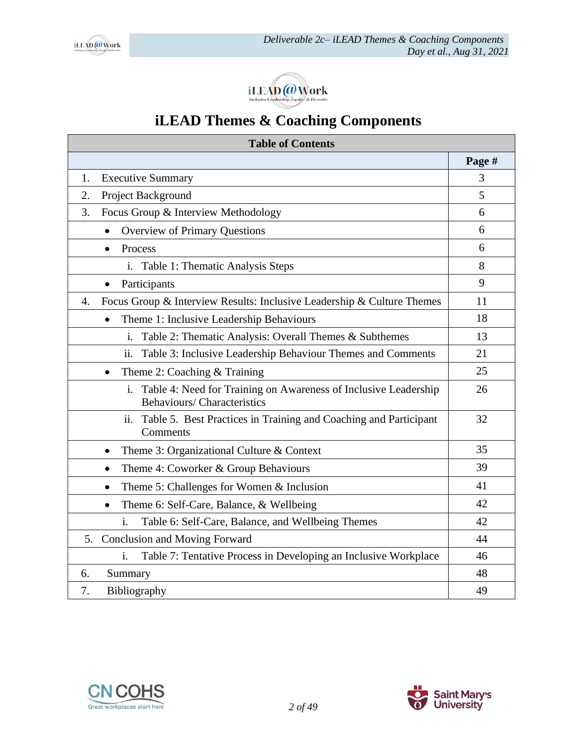# iLEAD Themes & Coaching Components

| Table of Contents | |
|---|---|
| | **Page #** |
| 1. Executive Summary | 3 |
| 2. Project Background | 5 |
| 3. Focus Group & Interview Methodology | 6 |
| • Overview of Primary Questions | 6 |
| • Process | 6 |
| i. Table 1: Thematic Analysis Steps | 8 |
| • Participants | 9 |
| 4. Focus Group & Interview Results: Inclusive Leadership & Culture Themes | 11 |
| • Theme 1: Inclusive Leadership Behaviours | 18 |
| i. Table 2: Thematic Analysis: Overall Themes & Subthemes | 13 |
| ii. Table 3: Inclusive Leadership Behaviour Themes and Comments | 21 |
| • Theme 2: Coaching & Training | 25 |
| i. Table 4: Need for Training on Awareness of Inclusive Leadership Behaviours/ Characteristics | 26 |
| ii. Table 5. Best Practices in Training and Coaching and Participant Comments | 32 |
| • Theme 3: Organizational Culture & Context | 35 |
| • Theme 4: Coworker & Group Behaviours | 39 |
| • Theme 5: Challenges for Women & Inclusion | 41 |
| • Theme 6: Self-Care, Balance, & Wellbeing | 42 |
| i. Table 6: Self-Care, Balance, and Wellbeing Themes | 42 |
| 5. Conclusion and Moving Forward | 44 |
| i. Table 7: Tentative Process in Developing an Inclusive Workplace | 46 |
| 6. Summary | 48 |
| 7. Bibliography | 49 |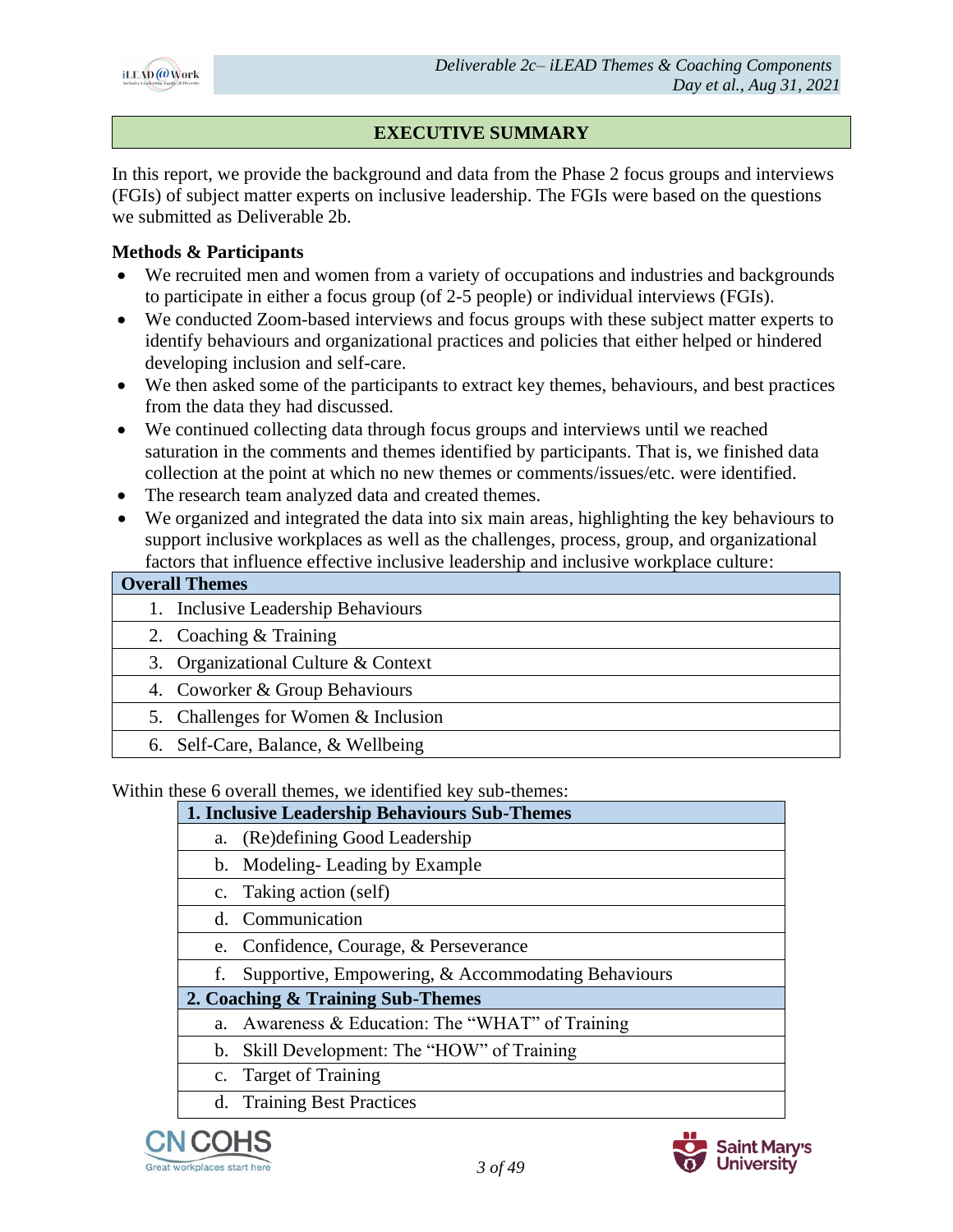## EXECUTIVE SUMMARY

In this report, we provide the background and data from the Phase 2 focus groups and interviews (FGIs) of subject matter experts on inclusive leadership. The FGIs were based on the questions we submitted as Deliverable 2b.

**Methods & Participants**

- We recruited men and women from a variety of occupations and industries and backgrounds to participate in either a focus group (of 2-5 people) or individual interviews (FGIs).
- We conducted Zoom-based interviews and focus groups with these subject matter experts to identify behaviours and organizational practices and policies that either helped or hindered developing inclusion and self-care.
- We then asked some of the participants to extract key themes, behaviours, and best practices from the data they had discussed.
- We continued collecting data through focus groups and interviews until we reached saturation in the comments and themes identified by participants. That is, we finished data collection at the point at which no new themes or comments/issues/etc. were identified.
- The research team analyzed data and created themes.
- We organized and integrated the data into six main areas, highlighting the key behaviours to support inclusive workplaces as well as the challenges, process, group, and organizational factors that influence effective inclusive leadership and inclusive workplace culture:

| Overall Themes |
|---|
| 1. Inclusive Leadership Behaviours |
| 2. Coaching & Training |
| 3. Organizational Culture & Context |
| 4. Coworker & Group Behaviours |
| 5. Challenges for Women & Inclusion |
| 6. Self-Care, Balance, & Wellbeing |

Within these 6 overall themes, we identified key sub-themes:

| 1. Inclusive Leadership Behaviours Sub-Themes |
|---|
| a. (Re)defining Good Leadership |
| b. Modeling- Leading by Example |
| c. Taking action (self) |
| d. Communication |
| e. Confidence, Courage, & Perseverance |
| f. Supportive, Empowering, & Accommodating Behaviours |
| **2. Coaching & Training Sub-Themes** |
| a. Awareness & Education: The "WHAT" of Training |
| b. Skill Development: The "HOW" of Training |
| c. Target of Training |
| d. Training Best Practices |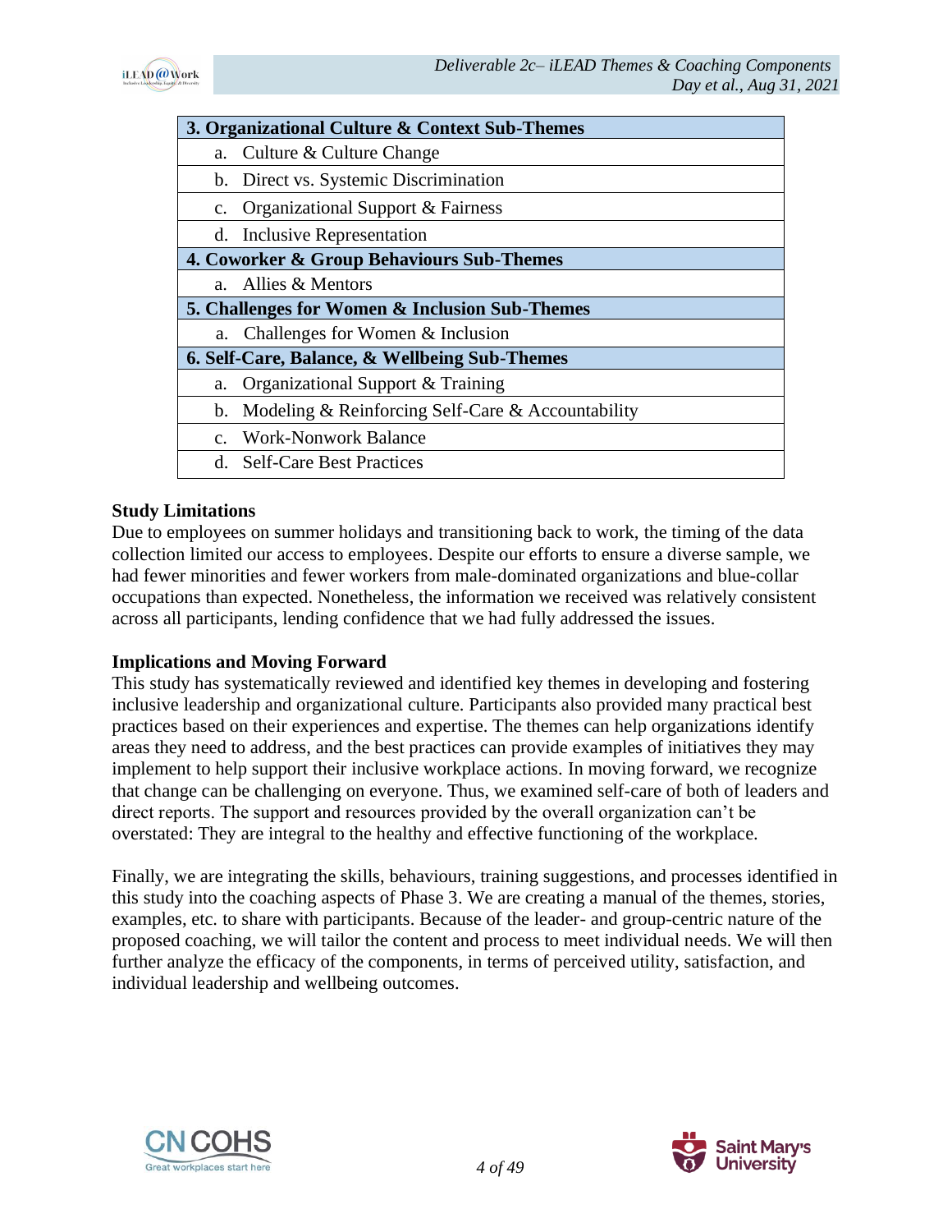| 3. Organizational Culture & Context Sub-Themes |
|---|
| a. Culture & Culture Change |
| b. Direct vs. Systemic Discrimination |
| c. Organizational Support & Fairness |
| d. Inclusive Representation |
| **4. Coworker & Group Behaviours Sub-Themes** |
| a. Allies & Mentors |
| **5. Challenges for Women & Inclusion Sub-Themes** |
| a. Challenges for Women & Inclusion |
| **6. Self-Care, Balance, & Wellbeing Sub-Themes** |
| a. Organizational Support & Training |
| b. Modeling & Reinforcing Self-Care & Accountability |
| c. Work-Nonwork Balance |
| d. Self-Care Best Practices |

**Study Limitations**

Due to employees on summer holidays and transitioning back to work, the timing of the data collection limited our access to employees. Despite our efforts to ensure a diverse sample, we had fewer minorities and fewer workers from male-dominated organizations and blue-collar occupations than expected. Nonetheless, the information we received was relatively consistent across all participants, lending confidence that we had fully addressed the issues.

**Implications and Moving Forward**

This study has systematically reviewed and identified key themes in developing and fostering inclusive leadership and organizational culture. Participants also provided many practical best practices based on their experiences and expertise. The themes can help organizations identify areas they need to address, and the best practices can provide examples of initiatives they may implement to help support their inclusive workplace actions. In moving forward, we recognize that change can be challenging on everyone. Thus, we examined self-care of both of leaders and direct reports. The support and resources provided by the overall organization can't be overstated: They are integral to the healthy and effective functioning of the workplace.

Finally, we are integrating the skills, behaviours, training suggestions, and processes identified in this study into the coaching aspects of Phase 3. We are creating a manual of the themes, stories, examples, etc. to share with participants. Because of the leader- and group-centric nature of the proposed coaching, we will tailor the content and process to meet individual needs. We will then further analyze the efficacy of the components, in terms of perceived utility, satisfaction, and individual leadership and wellbeing outcomes.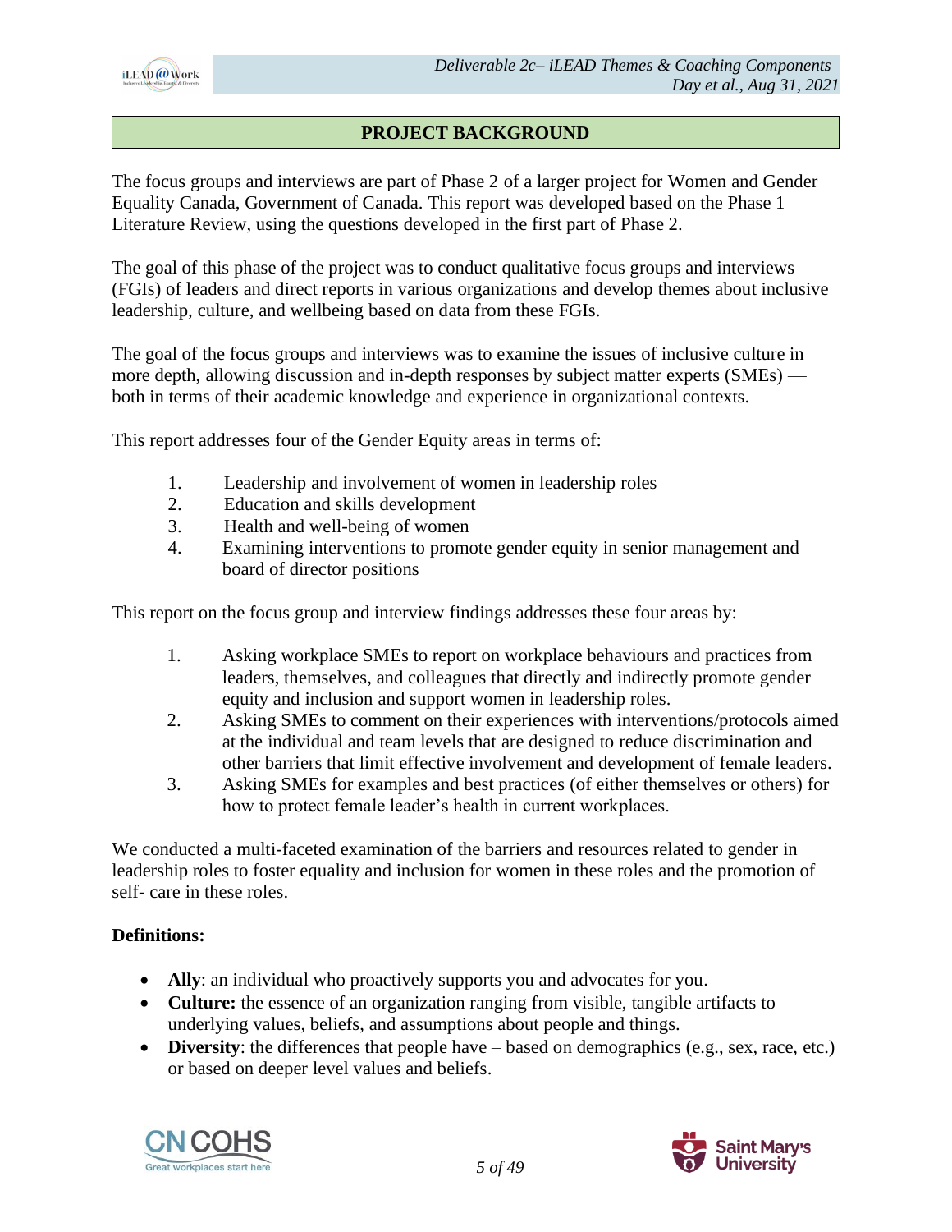## PROJECT BACKGROUND

The focus groups and interviews are part of Phase 2 of a larger project for Women and Gender Equality Canada, Government of Canada. This report was developed based on the Phase 1 Literature Review, using the questions developed in the first part of Phase 2.

The goal of this phase of the project was to conduct qualitative focus groups and interviews (FGIs) of leaders and direct reports in various organizations and develop themes about inclusive leadership, culture, and wellbeing based on data from these FGIs.

The goal of the focus groups and interviews was to examine the issues of inclusive culture in more depth, allowing discussion and in-depth responses by subject matter experts (SMEs) — both in terms of their academic knowledge and experience in organizational contexts.

This report addresses four of the Gender Equity areas in terms of:

1. Leadership and involvement of women in leadership roles
2. Education and skills development
3. Health and well-being of women
4. Examining interventions to promote gender equity in senior management and board of director positions

This report on the focus group and interview findings addresses these four areas by:

1. Asking workplace SMEs to report on workplace behaviours and practices from leaders, themselves, and colleagues that directly and indirectly promote gender equity and inclusion and support women in leadership roles.
2. Asking SMEs to comment on their experiences with interventions/protocols aimed at the individual and team levels that are designed to reduce discrimination and other barriers that limit effective involvement and development of female leaders.
3. Asking SMEs for examples and best practices (of either themselves or others) for how to protect female leader's health in current workplaces.

We conducted a multi-faceted examination of the barriers and resources related to gender in leadership roles to foster equality and inclusion for women in these roles and the promotion of self- care in these roles.

**Definitions:**

- **Ally**: an individual who proactively supports you and advocates for you.
- **Culture:** the essence of an organization ranging from visible, tangible artifacts to underlying values, beliefs, and assumptions about people and things.
- **Diversity**: the differences that people have – based on demographics (e.g., sex, race, etc.) or based on deeper level values and beliefs.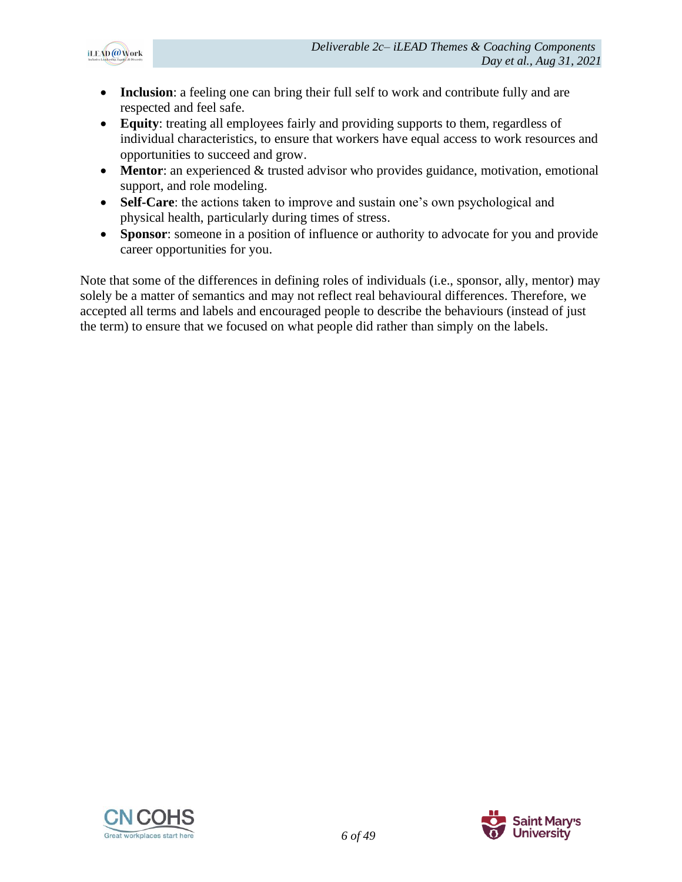- **Inclusion**: a feeling one can bring their full self to work and contribute fully and are respected and feel safe.
- **Equity**: treating all employees fairly and providing supports to them, regardless of individual characteristics, to ensure that workers have equal access to work resources and opportunities to succeed and grow.
- **Mentor**: an experienced & trusted advisor who provides guidance, motivation, emotional support, and role modeling.
- **Self-Care**: the actions taken to improve and sustain one's own psychological and physical health, particularly during times of stress.
- **Sponsor**: someone in a position of influence or authority to advocate for you and provide career opportunities for you.

Note that some of the differences in defining roles of individuals (i.e., sponsor, ally, mentor) may solely be a matter of semantics and may not reflect real behavioural differences. Therefore, we accepted all terms and labels and encouraged people to describe the behaviours (instead of just the term) to ensure that we focused on what people did rather than simply on the labels.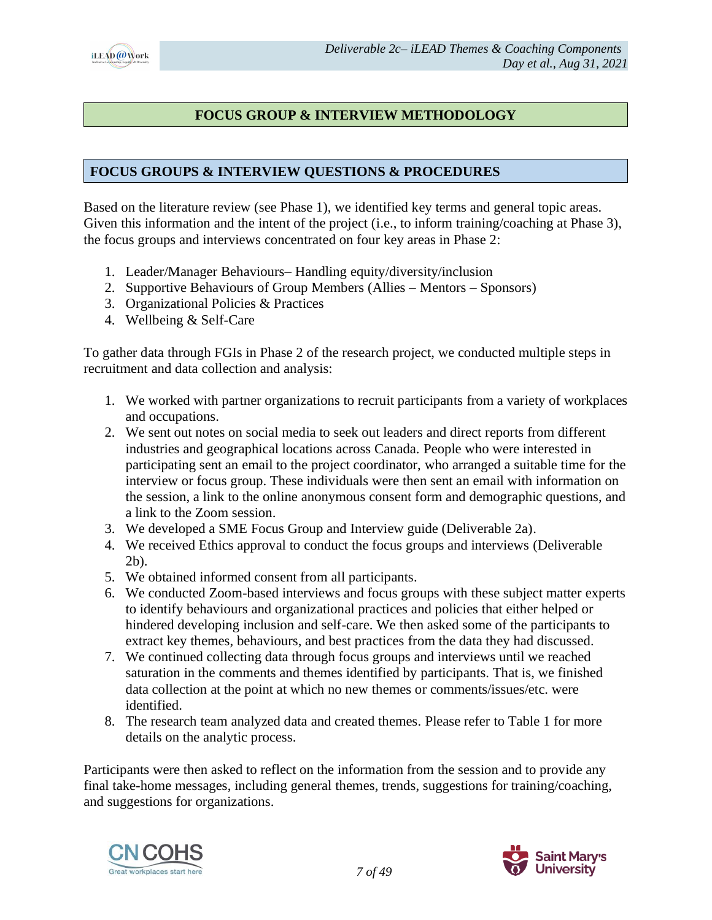## FOCUS GROUP & INTERVIEW METHODOLOGY

### FOCUS GROUPS & INTERVIEW QUESTIONS & PROCEDURES

Based on the literature review (see Phase 1), we identified key terms and general topic areas. Given this information and the intent of the project (i.e., to inform training/coaching at Phase 3), the focus groups and interviews concentrated on four key areas in Phase 2:

1. Leader/Manager Behaviours– Handling equity/diversity/inclusion
2. Supportive Behaviours of Group Members (Allies – Mentors – Sponsors)
3. Organizational Policies & Practices
4. Wellbeing & Self-Care

To gather data through FGIs in Phase 2 of the research project, we conducted multiple steps in recruitment and data collection and analysis:

1. We worked with partner organizations to recruit participants from a variety of workplaces and occupations.
2. We sent out notes on social media to seek out leaders and direct reports from different industries and geographical locations across Canada. People who were interested in participating sent an email to the project coordinator, who arranged a suitable time for the interview or focus group. These individuals were then sent an email with information on the session, a link to the online anonymous consent form and demographic questions, and a link to the Zoom session.
3. We developed a SME Focus Group and Interview guide (Deliverable 2a).
4. We received Ethics approval to conduct the focus groups and interviews (Deliverable 2b).
5. We obtained informed consent from all participants.
6. We conducted Zoom-based interviews and focus groups with these subject matter experts to identify behaviours and organizational practices and policies that either helped or hindered developing inclusion and self-care. We then asked some of the participants to extract key themes, behaviours, and best practices from the data they had discussed.
7. We continued collecting data through focus groups and interviews until we reached saturation in the comments and themes identified by participants. That is, we finished data collection at the point at which no new themes or comments/issues/etc. were identified.
8. The research team analyzed data and created themes. Please refer to Table 1 for more details on the analytic process.

Participants were then asked to reflect on the information from the session and to provide any final take-home messages, including general themes, trends, suggestions for training/coaching, and suggestions for organizations.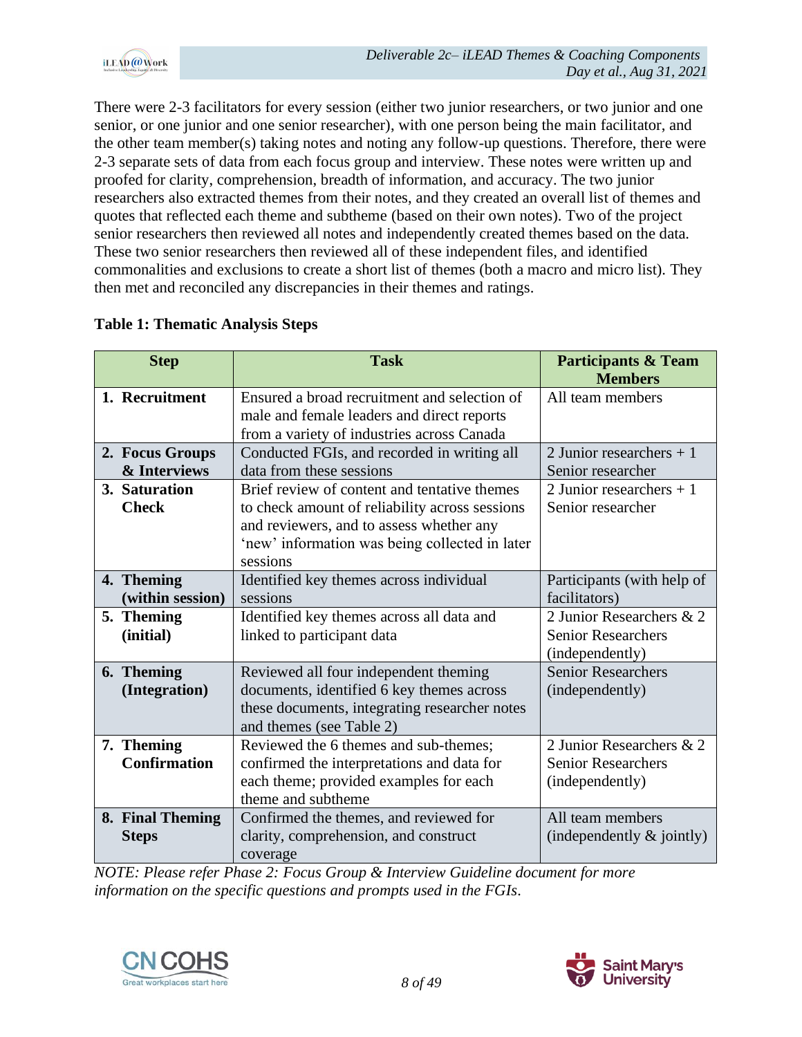There were 2-3 facilitators for every session (either two junior researchers, or two junior and one senior, or one junior and one senior researcher), with one person being the main facilitator, and the other team member(s) taking notes and noting any follow-up questions. Therefore, there were 2-3 separate sets of data from each focus group and interview. These notes were written up and proofed for clarity, comprehension, breadth of information, and accuracy. The two junior researchers also extracted themes from their notes, and they created an overall list of themes and quotes that reflected each theme and subtheme (based on their own notes). Two of the project senior researchers then reviewed all notes and independently created themes based on the data. These two senior researchers then reviewed all of these independent files, and identified commonalities and exclusions to create a short list of themes (both a macro and micro list). They then met and reconciled any discrepancies in their themes and ratings.

**Table 1: Thematic Analysis Steps**

| Step | Task | Participants & Team Members |
|---|---|---|
| **1. Recruitment** | Ensured a broad recruitment and selection of male and female leaders and direct reports from a variety of industries across Canada | All team members |
| **2. Focus Groups & Interviews** | Conducted FGIs, and recorded in writing all data from these sessions | 2 Junior researchers + 1 Senior researcher |
| **3. Saturation Check** | Brief review of content and tentative themes to check amount of reliability across sessions and reviewers, and to assess whether any 'new' information was being collected in later sessions | 2 Junior researchers + 1 Senior researcher |
| **4. Theming (within session)** | Identified key themes across individual sessions | Participants (with help of facilitators) |
| **5. Theming (initial)** | Identified key themes across all data and linked to participant data | 2 Junior Researchers & 2 Senior Researchers (independently) |
| **6. Theming (Integration)** | Reviewed all four independent theming documents, identified 6 key themes across these documents, integrating researcher notes and themes (see Table 2) | Senior Researchers (independently) |
| **7. Theming Confirmation** | Reviewed the 6 themes and sub-themes; confirmed the interpretations and data for each theme; provided examples for each theme and subtheme | 2 Junior Researchers & 2 Senior Researchers (independently) |
| **8. Final Theming Steps** | Confirmed the themes, and reviewed for clarity, comprehension, and construct coverage | All team members (independently & jointly) |

*NOTE: Please refer Phase 2: Focus Group & Interview Guideline document for more information on the specific questions and prompts used in the FGIs.*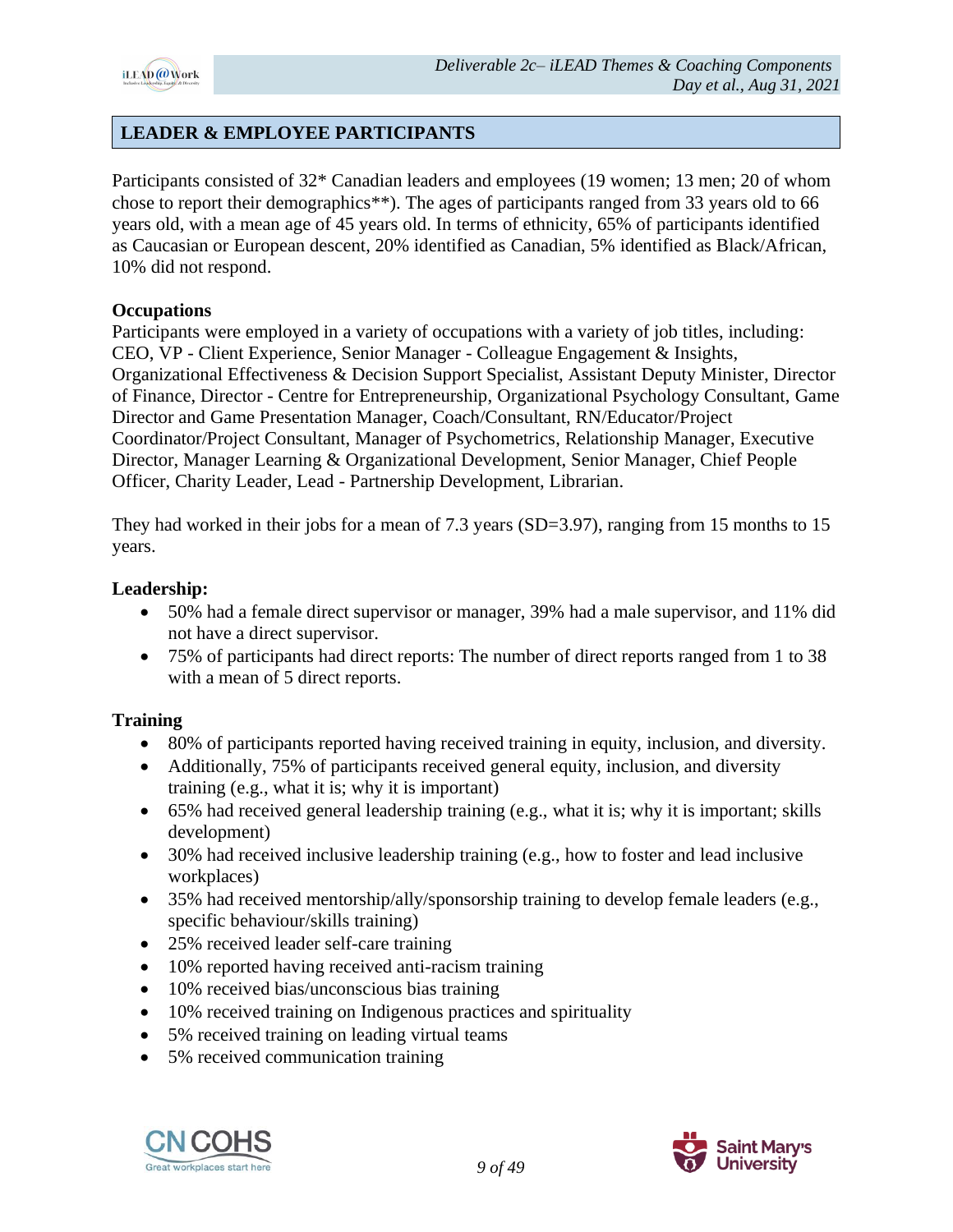## LEADER & EMPLOYEE PARTICIPANTS

Participants consisted of 32* Canadian leaders and employees (19 women; 13 men; 20 of whom chose to report their demographics**). The ages of participants ranged from 33 years old to 66 years old, with a mean age of 45 years old. In terms of ethnicity, 65% of participants identified as Caucasian or European descent, 20% identified as Canadian, 5% identified as Black/African, 10% did not respond.

**Occupations**

Participants were employed in a variety of occupations with a variety of job titles, including: CEO, VP - Client Experience, Senior Manager - Colleague Engagement & Insights, Organizational Effectiveness & Decision Support Specialist, Assistant Deputy Minister, Director of Finance, Director - Centre for Entrepreneurship, Organizational Psychology Consultant, Game Director and Game Presentation Manager, Coach/Consultant, RN/Educator/Project Coordinator/Project Consultant, Manager of Psychometrics, Relationship Manager, Executive Director, Manager Learning & Organizational Development, Senior Manager, Chief People Officer, Charity Leader, Lead - Partnership Development, Librarian.

They had worked in their jobs for a mean of 7.3 years (SD=3.97), ranging from 15 months to 15 years.

**Leadership:**

- 50% had a female direct supervisor or manager, 39% had a male supervisor, and 11% did not have a direct supervisor.
- 75% of participants had direct reports: The number of direct reports ranged from 1 to 38 with a mean of 5 direct reports.

**Training**

- 80% of participants reported having received training in equity, inclusion, and diversity.
- Additionally, 75% of participants received general equity, inclusion, and diversity training (e.g., what it is; why it is important)
- 65% had received general leadership training (e.g., what it is; why it is important; skills development)
- 30% had received inclusive leadership training (e.g., how to foster and lead inclusive workplaces)
- 35% had received mentorship/ally/sponsorship training to develop female leaders (e.g., specific behaviour/skills training)
- 25% received leader self-care training
- 10% reported having received anti-racism training
- 10% received bias/unconscious bias training
- 10% received training on Indigenous practices and spirituality
- 5% received training on leading virtual teams
- 5% received communication training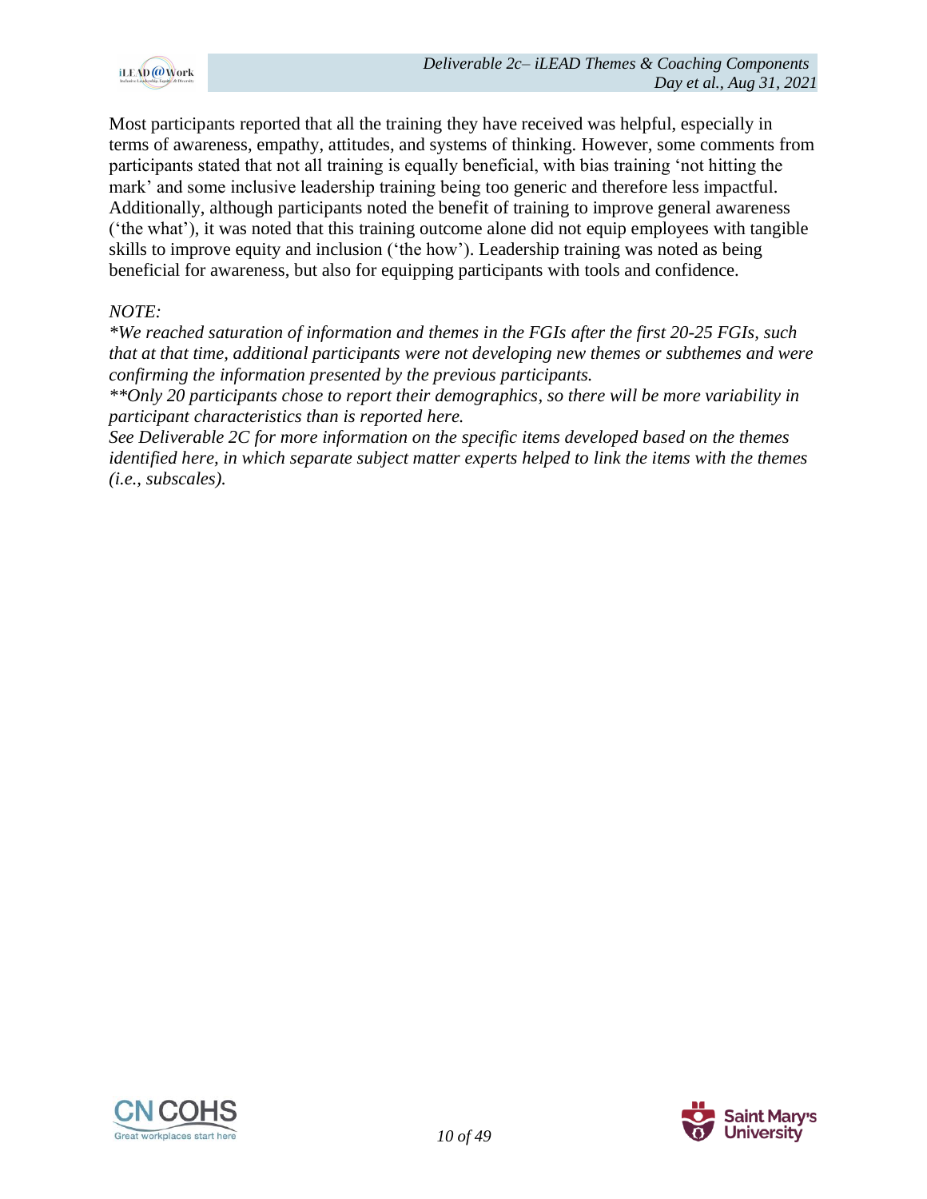Most participants reported that all the training they have received was helpful, especially in terms of awareness, empathy, attitudes, and systems of thinking. However, some comments from participants stated that not all training is equally beneficial, with bias training 'not hitting the mark' and some inclusive leadership training being too generic and therefore less impactful. Additionally, although participants noted the benefit of training to improve general awareness ('the what'), it was noted that this training outcome alone did not equip employees with tangible skills to improve equity and inclusion ('the how'). Leadership training was noted as being beneficial for awareness, but also for equipping participants with tools and confidence.

*NOTE:*

*\*We reached saturation of information and themes in the FGIs after the first 20-25 FGIs, such that at that time, additional participants were not developing new themes or subthemes and were confirming the information presented by the previous participants.*

*\*\*Only 20 participants chose to report their demographics, so there will be more variability in participant characteristics than is reported here.*

*See Deliverable 2C for more information on the specific items developed based on the themes identified here, in which separate subject matter experts helped to link the items with the themes (i.e., subscales).*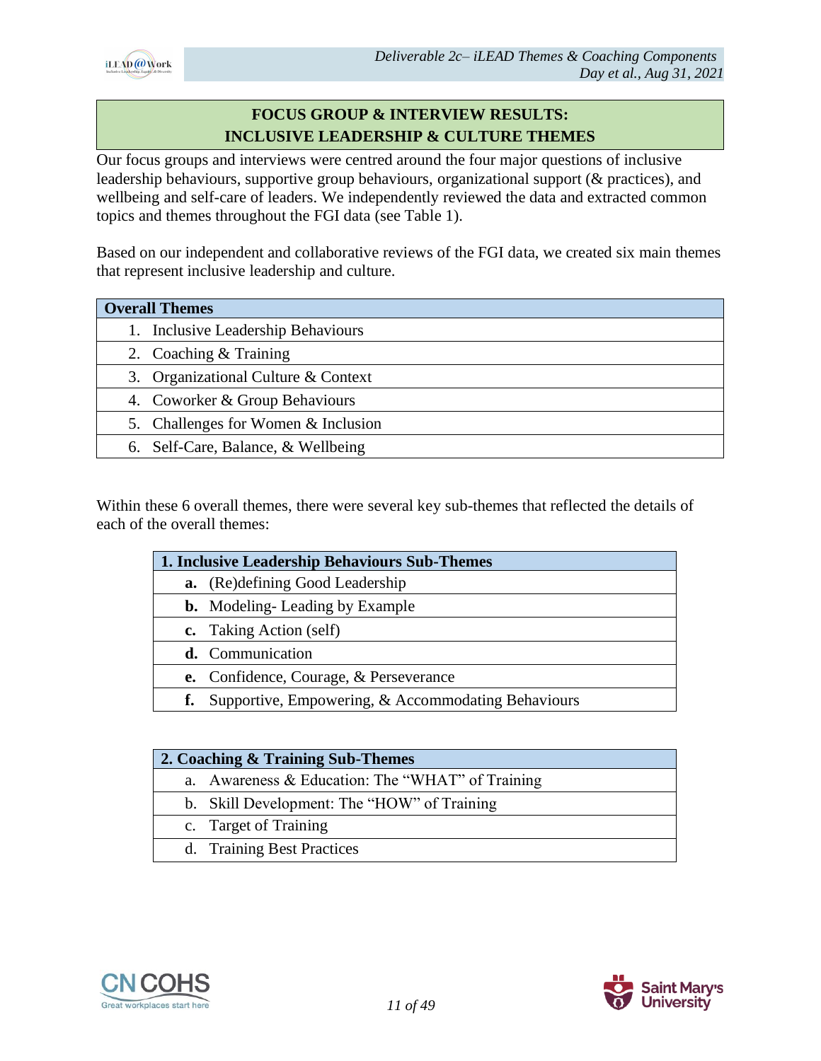## FOCUS GROUP & INTERVIEW RESULTS: INCLUSIVE LEADERSHIP & CULTURE THEMES

Our focus groups and interviews were centred around the four major questions of inclusive leadership behaviours, supportive group behaviours, organizational support (& practices), and wellbeing and self-care of leaders. We independently reviewed the data and extracted common topics and themes throughout the FGI data (see Table 1).

Based on our independent and collaborative reviews of the FGI data, we created six main themes that represent inclusive leadership and culture.

| Overall Themes |
|---|
| 1. Inclusive Leadership Behaviours |
| 2. Coaching & Training |
| 3. Organizational Culture & Context |
| 4. Coworker & Group Behaviours |
| 5. Challenges for Women & Inclusion |
| 6. Self-Care, Balance, & Wellbeing |

Within these 6 overall themes, there were several key sub-themes that reflected the details of each of the overall themes:

| 1. Inclusive Leadership Behaviours Sub-Themes |
|---|
| **a.** (Re)defining Good Leadership |
| **b.** Modeling- Leading by Example |
| **c.** Taking Action (self) |
| **d.** Communication |
| **e.** Confidence, Courage, & Perseverance |
| **f.** Supportive, Empowering, & Accommodating Behaviours |

| 2. Coaching & Training Sub-Themes |
|---|
| a. Awareness & Education: The "WHAT" of Training |
| b. Skill Development: The "HOW" of Training |
| c. Target of Training |
| d. Training Best Practices |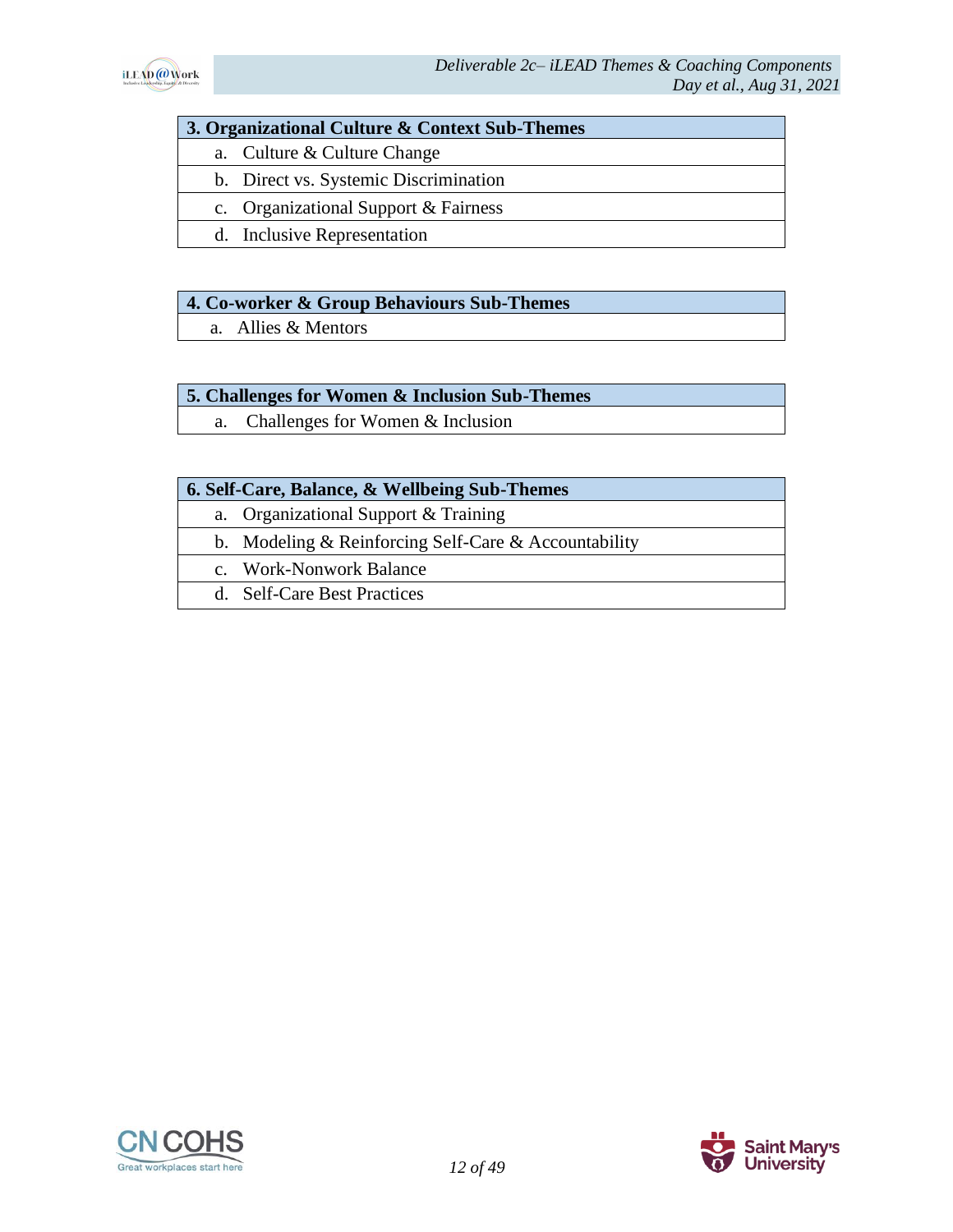| 3. Organizational Culture & Context Sub-Themes |
|---|
| a. Culture & Culture Change |
| b. Direct vs. Systemic Discrimination |
| c. Organizational Support & Fairness |
| d. Inclusive Representation |

| 4. Co-worker & Group Behaviours Sub-Themes |
|---|
| a. Allies & Mentors |

| 5. Challenges for Women & Inclusion Sub-Themes |
|---|
| a. Challenges for Women & Inclusion |

| 6. Self-Care, Balance, & Wellbeing Sub-Themes |
|---|
| a. Organizational Support & Training |
| b. Modeling & Reinforcing Self-Care & Accountability |
| c. Work-Nonwork Balance |
| d. Self-Care Best Practices |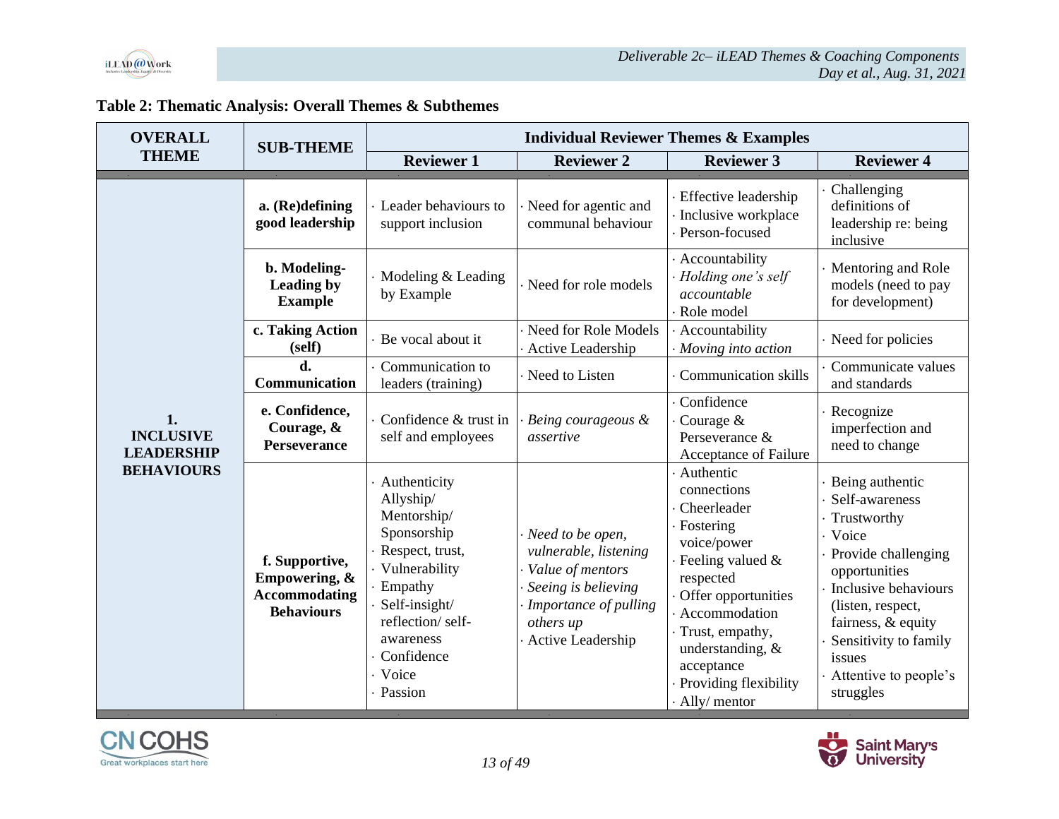## Table 2: Thematic Analysis: Overall Themes & Subthemes

| OVERALL THEME | SUB-THEME | Individual Reviewer Themes & Examples | | | |
|---|---|---|---|---|---|
| | | **Reviewer 1** | **Reviewer 2** | **Reviewer 3** | **Reviewer 4** |
| **1. INCLUSIVE LEADERSHIP BEHAVIOURS** | **a. (Re)defining good leadership** | · Leader behaviours to support inclusion | · Need for agentic and communal behaviour | · Effective leadership<br>· Inclusive workplace<br>· Person-focused | · Challenging definitions of leadership re: being inclusive |
| | **b. Modeling-Leading by Example** | · Modeling & Leading by Example | · Need for role models | · Accountability<br>· *Holding one's self accountable*<br>· Role model | · Mentoring and Role models (need to pay for development) |
| | **c. Taking Action (self)** | · Be vocal about it | · Need for Role Models<br>· Active Leadership | · Accountability<br>· *Moving into action* | · Need for policies |
| | **d. Communication** | · Communication to leaders (training) | · Need to Listen | · Communication skills | · Communicate values and standards |
| | **e. Confidence, Courage, & Perseverance** | · Confidence & trust in self and employees | · *Being courageous & assertive* | · Confidence<br>· Courage & Perseverance & Acceptance of Failure | · Recognize imperfection and need to change |
| | **f. Supportive, Empowering, & Accommodating Behaviours** | · Authenticity Allyship/ Mentorship/ Sponsorship<br>· Respect, trust,<br>· Vulnerability<br>· Empathy<br>· Self-insight/ reflection/ self-awareness<br>· Confidence<br>· Voice<br>· Passion | · *Need to be open, vulnerable, listening*<br>· *Value of mentors*<br>· *Seeing is believing*<br>· *Importance of pulling others up*<br>· Active Leadership | · Authentic connections<br>· Cheerleader<br>· Fostering voice/power<br>· Feeling valued & respected<br>· Offer opportunities<br>· Accommodation<br>· Trust, empathy, understanding, & acceptance<br>· Providing flexibility<br>· Ally/ mentor | · Being authentic<br>· Self-awareness<br>· Trustworthy<br>· Voice<br>· Provide challenging opportunities<br>· Inclusive behaviours (listen, respect, fairness, & equity<br>· Sensitivity to family issues<br>· Attentive to people's struggles |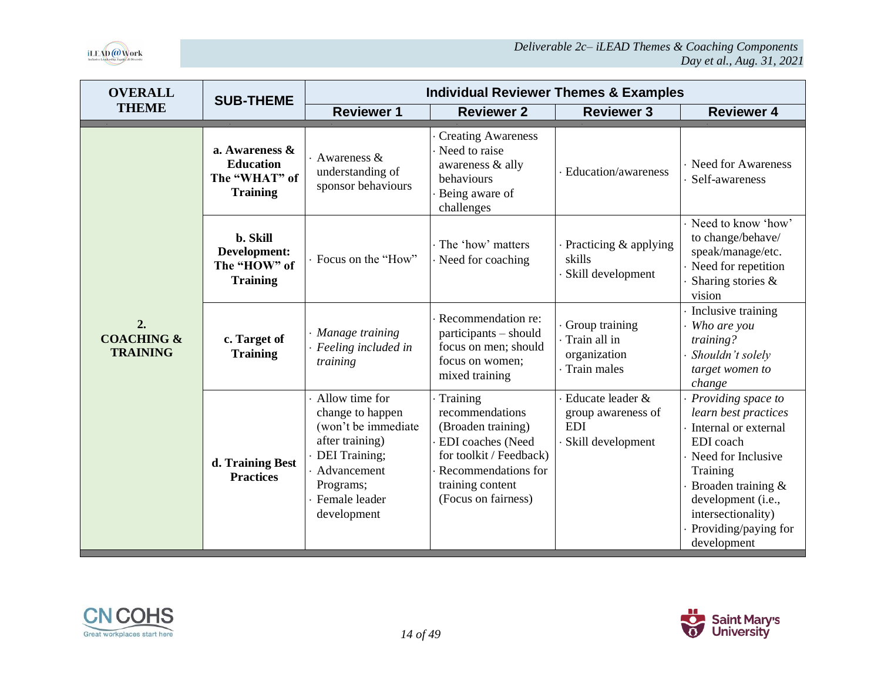| OVERALL THEME | SUB-THEME | Individual Reviewer Themes & Examples | | | |
|---|---|---|---|---|---|
| | | **Reviewer 1** | **Reviewer 2** | **Reviewer 3** | **Reviewer 4** |
| **2. COACHING & TRAINING** | **a. Awareness & Education The "WHAT" of Training** | · Awareness & understanding of sponsor behaviours | · Creating Awareness<br>· Need to raise awareness & ally behaviours<br>· Being aware of challenges | · Education/awareness | · Need for Awareness<br>· Self-awareness |
| | **b. Skill Development: The "HOW" of Training** | · Focus on the "How" | · The 'how' matters<br>· Need for coaching | · Practicing & applying skills<br>· Skill development | · Need to know 'how' to change/behave/ speak/manage/etc.<br>· Need for repetition<br>· Sharing stories & vision |
| | **c. Target of Training** | · *Manage training*<br>· *Feeling included in training* | · Recommendation re: participants – should focus on men; should focus on women; mixed training | · Group training<br>· Train all in organization<br>· Train males | · Inclusive training<br>· *Who are you training?*<br>· *Shouldn't solely target women to change* |
| | **d. Training Best Practices** | · Allow time for change to happen (won't be immediate after training)<br>· DEI Training;<br>· Advancement Programs;<br>· Female leader development | · Training recommendations (Broaden training)<br>· EDI coaches (Need for toolkit / Feedback)<br>· Recommendations for training content (Focus on fairness) | · Educate leader & group awareness of EDI<br>· Skill development | · *Providing space to learn best practices*<br>· Internal or external EDI coach<br>· Need for Inclusive Training<br>· Broaden training & development (i.e., intersectionality)<br>· Providing/paying for development |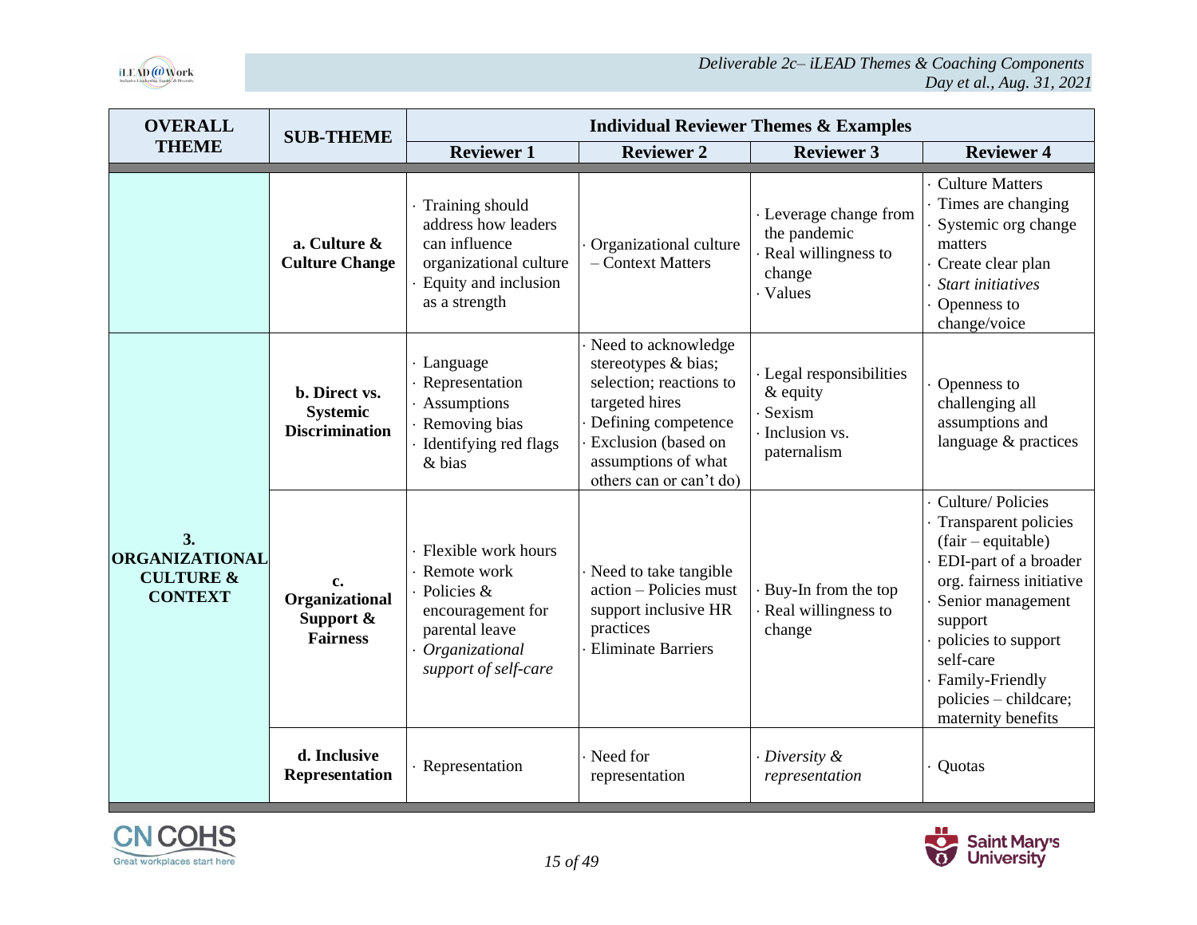| OVERALL THEME | SUB-THEME | Individual Reviewer Themes & Examples | | | |
|---|---|---|---|---|---|
| | | Reviewer 1 | Reviewer 2 | Reviewer 3 | Reviewer 4 |
| | a. Culture & Culture Change | · Training should address how leaders can influence organizational culture<br>· Equity and inclusion as a strength | · Organizational culture – Context Matters | · Leverage change from the pandemic<br>· Real willingness to change<br>· Values | · Culture Matters<br>· Times are changing<br>· Systemic org change matters<br>· Create clear plan<br>· *Start initiatives*<br>· Openness to change/voice |
| 3. ORGANIZATIONAL CULTURE & CONTEXT | b. Direct vs. Systemic Discrimination | · Language<br>· Representation<br>· Assumptions<br>· Removing bias<br>· Identifying red flags & bias | · Need to acknowledge stereotypes & bias; selection; reactions to targeted hires<br>· Defining competence<br>· Exclusion (based on assumptions of what others can or can't do) | · Legal responsibilities & equity<br>· Sexism<br>· Inclusion vs. paternalism | · Openness to challenging all assumptions and language & practices |
| | c. Organizational Support & Fairness | · Flexible work hours<br>· Remote work<br>· Policies & encouragement for parental leave<br>· *Organizational support of self-care* | · Need to take tangible action – Policies must support inclusive HR practices<br>· Eliminate Barriers | · Buy-In from the top<br>· Real willingness to change | · Culture/ Policies<br>· Transparent policies (fair – equitable)<br>· EDI-part of a broader org. fairness initiative<br>· Senior management support<br>· policies to support self-care<br>· Family-Friendly policies – childcare; maternity benefits |
| | d. Inclusive Representation | · Representation | · Need for representation | · *Diversity & representation* | · Quotas |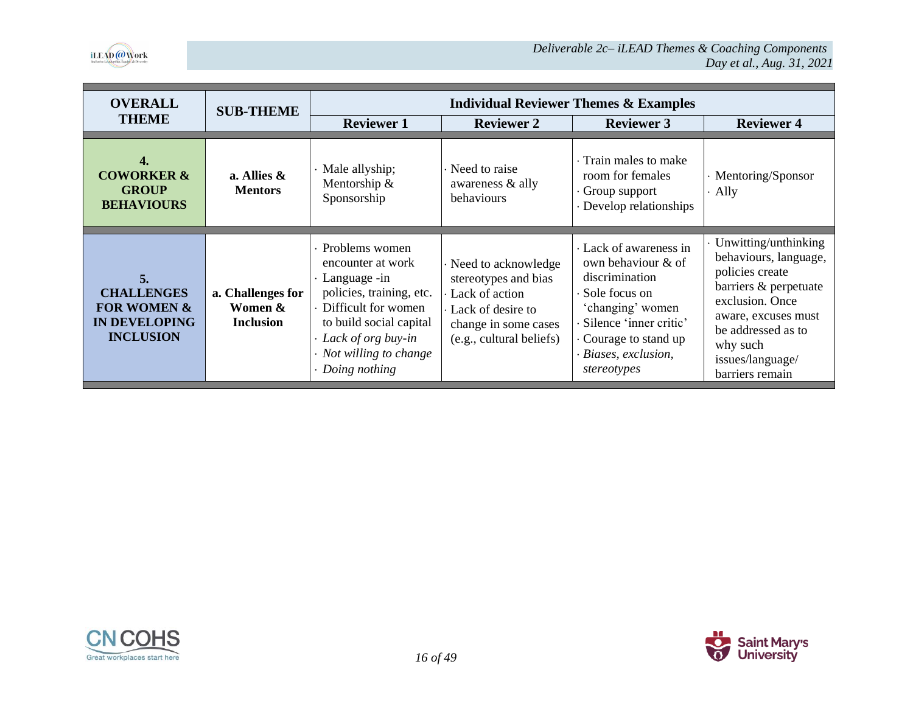| OVERALL THEME | SUB-THEME | Individual Reviewer Themes & Examples | | | |
|---|---|---|---|---|---|
| | | Reviewer 1 | Reviewer 2 | Reviewer 3 | Reviewer 4 |
| **4. COWORKER & GROUP BEHAVIOURS** | **a. Allies & Mentors** | · Male allyship; Mentorship & Sponsorship | · Need to raise awareness & ally behaviours | · Train males to make room for females<br>· Group support<br>· Develop relationships | · Mentoring/Sponsor<br>· Ally |
| **5. CHALLENGES FOR WOMEN & IN DEVELOPING INCLUSION** | **a. Challenges for Women & Inclusion** | · Problems women encounter at work<br>· Language -in policies, training, etc.<br>· Difficult for women to build social capital<br>· *Lack of org buy-in*<br>· *Not willing to change*<br>· *Doing nothing* | · Need to acknowledge stereotypes and bias<br>· Lack of action<br>· Lack of desire to change in some cases (e.g., cultural beliefs) | · Lack of awareness in own behaviour & of discrimination<br>· Sole focus on 'changing' women<br>· Silence 'inner critic'<br>· Courage to stand up<br>· *Biases, exclusion, stereotypes* | · Unwitting/unthinking behaviours, language, policies create barriers & perpetuate exclusion. Once aware, excuses must be addressed as to why such issues/language/ barriers remain |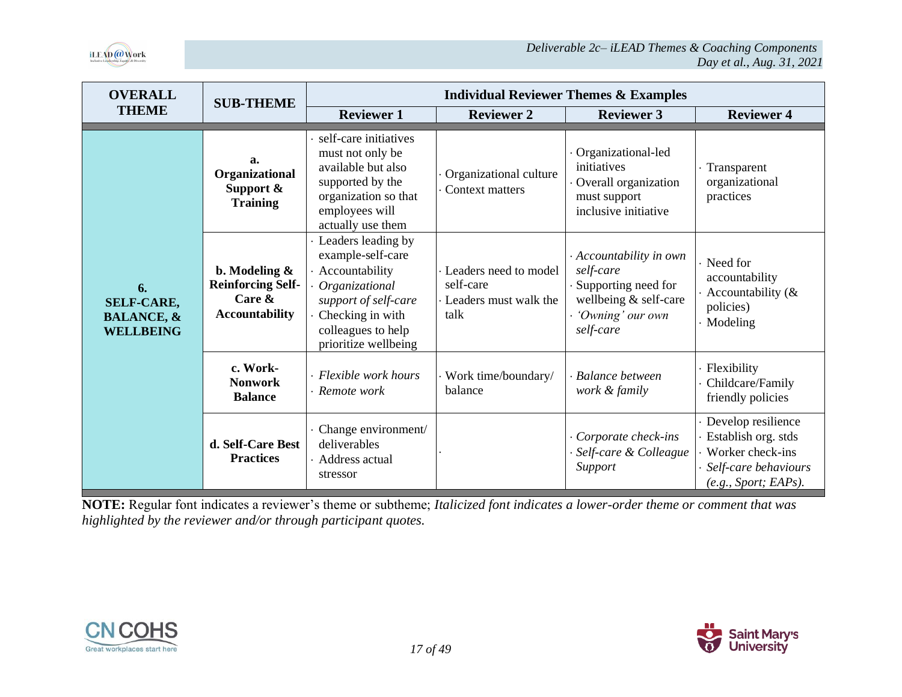| OVERALL THEME | SUB-THEME | Individual Reviewer Themes & Examples | | | |
|---|---|---|---|---|---|
| | | Reviewer 1 | Reviewer 2 | Reviewer 3 | Reviewer 4 |
| **6. SELF-CARE, BALANCE, & WELLBEING** | **a. Organizational Support & Training** | · self-care initiatives must not only be available but also supported by the organization so that employees will actually use them | · Organizational culture<br>· Context matters | · Organizational-led initiatives<br>· Overall organization must support inclusive initiative | · Transparent organizational practices |
| | **b. Modeling & Reinforcing Self-Care & Accountability** | · Leaders leading by example-self-care<br>· Accountability<br>· *Organizational support of self-care*<br>· Checking in with colleagues to help prioritize wellbeing | · Leaders need to model self-care<br>· Leaders must walk the talk | · *Accountability in own self-care*<br>· Supporting need for wellbeing & self-care<br>· *'Owning' our own self-care* | · Need for accountability<br>· Accountability (& policies)<br>· Modeling |
| | **c. Work-Nonwork Balance** | · *Flexible work hours*<br>· *Remote work* | · Work time/boundary/ balance | · *Balance between work & family* | · Flexibility<br>· Childcare/Family friendly policies |
| | **d. Self-Care Best Practices** | · Change environment/ deliverables<br>· Address actual stressor | . | · *Corporate check-ins*<br>· *Self-care & Colleague Support* | · Develop resilience<br>· Establish org. stds<br>· Worker check-ins<br>· *Self-care behaviours (e.g., Sport; EAPs).* |

**NOTE:** Regular font indicates a reviewer's theme or subtheme; *Italicized font indicates a lower-order theme or comment that was highlighted by the reviewer and/or through participant quotes.*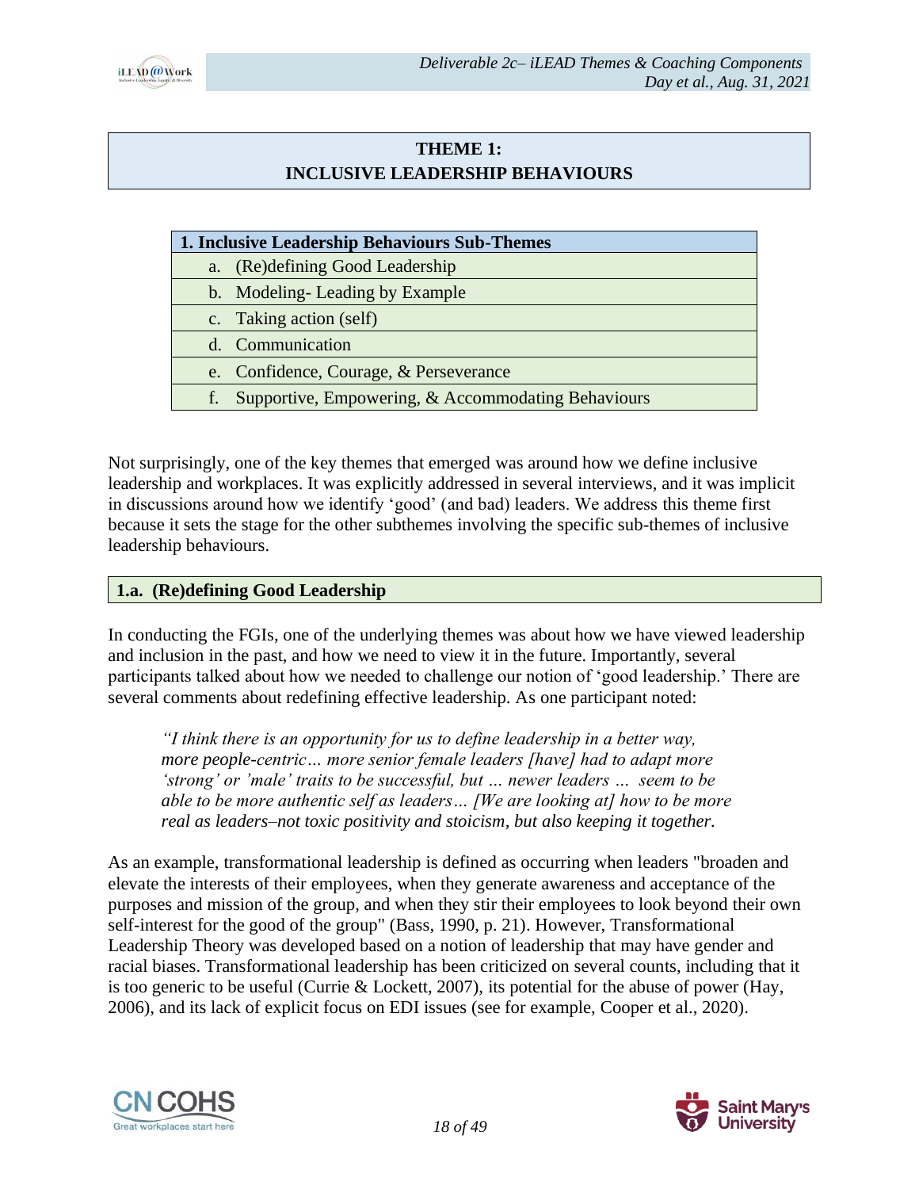# THEME 1:
# INCLUSIVE LEADERSHIP BEHAVIOURS

| 1. Inclusive Leadership Behaviours Sub-Themes |
|---|
| a. (Re)defining Good Leadership |
| b. Modeling- Leading by Example |
| c. Taking action (self) |
| d. Communication |
| e. Confidence, Courage, & Perseverance |
| f. Supportive, Empowering, & Accommodating Behaviours |

Not surprisingly, one of the key themes that emerged was around how we define inclusive leadership and workplaces. It was explicitly addressed in several interviews, and it was implicit in discussions around how we identify 'good' (and bad) leaders. We address this theme first because it sets the stage for the other subthemes involving the specific sub-themes of inclusive leadership behaviours.

## 1.a. (Re)defining Good Leadership

In conducting the FGIs, one of the underlying themes was about how we have viewed leadership and inclusion in the past, and how we need to view it in the future. Importantly, several participants talked about how we needed to challenge our notion of 'good leadership.' There are several comments about redefining effective leadership. As one participant noted:

> *"I think there is an opportunity for us to define leadership in a better way, more people-centric… more senior female leaders [have] had to adapt more 'strong' or 'male' traits to be successful, but … newer leaders … seem to be able to be more authentic self as leaders… [We are looking at] how to be more real as leaders–not toxic positivity and stoicism, but also keeping it together.*

As an example, transformational leadership is defined as occurring when leaders "broaden and elevate the interests of their employees, when they generate awareness and acceptance of the purposes and mission of the group, and when they stir their employees to look beyond their own self-interest for the good of the group" (Bass, 1990, p. 21). However, Transformational Leadership Theory was developed based on a notion of leadership that may have gender and racial biases. Transformational leadership has been criticized on several counts, including that it is too generic to be useful (Currie & Lockett, 2007), its potential for the abuse of power (Hay, 2006), and its lack of explicit focus on EDI issues (see for example, Cooper et al., 2020).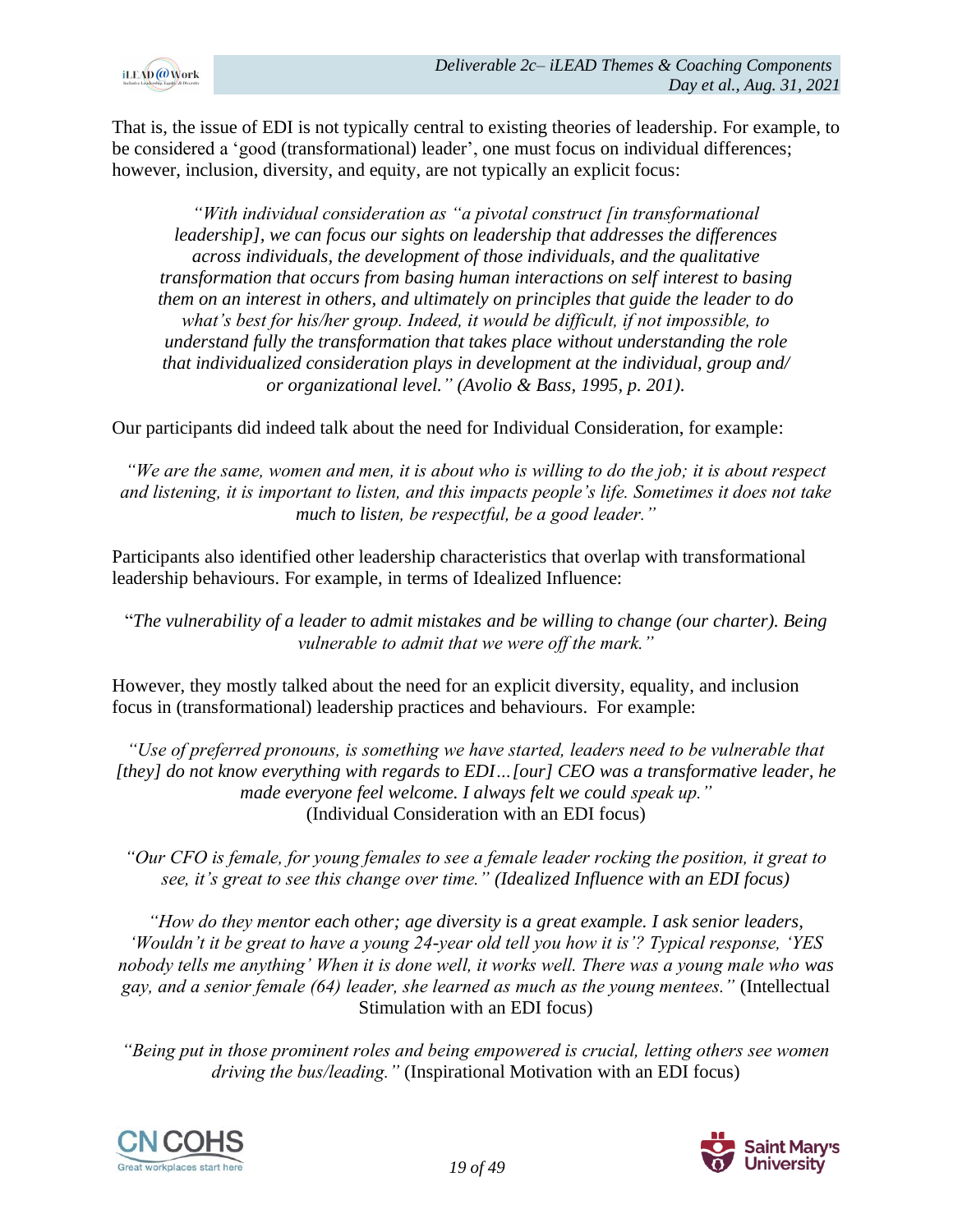That is, the issue of EDI is not typically central to existing theories of leadership. For example, to be considered a 'good (transformational) leader', one must focus on individual differences; however, inclusion, diversity, and equity, are not typically an explicit focus:

> *"With individual consideration as "a pivotal construct [in transformational leadership], we can focus our sights on leadership that addresses the differences across individuals, the development of those individuals, and the qualitative transformation that occurs from basing human interactions on self interest to basing them on an interest in others, and ultimately on principles that guide the leader to do what's best for his/her group. Indeed, it would be difficult, if not impossible, to understand fully the transformation that takes place without understanding the role that individualized consideration plays in development at the individual, group and/ or organizational level." (Avolio & Bass, 1995, p. 201).*

Our participants did indeed talk about the need for Individual Consideration, for example:

> *"We are the same, women and men, it is about who is willing to do the job; it is about respect and listening, it is important to listen, and this impacts people's life. Sometimes it does not take much to listen, be respectful, be a good leader."*

Participants also identified other leadership characteristics that overlap with transformational leadership behaviours. For example, in terms of Idealized Influence:

> "*The vulnerability of a leader to admit mistakes and be willing to change (our charter). Being vulnerable to admit that we were off the mark."*

However, they mostly talked about the need for an explicit diversity, equality, and inclusion focus in (transformational) leadership practices and behaviours. For example:

> *"Use of preferred pronouns, is something we have started, leaders need to be vulnerable that [they] do not know everything with regards to EDI…[our] CEO was a transformative leader, he made everyone feel welcome. I always felt we could speak up."*
> (Individual Consideration with an EDI focus)

> *"Our CFO is female, for young females to see a female leader rocking the position, it great to see, it's great to see this change over time." (Idealized Influence with an EDI focus)*

> *"How do they mentor each other; age diversity is a great example. I ask senior leaders, 'Wouldn't it be great to have a young 24-year old tell you how it is'? Typical response, 'YES nobody tells me anything' When it is done well, it works well. There was a young male who was gay, and a senior female (64) leader, she learned as much as the young mentees."* (Intellectual Stimulation with an EDI focus)

> *"Being put in those prominent roles and being empowered is crucial, letting others see women driving the bus/leading."* (Inspirational Motivation with an EDI focus)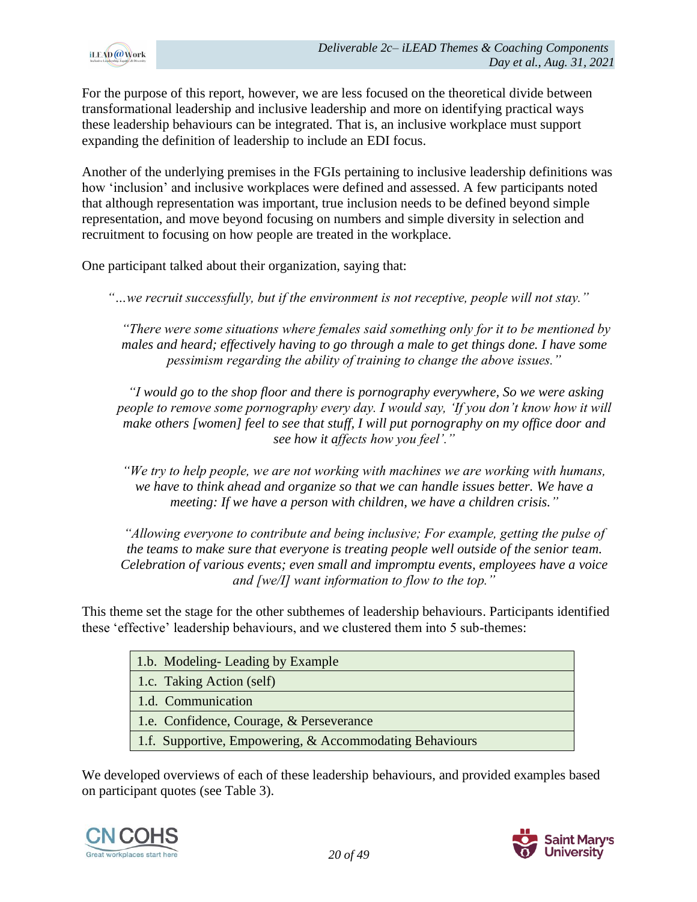For the purpose of this report, however, we are less focused on the theoretical divide between transformational leadership and inclusive leadership and more on identifying practical ways these leadership behaviours can be integrated. That is, an inclusive workplace must support expanding the definition of leadership to include an EDI focus.

Another of the underlying premises in the FGIs pertaining to inclusive leadership definitions was how 'inclusion' and inclusive workplaces were defined and assessed. A few participants noted that although representation was important, true inclusion needs to be defined beyond simple representation, and move beyond focusing on numbers and simple diversity in selection and recruitment to focusing on how people are treated in the workplace.

One participant talked about their organization, saying that:

> *"…we recruit successfully, but if the environment is not receptive, people will not stay."*

> *"There were some situations where females said something only for it to be mentioned by males and heard; effectively having to go through a male to get things done. I have some pessimism regarding the ability of training to change the above issues."*

> *"I would go to the shop floor and there is pornography everywhere, So we were asking people to remove some pornography every day. I would say, 'If you don't know how it will make others [women] feel to see that stuff, I will put pornography on my office door and see how it affects how you feel'."*

> *"We try to help people, we are not working with machines we are working with humans, we have to think ahead and organize so that we can handle issues better. We have a meeting: If we have a person with children, we have a children crisis."*

> *"Allowing everyone to contribute and being inclusive; For example, getting the pulse of the teams to make sure that everyone is treating people well outside of the senior team. Celebration of various events; even small and impromptu events, employees have a voice and [we/I] want information to flow to the top."*

This theme set the stage for the other subthemes of leadership behaviours. Participants identified these 'effective' leadership behaviours, and we clustered them into 5 sub-themes:

| |
|---|
| 1.b. Modeling- Leading by Example |
| 1.c. Taking Action (self) |
| 1.d. Communication |
| 1.e. Confidence, Courage, & Perseverance |
| 1.f. Supportive, Empowering, & Accommodating Behaviours |

We developed overviews of each of these leadership behaviours, and provided examples based on participant quotes (see Table 3).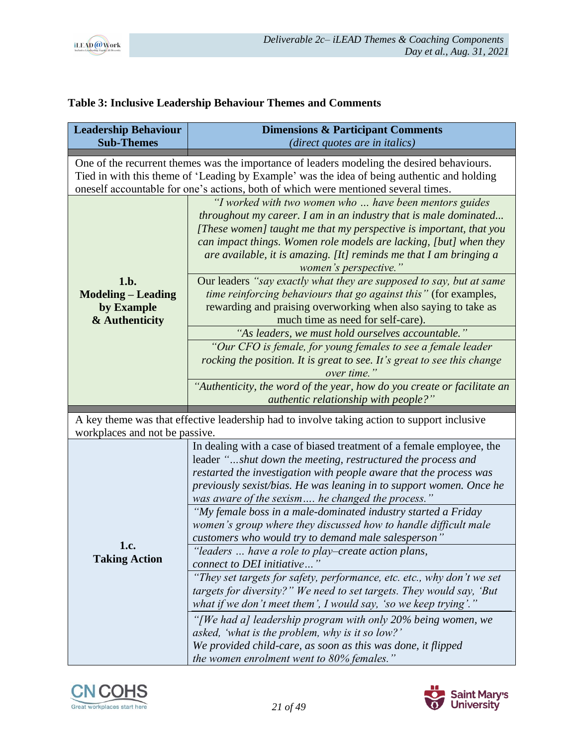**Table 3: Inclusive Leadership Behaviour Themes and Comments**

| Leadership Behaviour Sub-Themes | Dimensions & Participant Comments *(direct quotes are in italics)* |
|---|---|
| One of the recurrent themes was the importance of leaders modeling the desired behaviours. Tied in with this theme of 'Leading by Example' was the idea of being authentic and holding oneself accountable for one's actions, both of which were mentioned several times. | |
| **1.b. Modeling – Leading by Example & Authenticity** | *"I worked with two women who … have been mentors guides throughout my career. I am in an industry that is male dominated... [These women] taught me that my perspective is important, that you can impact things. Women role models are lacking, [but] when they are available, it is amazing. [It] reminds me that I am bringing a women's perspective."* |
| | Our leaders *"say exactly what they are supposed to say, but at same time reinforcing behaviours that go against this"* (for examples, rewarding and praising overworking when also saying to take as much time as need for self-care). |
| | *"As leaders, we must hold ourselves accountable."* |
| | *"Our CFO is female, for young females to see a female leader rocking the position. It is great to see. It's great to see this change over time."* |
| | *"Authenticity, the word of the year, how do you create or facilitate an authentic relationship with people?"* |
| A key theme was that effective leadership had to involve taking action to support inclusive workplaces and not be passive. | |
| **1.c. Taking Action** | In dealing with a case of biased treatment of a female employee, the leader *"…shut down the meeting, restructured the process and restarted the investigation with people aware that the process was previously sexist/bias. He was leaning in to support women. Once he was aware of the sexism…. he changed the process."* |
| | *"My female boss in a male-dominated industry started a Friday women's group where they discussed how to handle difficult male customers who would try to demand male salesperson"* |
| | *"leaders … have a role to play–create action plans, connect to DEI initiative…"* |
| | *"They set targets for safety, performance, etc. etc., why don't we set targets for diversity?"* We need to set targets. They would say, *'But what if we don't meet them'*, I would say, *'so we keep trying'."* |
| | *"[We had a] leadership program with only 20% being women, we asked, 'what is the problem, why is it so low?' We provided child-care, as soon as this was done, it flipped the women enrolment went to 80% females."* |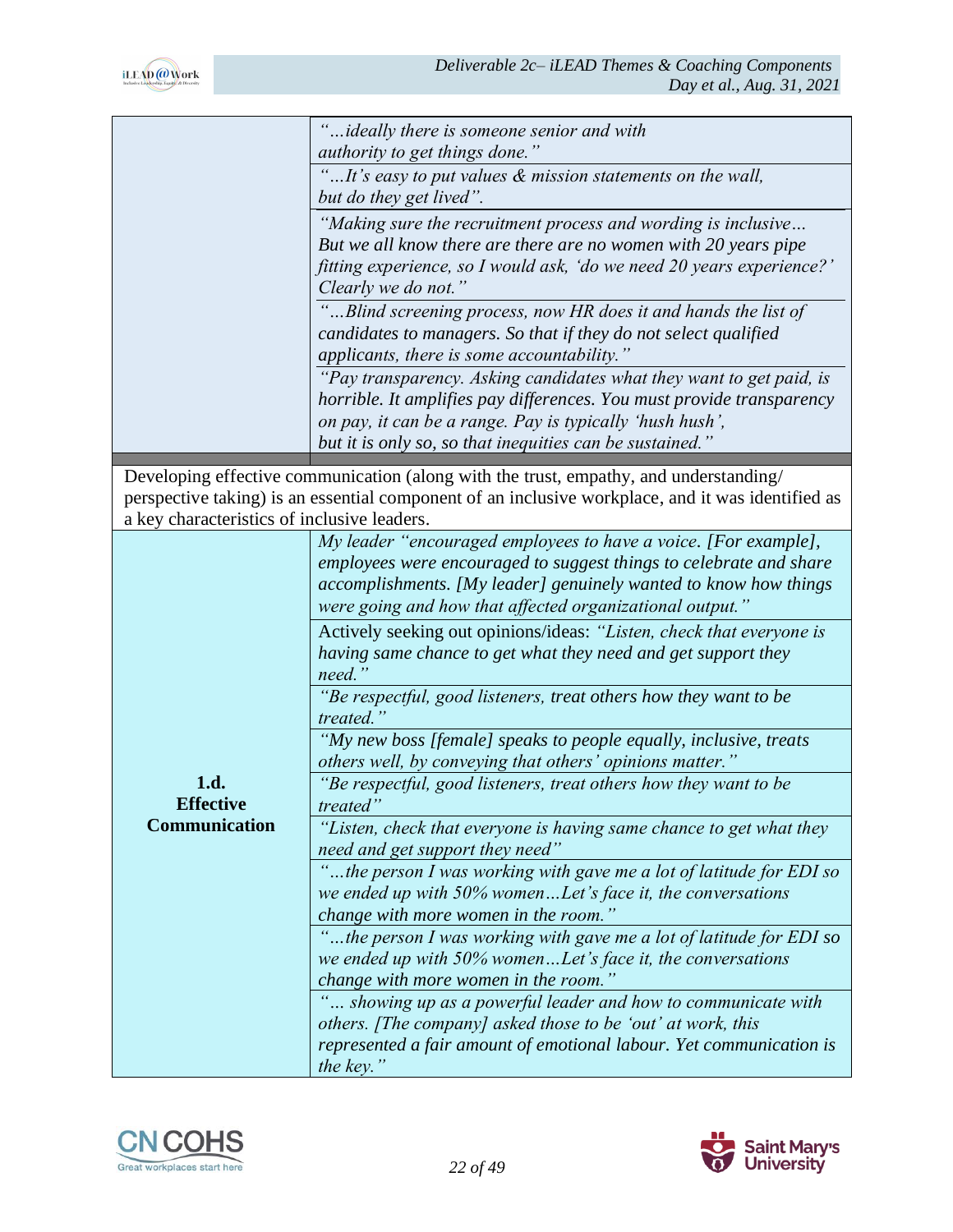| | |
|---|---|
| | *"…ideally there is someone senior and with authority to get things done."* |
| | *"…It's easy to put values & mission statements on the wall, but do they get lived".* |
| | *"Making sure the recruitment process and wording is inclusive… But we all know there are there are no women with 20 years pipe fitting experience, so I would ask, 'do we need 20 years experience?' Clearly we do not."* |
| | *"…Blind screening process, now HR does it and hands the list of candidates to managers. So that if they do not select qualified applicants, there is some accountability."* |
| | *"Pay transparency. Asking candidates what they want to get paid, is horrible. It amplifies pay differences. You must provide transparency on pay, it can be a range. Pay is typically 'hush hush', but it is only so, so that inequities can be sustained."* |

Developing effective communication (along with the trust, empathy, and understanding/ perspective taking) is an essential component of an inclusive workplace, and it was identified as a key characteristics of inclusive leaders.

| | |
|---|---|
| **1.d. Effective Communication** | *My leader "encouraged employees to have a voice. [For example], employees were encouraged to suggest things to celebrate and share accomplishments. [My leader] genuinely wanted to know how things were going and how that affected organizational output."* |
| | Actively seeking out opinions/ideas: *"Listen, check that everyone is having same chance to get what they need and get support they need."* |
| | *"Be respectful, good listeners, treat others how they want to be treated."* |
| | *"My new boss [female] speaks to people equally, inclusive, treats others well, by conveying that others' opinions matter."* |
| | *"Be respectful, good listeners, treat others how they want to be treated"* |
| | *"Listen, check that everyone is having same chance to get what they need and get support they need"* |
| | *"…the person I was working with gave me a lot of latitude for EDI so we ended up with 50% women…Let's face it, the conversations change with more women in the room."* |
| | *"…the person I was working with gave me a lot of latitude for EDI so we ended up with 50% women…Let's face it, the conversations change with more women in the room."* |
| | *"… showing up as a powerful leader and how to communicate with others. [The company] asked those to be 'out' at work, this represented a fair amount of emotional labour. Yet communication is the key."* |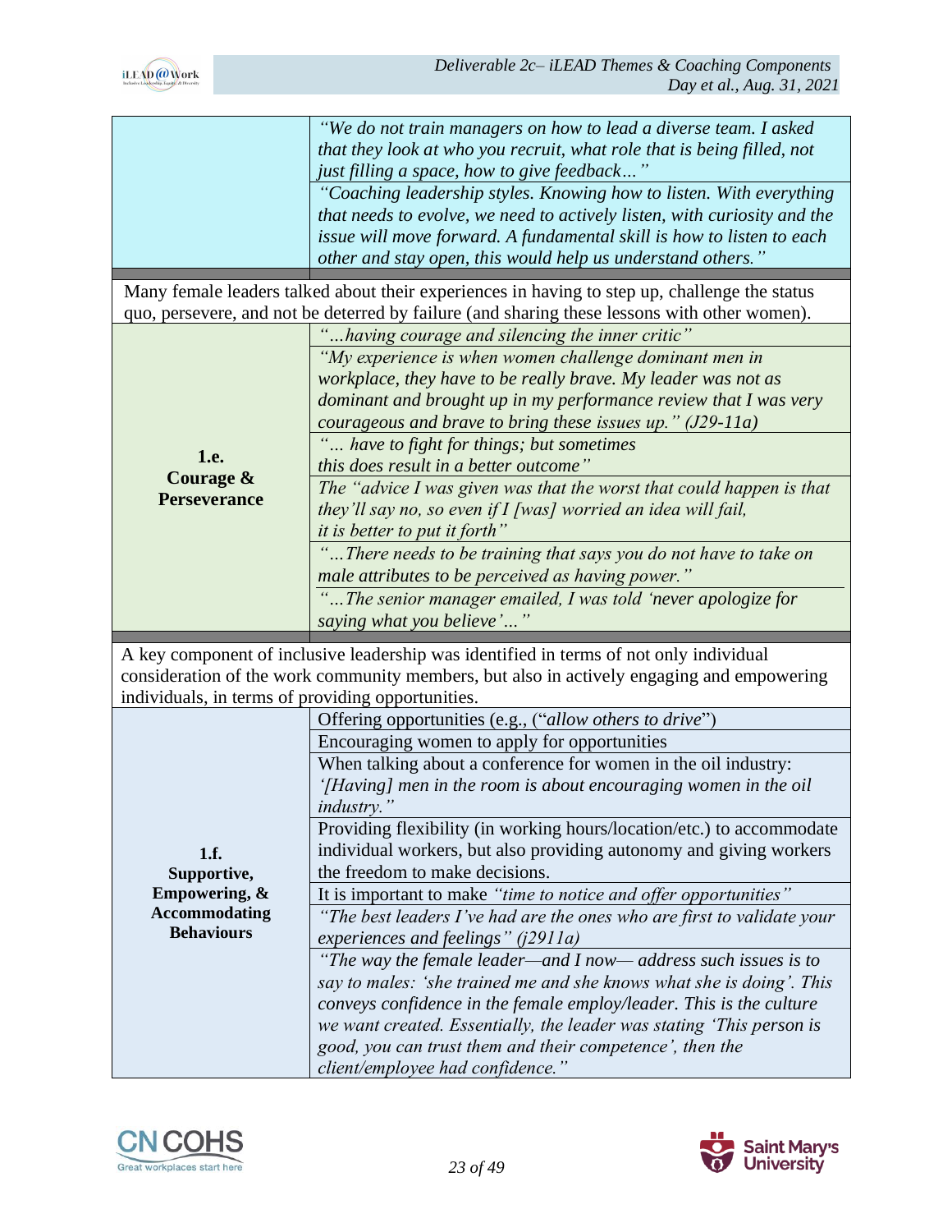| | |
|---|---|
| | *"We do not train managers on how to lead a diverse team. I asked that they look at who you recruit, what role that is being filled, not just filling a space, how to give feedback…"* |
| | *"Coaching leadership styles. Knowing how to listen. With everything that needs to evolve, we need to actively listen, with curiosity and the issue will move forward. A fundamental skill is how to listen to each other and stay open, this would help us understand others."* |

Many female leaders talked about their experiences in having to step up, challenge the status quo, persevere, and not be deterred by failure (and sharing these lessons with other women).

| | |
|---|---|
| **1.e. Courage & Perseverance** | *"…having courage and silencing the inner critic"* |
| | *"My experience is when women challenge dominant men in workplace, they have to be really brave. My leader was not as dominant and brought up in my performance review that I was very courageous and brave to bring these issues up." (J29-11a)* |
| | *"… have to fight for things; but sometimes this does result in a better outcome"* |
| | *The "advice I was given was that the worst that could happen is that they'll say no, so even if I [was] worried an idea will fail, it is better to put it forth"* |
| | *"…There needs to be training that says you do not have to take on male attributes to be perceived as having power."* |
| | *"…The senior manager emailed, I was told 'never apologize for saying what you believe'…"* |

A key component of inclusive leadership was identified in terms of not only individual consideration of the work community members, but also in actively engaging and empowering individuals, in terms of providing opportunities.

| | |
|---|---|
| **1.f. Supportive, Empowering, & Accommodating Behaviours** | Offering opportunities (e.g., ("*allow others to drive*") |
| | Encouraging women to apply for opportunities |
| | When talking about a conference for women in the oil industry: *'[Having] men in the room is about encouraging women in the oil industry."* |
| | Providing flexibility (in working hours/location/etc.) to accommodate individual workers, but also providing autonomy and giving workers the freedom to make decisions. |
| | It is important to make *"time to notice and offer opportunities"* |
| | *"The best leaders I've had are the ones who are first to validate your experiences and feelings" (j2911a)* |
| | *"The way the female leader—and I now— address such issues is to say to males: 'she trained me and she knows what she is doing'. This conveys confidence in the female employ/leader. This is the culture we want created. Essentially, the leader was stating 'This person is good, you can trust them and their competence', then the client/employee had confidence."* |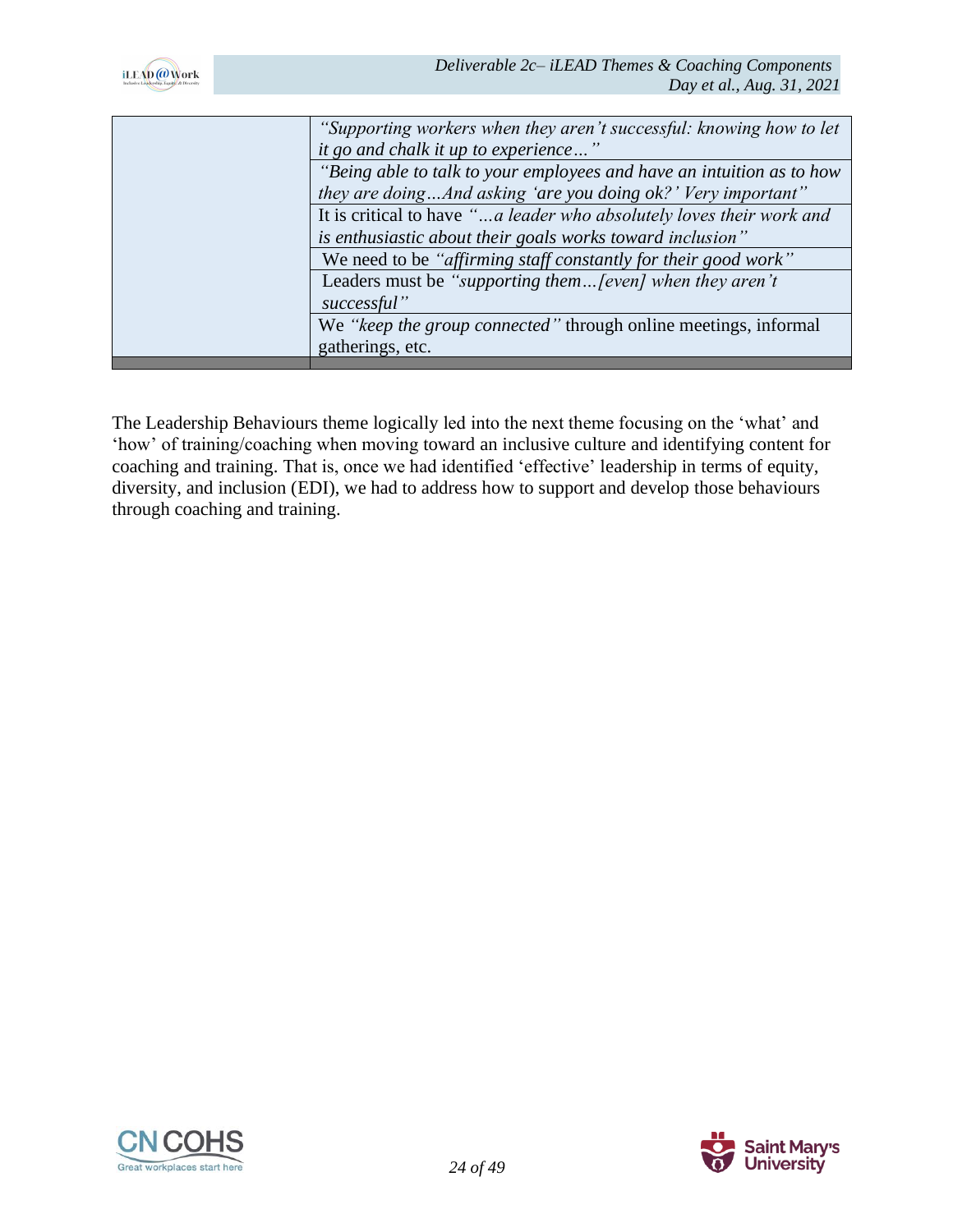| | |
|---|---|
| | *"Supporting workers when they aren't successful: knowing how to let it go and chalk it up to experience…"* |
| | *"Being able to talk to your employees and have an intuition as to how they are doing…And asking 'are you doing ok?' Very important"* |
| | It is critical to have *"…a leader who absolutely loves their work and is enthusiastic about their goals works toward inclusion"* |
| | We need to be *"affirming staff constantly for their good work"* |
| | Leaders must be *"supporting them…[even] when they aren't successful"* |
| | We *"keep the group connected"* through online meetings, informal gatherings, etc. |
| | |

The Leadership Behaviours theme logically led into the next theme focusing on the 'what' and 'how' of training/coaching when moving toward an inclusive culture and identifying content for coaching and training. That is, once we had identified 'effective' leadership in terms of equity, diversity, and inclusion (EDI), we had to address how to support and develop those behaviours through coaching and training.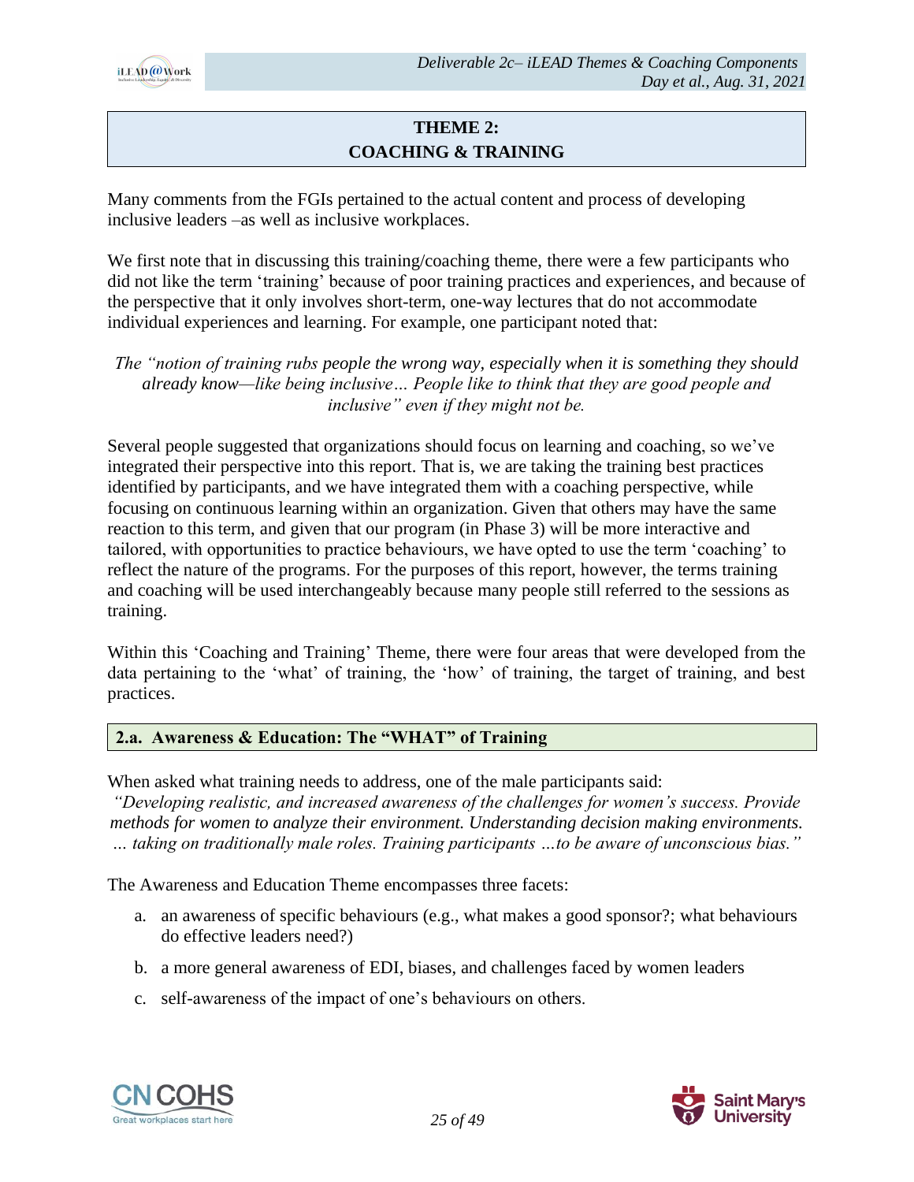## THEME 2: COACHING & TRAINING

Many comments from the FGIs pertained to the actual content and process of developing inclusive leaders –as well as inclusive workplaces.

We first note that in discussing this training/coaching theme, there were a few participants who did not like the term 'training' because of poor training practices and experiences, and because of the perspective that it only involves short-term, one-way lectures that do not accommodate individual experiences and learning. For example, one participant noted that:

> *The "notion of training rubs people the wrong way, especially when it is something they should already know—like being inclusive… People like to think that they are good people and inclusive" even if they might not be.*

Several people suggested that organizations should focus on learning and coaching, so we've integrated their perspective into this report. That is, we are taking the training best practices identified by participants, and we have integrated them with a coaching perspective, while focusing on continuous learning within an organization. Given that others may have the same reaction to this term, and given that our program (in Phase 3) will be more interactive and tailored, with opportunities to practice behaviours, we have opted to use the term 'coaching' to reflect the nature of the programs. For the purposes of this report, however, the terms training and coaching will be used interchangeably because many people still referred to the sessions as training.

Within this 'Coaching and Training' Theme, there were four areas that were developed from the data pertaining to the 'what' of training, the 'how' of training, the target of training, and best practices.

### 2.a. Awareness & Education: The "WHAT" of Training

When asked what training needs to address, one of the male participants said:

*"Developing realistic, and increased awareness of the challenges for women's success. Provide methods for women to analyze their environment. Understanding decision making environments. … taking on traditionally male roles. Training participants …to be aware of unconscious bias."*

The Awareness and Education Theme encompasses three facets:

a. an awareness of specific behaviours (e.g., what makes a good sponsor?; what behaviours do effective leaders need?)

b. a more general awareness of EDI, biases, and challenges faced by women leaders

c. self-awareness of the impact of one's behaviours on others.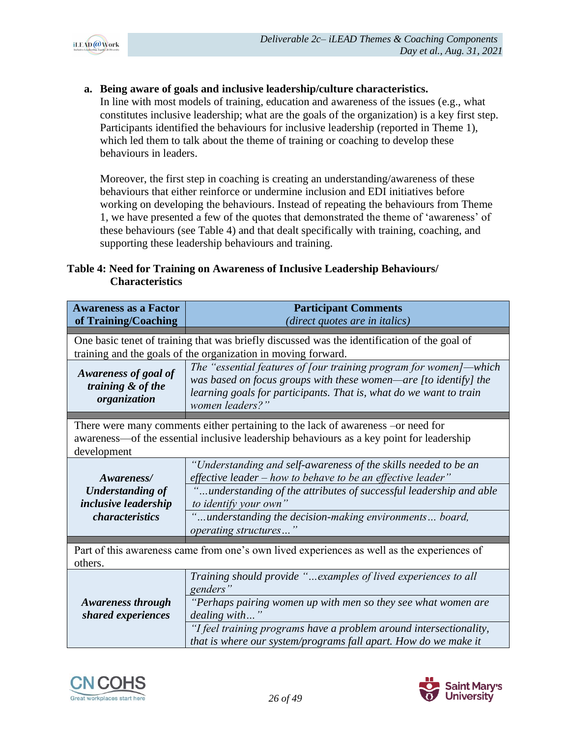**a. Being aware of goals and inclusive leadership/culture characteristics.**

In line with most models of training, education and awareness of the issues (e.g., what constitutes inclusive leadership; what are the goals of the organization) is a key first step. Participants identified the behaviours for inclusive leadership (reported in Theme 1), which led them to talk about the theme of training or coaching to develop these behaviours in leaders.

Moreover, the first step in coaching is creating an understanding/awareness of these behaviours that either reinforce or undermine inclusion and EDI initiatives before working on developing the behaviours. Instead of repeating the behaviours from Theme 1, we have presented a few of the quotes that demonstrated the theme of 'awareness' of these behaviours (see Table 4) and that dealt specifically with training, coaching, and supporting these leadership behaviours and training.

**Table 4: Need for Training on Awareness of Inclusive Leadership Behaviours/ Characteristics**

| Awareness as a Factor of Training/Coaching | Participant Comments *(direct quotes are in italics)* |
|---|---|
| One basic tenet of training that was briefly discussed was the identification of the goal of training and the goals of the organization in moving forward. | |
| ***Awareness of goal of training & of the organization*** | The *"essential features of [our training program for women]—which was based on focus groups with these women—are [to identify] the learning goals for participants. That is, what do we want to train women leaders?"* |
| There were many comments either pertaining to the lack of awareness –or need for awareness—of the essential inclusive leadership behaviours as a key point for leadership development | |
| ***Awareness/ Understanding of inclusive leadership characteristics*** | *"Understanding and self-awareness of the skills needed to be an effective leader – how to behave to be an effective leader"* |
| | *"…understanding of the attributes of successful leadership and able to identify your own"* |
| | *"…understanding the decision-making environments… board, operating structures…"* |
| Part of this awareness came from one's own lived experiences as well as the experiences of others. | |
| ***Awareness through shared experiences*** | Training should provide *"…examples of lived experiences to all genders"* |
| | *"Perhaps pairing women up with men so they see what women are dealing with…"* |
| | *"I feel training programs have a problem around intersectionality, that is where our system/programs fall apart. How do we make it* |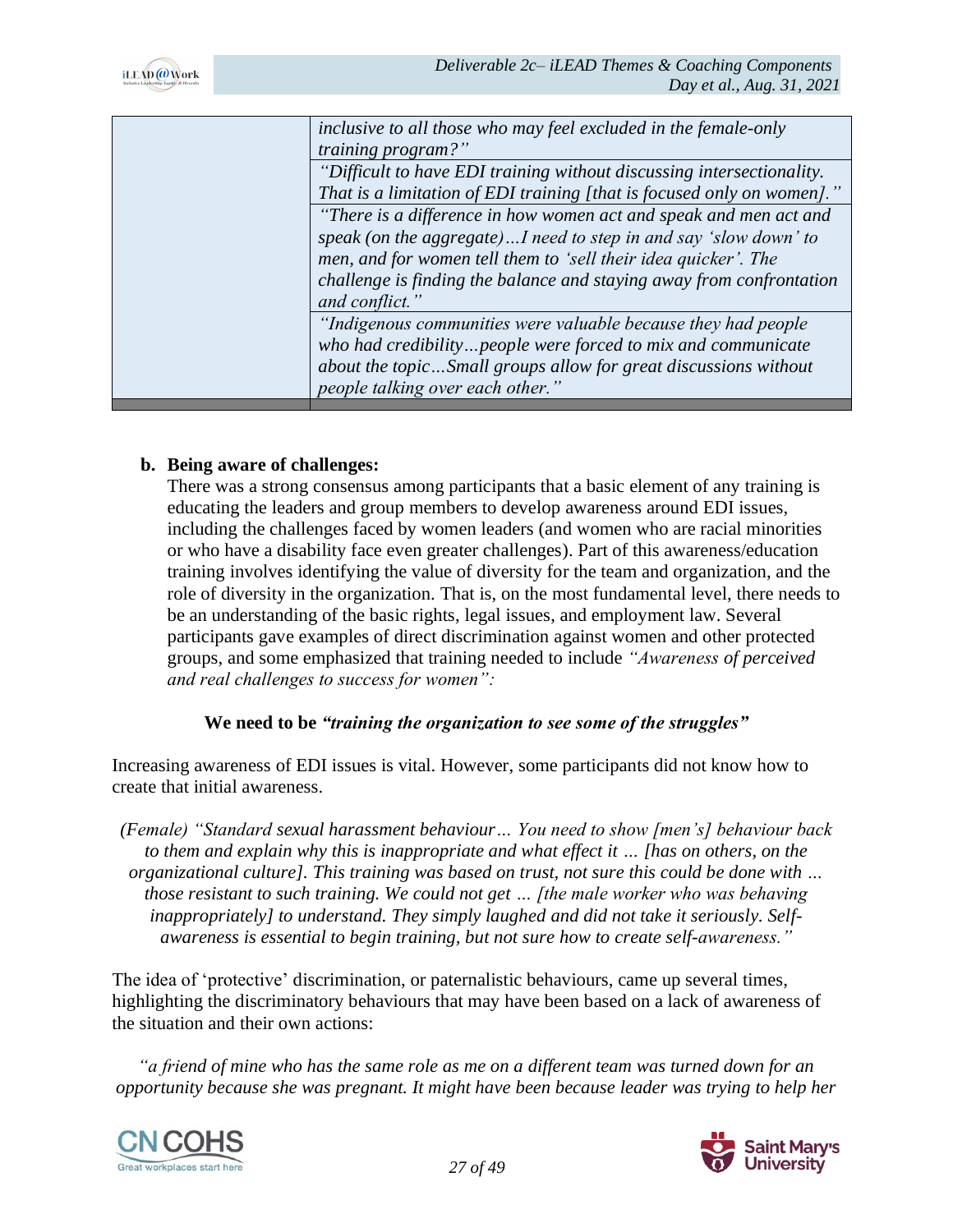| | |
|---|---|
| | *inclusive to all those who may feel excluded in the female-only training program?"* |
| | *"Difficult to have EDI training without discussing intersectionality. That is a limitation of EDI training [that is focused only on women]."* |
| | *"There is a difference in how women act and speak and men act and speak (on the aggregate)…I need to step in and say 'slow down' to men, and for women tell them to 'sell their idea quicker'. The challenge is finding the balance and staying away from confrontation and conflict."* |
| | *"Indigenous communities were valuable because they had people who had credibility…people were forced to mix and communicate about the topic…Small groups allow for great discussions without people talking over each other."* |

**b. Being aware of challenges:**

There was a strong consensus among participants that a basic element of any training is educating the leaders and group members to develop awareness around EDI issues, including the challenges faced by women leaders (and women who are racial minorities or who have a disability face even greater challenges). Part of this awareness/education training involves identifying the value of diversity for the team and organization, and the role of diversity in the organization. That is, on the most fundamental level, there needs to be an understanding of the basic rights, legal issues, and employment law. Several participants gave examples of direct discrimination against women and other protected groups, and some emphasized that training needed to include *"Awareness of perceived and real challenges to success for women":*

**We need to be *"training the organization to see some of the struggles"***

Increasing awareness of EDI issues is vital. However, some participants did not know how to create that initial awareness.

*(Female) "Standard sexual harassment behaviour… You need to show [men's] behaviour back to them and explain why this is inappropriate and what effect it … [has on others, on the organizational culture]. This training was based on trust, not sure this could be done with … those resistant to such training. We could not get … [the male worker who was behaving inappropriately] to understand. They simply laughed and did not take it seriously. Self-awareness is essential to begin training, but not sure how to create self-awareness."*

The idea of 'protective' discrimination, or paternalistic behaviours, came up several times, highlighting the discriminatory behaviours that may have been based on a lack of awareness of the situation and their own actions:

*"a friend of mine who has the same role as me on a different team was turned down for an opportunity because she was pregnant. It might have been because leader was trying to help her*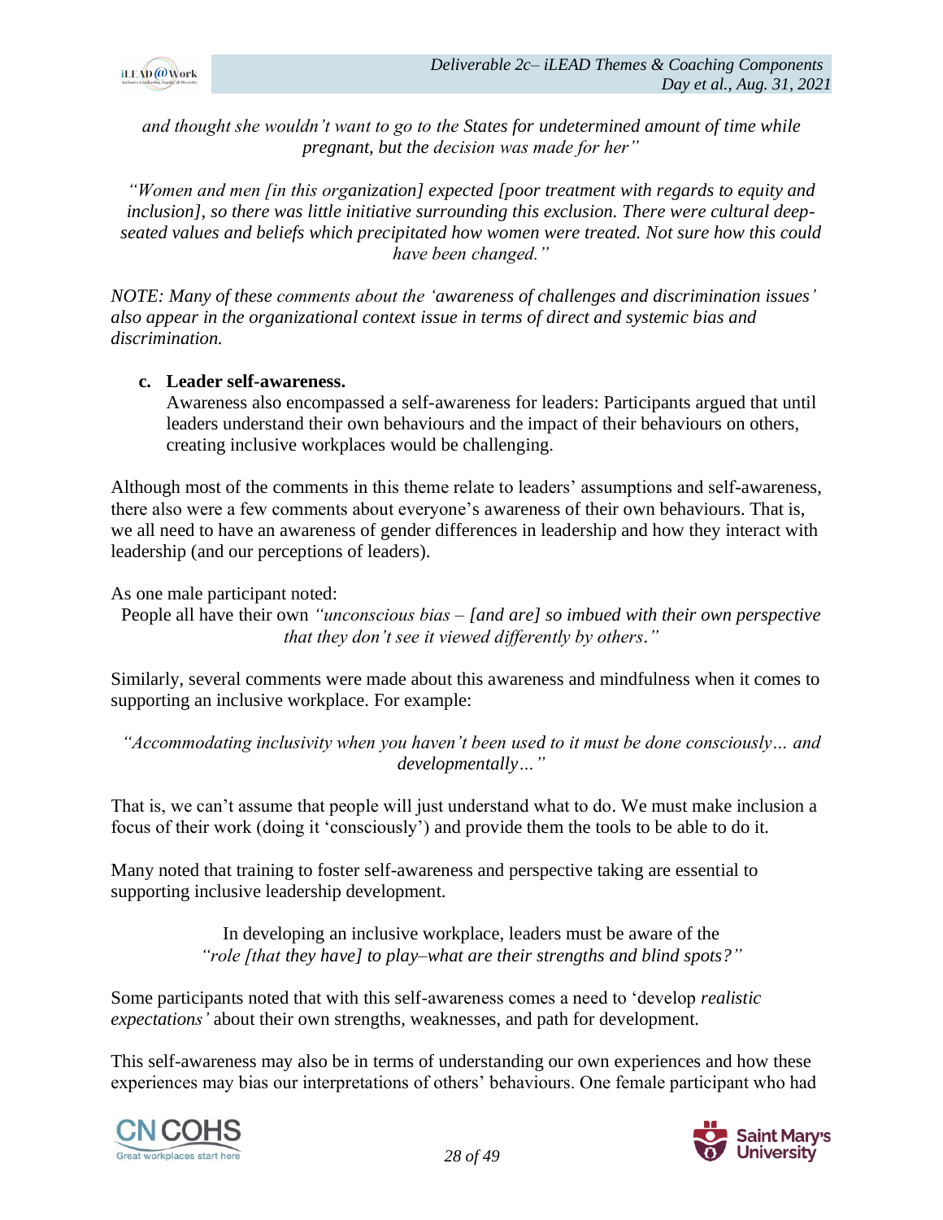*and thought she wouldn't want to go to the States for undetermined amount of time while pregnant, but the decision was made for her"*

*"Women and men [in this organization] expected [poor treatment with regards to equity and inclusion], so there was little initiative surrounding this exclusion. There were cultural deep-seated values and beliefs which precipitated how women were treated. Not sure how this could have been changed."*

*NOTE: Many of these comments about the 'awareness of challenges and discrimination issues' also appear in the organizational context issue in terms of direct and systemic bias and discrimination.*

**c. Leader self-awareness.**

Awareness also encompassed a self-awareness for leaders: Participants argued that until leaders understand their own behaviours and the impact of their behaviours on others, creating inclusive workplaces would be challenging.

Although most of the comments in this theme relate to leaders' assumptions and self-awareness, there also were a few comments about everyone's awareness of their own behaviours. That is, we all need to have an awareness of gender differences in leadership and how they interact with leadership (and our perceptions of leaders).

As one male participant noted:

People all have their own *"unconscious bias – [and are] so imbued with their own perspective that they don't see it viewed differently by others."*

Similarly, several comments were made about this awareness and mindfulness when it comes to supporting an inclusive workplace. For example:

*"Accommodating inclusivity when you haven't been used to it must be done consciously… and developmentally…"*

That is, we can't assume that people will just understand what to do. We must make inclusion a focus of their work (doing it 'consciously') and provide them the tools to be able to do it.

Many noted that training to foster self-awareness and perspective taking are essential to supporting inclusive leadership development.

In developing an inclusive workplace, leaders must be aware of the *"role [that they have] to play–what are their strengths and blind spots?"*

Some participants noted that with this self-awareness comes a need to 'develop *realistic expectations'* about their own strengths, weaknesses, and path for development.

This self-awareness may also be in terms of understanding our own experiences and how these experiences may bias our interpretations of others' behaviours. One female participant who had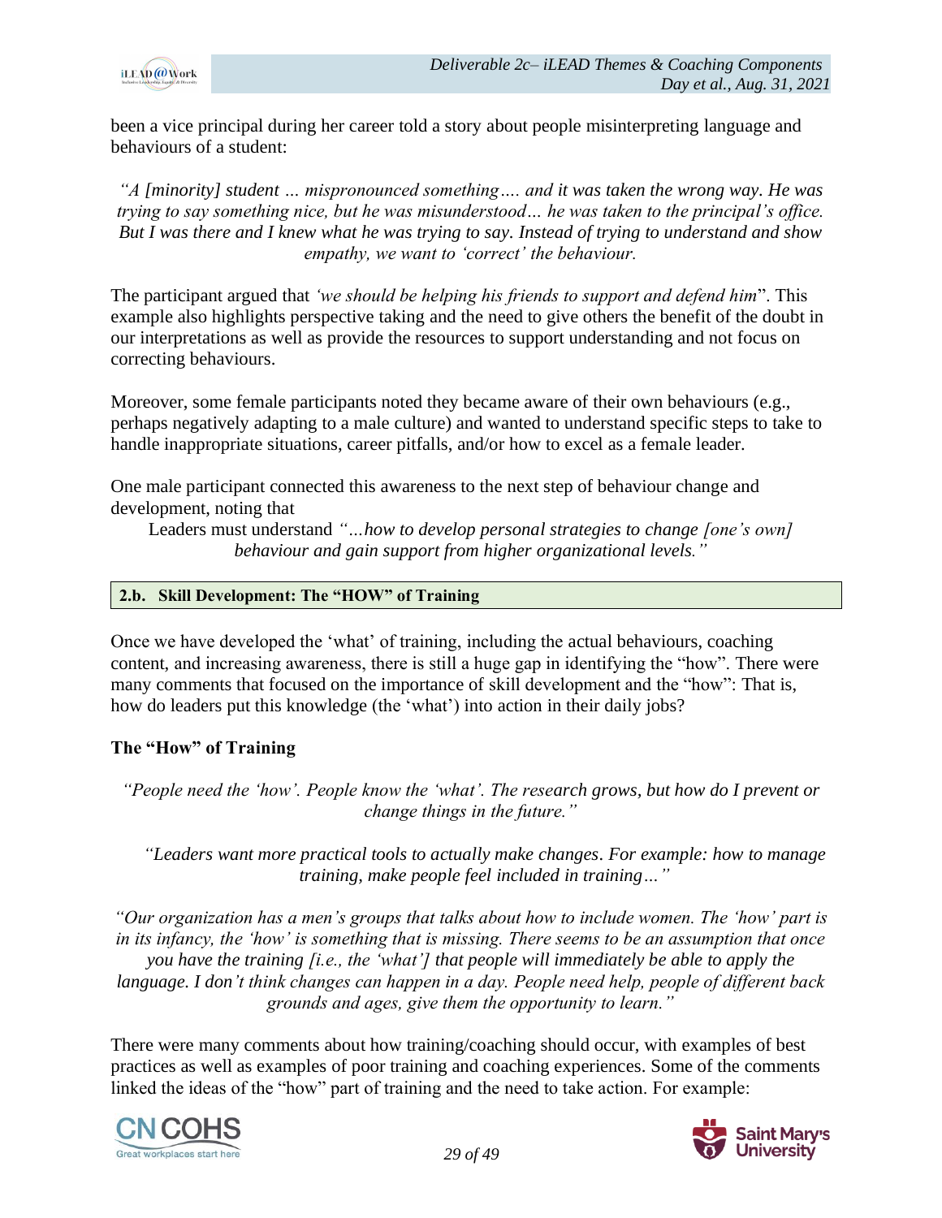been a vice principal during her career told a story about people misinterpreting language and behaviours of a student:

> *"A [minority] student … mispronounced something…. and it was taken the wrong way. He was trying to say something nice, but he was misunderstood… he was taken to the principal's office. But I was there and I knew what he was trying to say. Instead of trying to understand and show empathy, we want to 'correct' the behaviour.*

The participant argued that *'we should be helping his friends to support and defend him*". This example also highlights perspective taking and the need to give others the benefit of the doubt in our interpretations as well as provide the resources to support understanding and not focus on correcting behaviours.

Moreover, some female participants noted they became aware of their own behaviours (e.g., perhaps negatively adapting to a male culture) and wanted to understand specific steps to take to handle inappropriate situations, career pitfalls, and/or how to excel as a female leader.

One male participant connected this awareness to the next step of behaviour change and development, noting that

> Leaders must understand *"…how to develop personal strategies to change [one's own] behaviour and gain support from higher organizational levels."*

## 2.b. Skill Development: The "HOW" of Training

Once we have developed the 'what' of training, including the actual behaviours, coaching content, and increasing awareness, there is still a huge gap in identifying the "how". There were many comments that focused on the importance of skill development and the "how": That is, how do leaders put this knowledge (the 'what') into action in their daily jobs?

### The "How" of Training

> *"People need the 'how'. People know the 'what'. The research grows, but how do I prevent or change things in the future."*

> *"Leaders want more practical tools to actually make changes. For example: how to manage training, make people feel included in training…"*

> *"Our organization has a men's groups that talks about how to include women. The 'how' part is in its infancy, the 'how' is something that is missing. There seems to be an assumption that once you have the training [i.e., the 'what'] that people will immediately be able to apply the language. I don't think changes can happen in a day. People need help, people of different back grounds and ages, give them the opportunity to learn."*

There were many comments about how training/coaching should occur, with examples of best practices as well as examples of poor training and coaching experiences. Some of the comments linked the ideas of the "how" part of training and the need to take action. For example: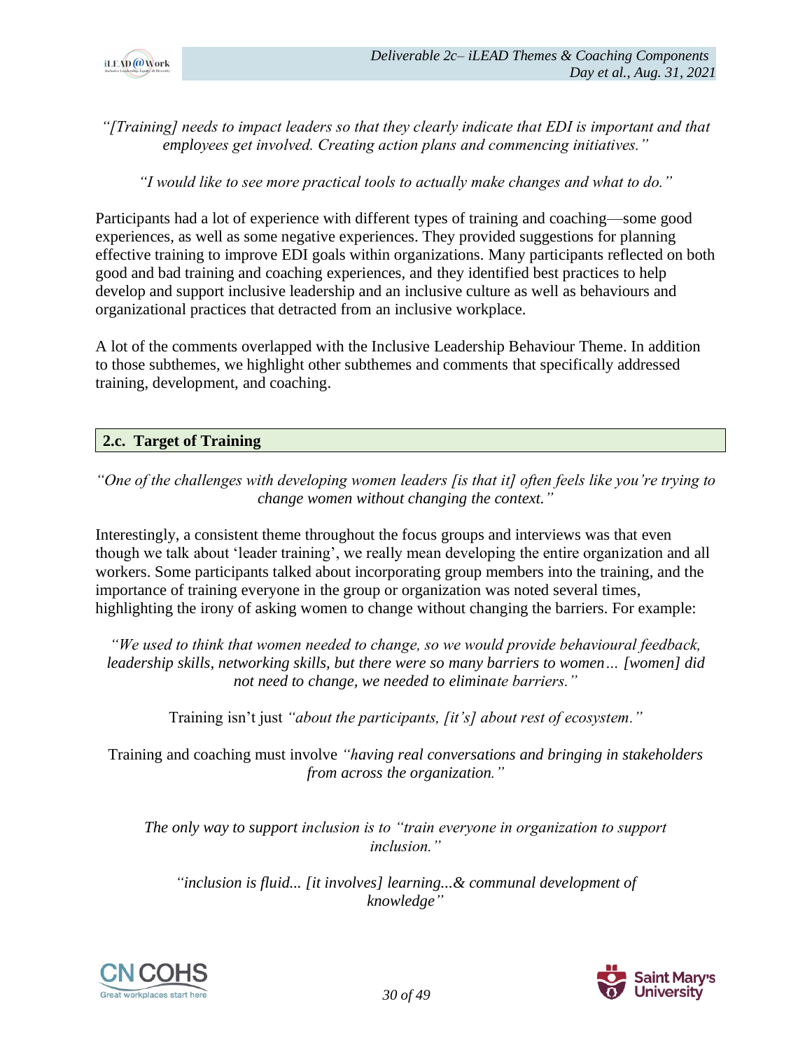*"[Training] needs to impact leaders so that they clearly indicate that EDI is important and that employees get involved. Creating action plans and commencing initiatives."*

*"I would like to see more practical tools to actually make changes and what to do."*

Participants had a lot of experience with different types of training and coaching—some good experiences, as well as some negative experiences. They provided suggestions for planning effective training to improve EDI goals within organizations. Many participants reflected on both good and bad training and coaching experiences, and they identified best practices to help develop and support inclusive leadership and an inclusive culture as well as behaviours and organizational practices that detracted from an inclusive workplace.

A lot of the comments overlapped with the Inclusive Leadership Behaviour Theme. In addition to those subthemes, we highlight other subthemes and comments that specifically addressed training, development, and coaching.

### 2.c. Target of Training

*"One of the challenges with developing women leaders [is that it] often feels like you're trying to change women without changing the context."*

Interestingly, a consistent theme throughout the focus groups and interviews was that even though we talk about 'leader training', we really mean developing the entire organization and all workers. Some participants talked about incorporating group members into the training, and the importance of training everyone in the group or organization was noted several times, highlighting the irony of asking women to change without changing the barriers. For example:

*"We used to think that women needed to change, so we would provide behavioural feedback, leadership skills, networking skills, but there were so many barriers to women… [women] did not need to change, we needed to eliminate barriers."*

Training isn't just *"about the participants, [it's] about rest of ecosystem."*

Training and coaching must involve *"having real conversations and bringing in stakeholders from across the organization."*

*The only way to support inclusion is to "train everyone in organization to support inclusion."*

*"inclusion is fluid... [it involves] learning...& communal development of knowledge"*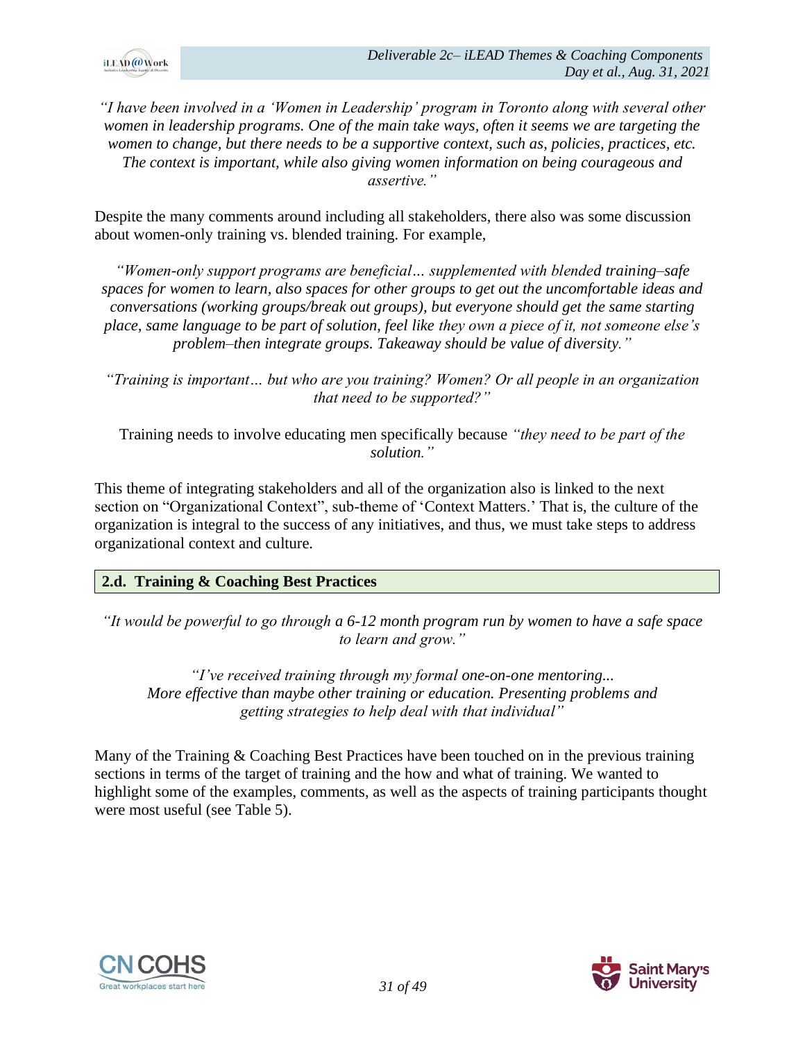*"I have been involved in a 'Women in Leadership' program in Toronto along with several other women in leadership programs. One of the main take ways, often it seems we are targeting the women to change, but there needs to be a supportive context, such as, policies, practices, etc. The context is important, while also giving women information on being courageous and assertive."*

Despite the many comments around including all stakeholders, there also was some discussion about women-only training vs. blended training. For example,

*"Women-only support programs are beneficial… supplemented with blended training–safe spaces for women to learn, also spaces for other groups to get out the uncomfortable ideas and conversations (working groups/break out groups), but everyone should get the same starting place, same language to be part of solution, feel like they own a piece of it, not someone else's problem–then integrate groups. Takeaway should be value of diversity."*

*"Training is important… but who are you training? Women? Or all people in an organization that need to be supported?"*

Training needs to involve educating men specifically because *"they need to be part of the solution."*

This theme of integrating stakeholders and all of the organization also is linked to the next section on "Organizational Context", sub-theme of 'Context Matters.' That is, the culture of the organization is integral to the success of any initiatives, and thus, we must take steps to address organizational context and culture.

## 2.d. Training & Coaching Best Practices

*"It would be powerful to go through a 6-12 month program run by women to have a safe space to learn and grow."*

*"I've received training through my formal one-on-one mentoring... More effective than maybe other training or education. Presenting problems and getting strategies to help deal with that individual"*

Many of the Training & Coaching Best Practices have been touched on in the previous training sections in terms of the target of training and the how and what of training. We wanted to highlight some of the examples, comments, as well as the aspects of training participants thought were most useful (see Table 5).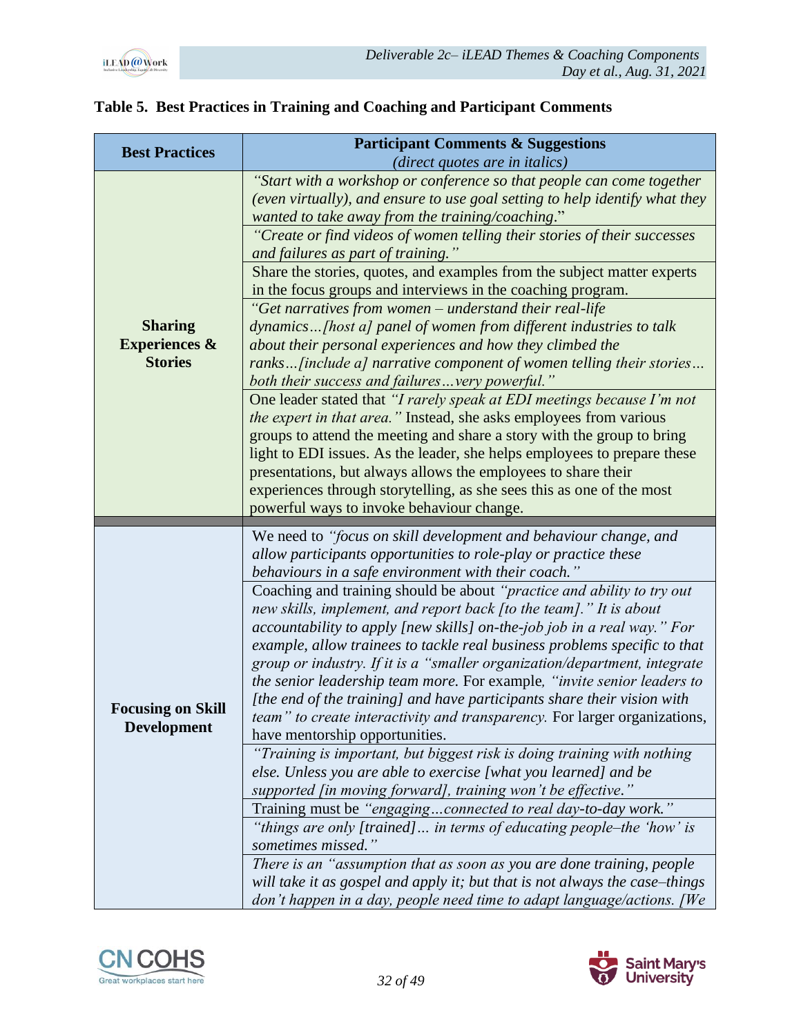**Table 5. Best Practices in Training and Coaching and Participant Comments**

| Best Practices | Participant Comments & Suggestions<br>*(direct quotes are in italics)* |
|---|---|
| **Sharing Experiences & Stories** | *"Start with a workshop or conference so that people can come together (even virtually), and ensure to use goal setting to help identify what they wanted to take away from the training/coaching*." |
| | *"Create or find videos of women telling their stories of their successes and failures as part of training."* |
| | Share the stories, quotes, and examples from the subject matter experts in the focus groups and interviews in the coaching program. |
| | *"Get narratives from women – understand their real-life dynamics…[host a] panel of women from different industries to talk about their personal experiences and how they climbed the ranks…[include a] narrative component of women telling their stories… both their success and failures…very powerful."* |
| | One leader stated that *"I rarely speak at EDI meetings because I'm not the expert in that area."* Instead, she asks employees from various groups to attend the meeting and share a story with the group to bring light to EDI issues. As the leader, she helps employees to prepare these presentations, but always allows the employees to share their experiences through storytelling, as she sees this as one of the most powerful ways to invoke behaviour change. |
| **Focusing on Skill Development** | We need to *"focus on skill development and behaviour change, and allow participants opportunities to role-play or practice these behaviours in a safe environment with their coach."* |
| | Coaching and training should be about *"practice and ability to try out new skills, implement, and report back [to the team]." It is about accountability to apply [new skills] on-the-job job in a real way." For example, allow trainees to tackle real business problems specific to that group or industry. If it is a "smaller organization/department, integrate the senior leadership team more.* For example, *"invite senior leaders to [the end of the training] and have participants share their vision with team" to create interactivity and transparency.* For larger organizations, have mentorship opportunities. |
| | *"Training is important, but biggest risk is doing training with nothing else. Unless you are able to exercise [what you learned] and be supported [in moving forward], training won't be effective."* |
| | Training must be *"engaging…connected to real day-to-day work."* |
| | *"things are only [trained]… in terms of educating people–the 'how' is sometimes missed."* |
| | *There is an "assumption that as soon as you are done training, people will take it as gospel and apply it; but that is not always the case–things don't happen in a day, people need time to adapt language/actions. [We* |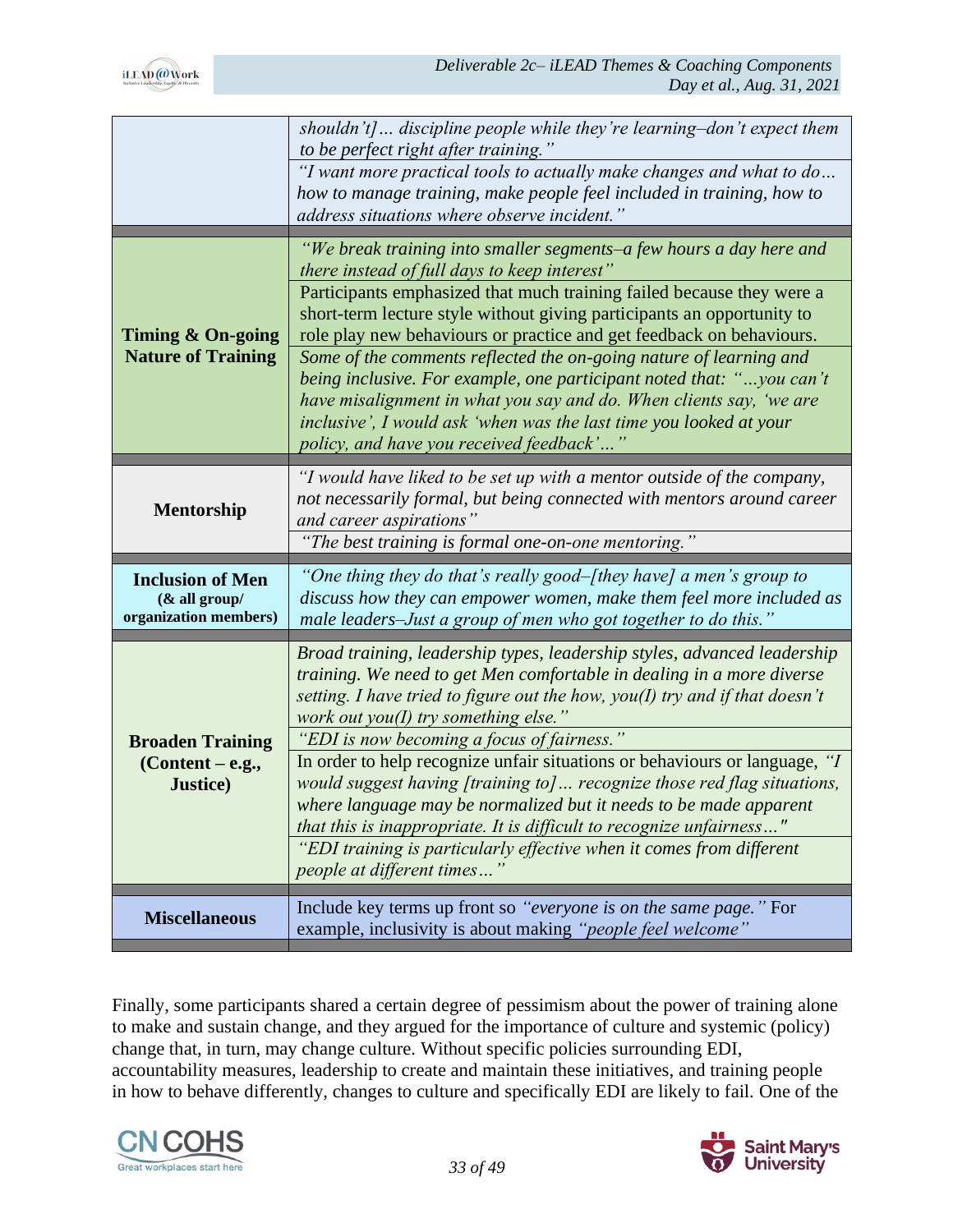| | |
|---|---|
| | *shouldn't]… discipline people while they're learning–don't expect them to be perfect right after training."* |
| | *"I want more practical tools to actually make changes and what to do… how to manage training, make people feel included in training, how to address situations where observe incident."* |
| **Timing & On-going Nature of Training** | *"We break training into smaller segments–a few hours a day here and there instead of full days to keep interest"* |
| | Participants emphasized that much training failed because they were a short-term lecture style without giving participants an opportunity to role play new behaviours or practice and get feedback on behaviours. |
| | *Some of the comments reflected the on-going nature of learning and being inclusive. For example, one participant noted that: "…you can't have misalignment in what you say and do. When clients say, 'we are inclusive', I would ask 'when was the last time you looked at your policy, and have you received feedback'…"* |
| **Mentorship** | *"I would have liked to be set up with a mentor outside of the company, not necessarily formal, but being connected with mentors around career and career aspirations"* |
| | *"The best training is formal one-on-one mentoring."* |
| **Inclusion of Men (& all group/ organization members)** | *"One thing they do that's really good–[they have] a men's group to discuss how they can empower women, make them feel more included as male leaders–Just a group of men who got together to do this."* |
| **Broaden Training (Content – e.g., Justice)** | *Broad training, leadership types, leadership styles, advanced leadership training. We need to get Men comfortable in dealing in a more diverse setting. I have tried to figure out the how, you(I) try and if that doesn't work out you(I) try something else."* |
| | *"EDI is now becoming a focus of fairness."* |
| | In order to help recognize unfair situations or behaviours or language, *"I would suggest having [training to]… recognize those red flag situations, where language may be normalized but it needs to be made apparent that this is inappropriate. It is difficult to recognize unfairness…"* |
| | *"EDI training is particularly effective when it comes from different people at different times…"* |
| **Miscellaneous** | Include key terms up front so *"everyone is on the same page."* For example, inclusivity is about making *"people feel welcome"* |

Finally, some participants shared a certain degree of pessimism about the power of training alone to make and sustain change, and they argued for the importance of culture and systemic (policy) change that, in turn, may change culture. Without specific policies surrounding EDI, accountability measures, leadership to create and maintain these initiatives, and training people in how to behave differently, changes to culture and specifically EDI are likely to fail. One of the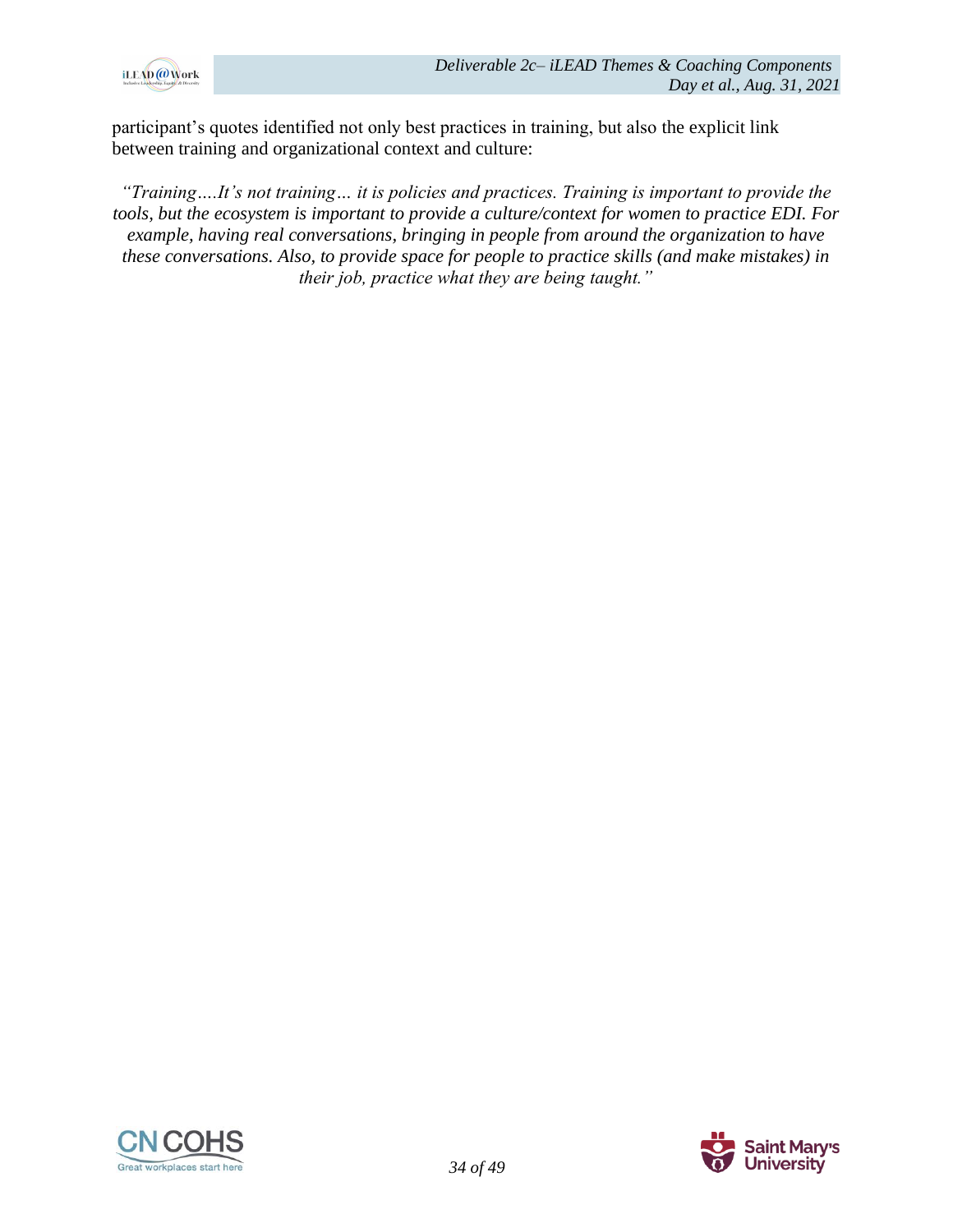participant's quotes identified not only best practices in training, but also the explicit link between training and organizational context and culture:

> *"Training….It's not training… it is policies and practices. Training is important to provide the tools, but the ecosystem is important to provide a culture/context for women to practice EDI. For example, having real conversations, bringing in people from around the organization to have these conversations. Also, to provide space for people to practice skills (and make mistakes) in their job, practice what they are being taught."*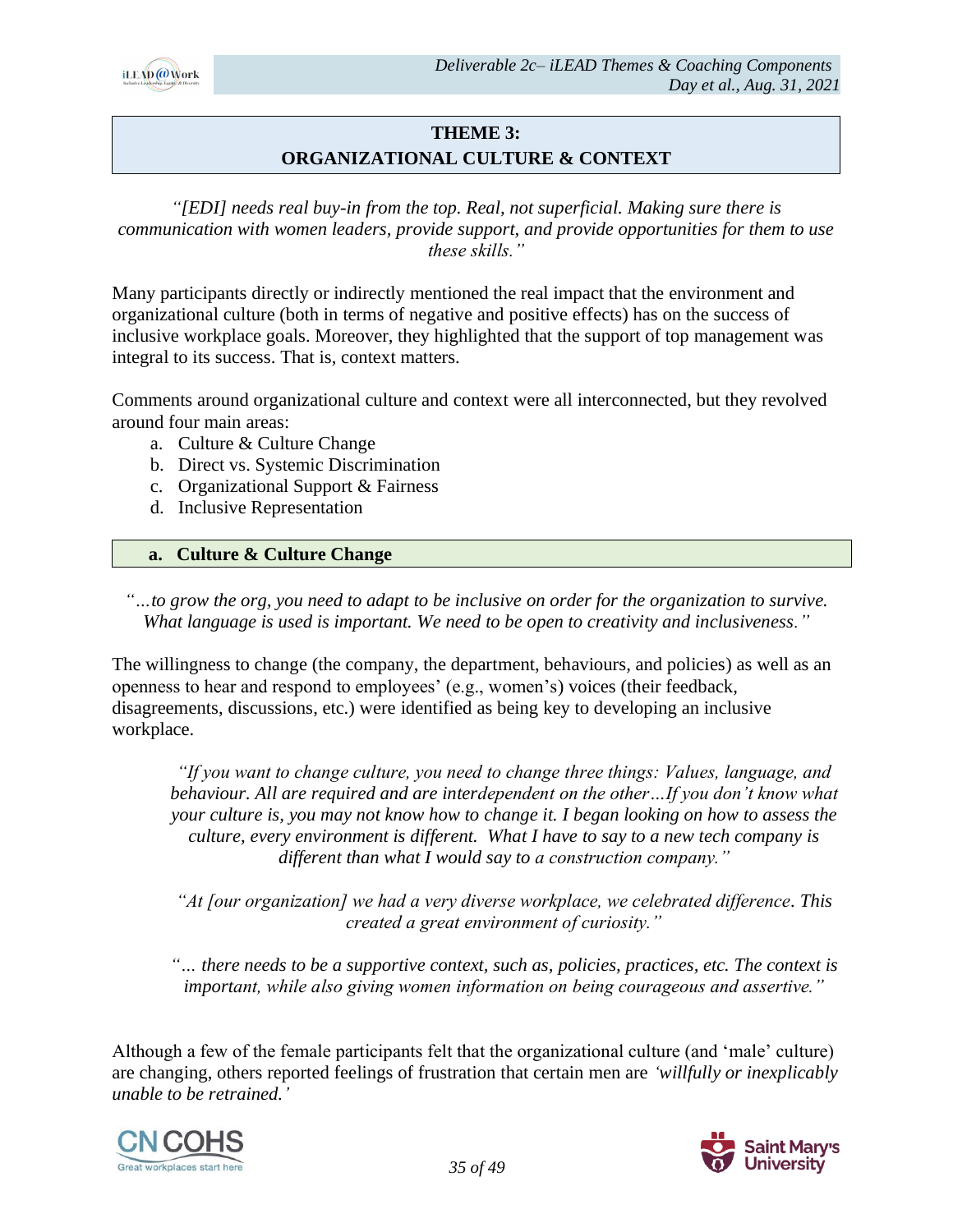## THEME 3:
## ORGANIZATIONAL CULTURE & CONTEXT

*"[EDI] needs real buy-in from the top. Real, not superficial. Making sure there is communication with women leaders, provide support, and provide opportunities for them to use these skills."*

Many participants directly or indirectly mentioned the real impact that the environment and organizational culture (both in terms of negative and positive effects) has on the success of inclusive workplace goals. Moreover, they highlighted that the support of top management was integral to its success. That is, context matters.

Comments around organizational culture and context were all interconnected, but they revolved around four main areas:

a. Culture & Culture Change
b. Direct vs. Systemic Discrimination
c. Organizational Support & Fairness
d. Inclusive Representation

### a. Culture & Culture Change

*"…to grow the org, you need to adapt to be inclusive on order for the organization to survive. What language is used is important. We need to be open to creativity and inclusiveness."*

The willingness to change (the company, the department, behaviours, and policies) as well as an openness to hear and respond to employees' (e.g., women's) voices (their feedback, disagreements, discussions, etc.) were identified as being key to developing an inclusive workplace.

> *"If you want to change culture, you need to change three things: Values, language, and behaviour. All are required and are interdependent on the other…If you don't know what your culture is, you may not know how to change it. I began looking on how to assess the culture, every environment is different. What I have to say to a new tech company is different than what I would say to a construction company."*

> *"At [our organization] we had a very diverse workplace, we celebrated difference. This created a great environment of curiosity."*

> *"… there needs to be a supportive context, such as, policies, practices, etc. The context is important, while also giving women information on being courageous and assertive."*

Although a few of the female participants felt that the organizational culture (and 'male' culture) are changing, others reported feelings of frustration that certain men are *'willfully or inexplicably unable to be retrained.'*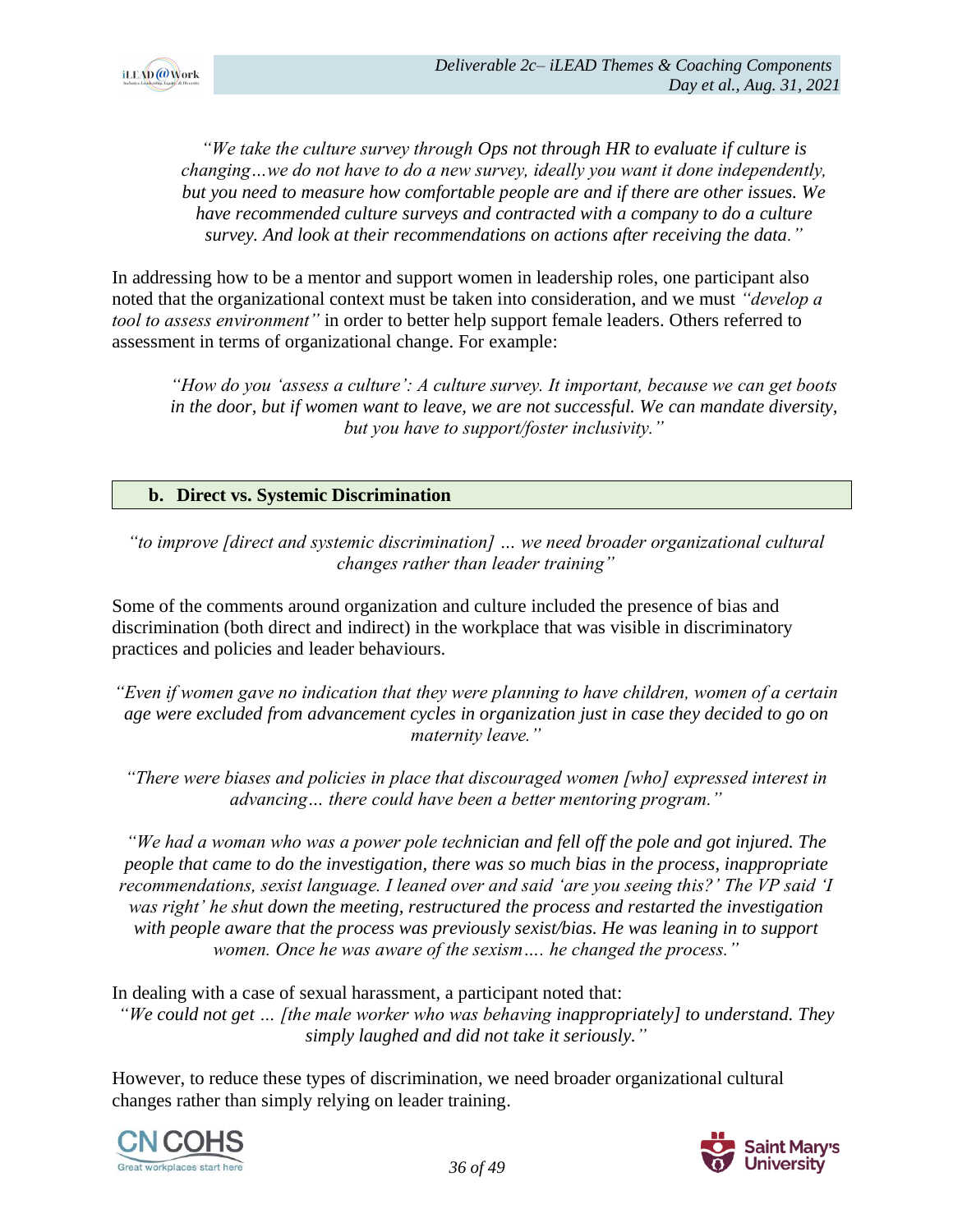*"We take the culture survey through Ops not through HR to evaluate if culture is changing…we do not have to do a new survey, ideally you want it done independently, but you need to measure how comfortable people are and if there are other issues. We have recommended culture surveys and contracted with a company to do a culture survey. And look at their recommendations on actions after receiving the data."*

In addressing how to be a mentor and support women in leadership roles, one participant also noted that the organizational context must be taken into consideration, and we must *"develop a tool to assess environment"* in order to better help support female leaders. Others referred to assessment in terms of organizational change. For example:

*"How do you 'assess a culture': A culture survey. It important, because we can get boots in the door, but if women want to leave, we are not successful. We can mandate diversity, but you have to support/foster inclusivity."*

### b. Direct vs. Systemic Discrimination

*"to improve [direct and systemic discrimination] … we need broader organizational cultural changes rather than leader training"*

Some of the comments around organization and culture included the presence of bias and discrimination (both direct and indirect) in the workplace that was visible in discriminatory practices and policies and leader behaviours.

*"Even if women gave no indication that they were planning to have children, women of a certain age were excluded from advancement cycles in organization just in case they decided to go on maternity leave."*

*"There were biases and policies in place that discouraged women [who] expressed interest in advancing… there could have been a better mentoring program."*

*"We had a woman who was a power pole technician and fell off the pole and got injured. The people that came to do the investigation, there was so much bias in the process, inappropriate recommendations, sexist language. I leaned over and said 'are you seeing this?' The VP said 'I was right' he shut down the meeting, restructured the process and restarted the investigation with people aware that the process was previously sexist/bias. He was leaning in to support women. Once he was aware of the sexism…. he changed the process."*

In dealing with a case of sexual harassment, a participant noted that:

*"We could not get … [the male worker who was behaving inappropriately] to understand. They simply laughed and did not take it seriously."*

However, to reduce these types of discrimination, we need broader organizational cultural changes rather than simply relying on leader training.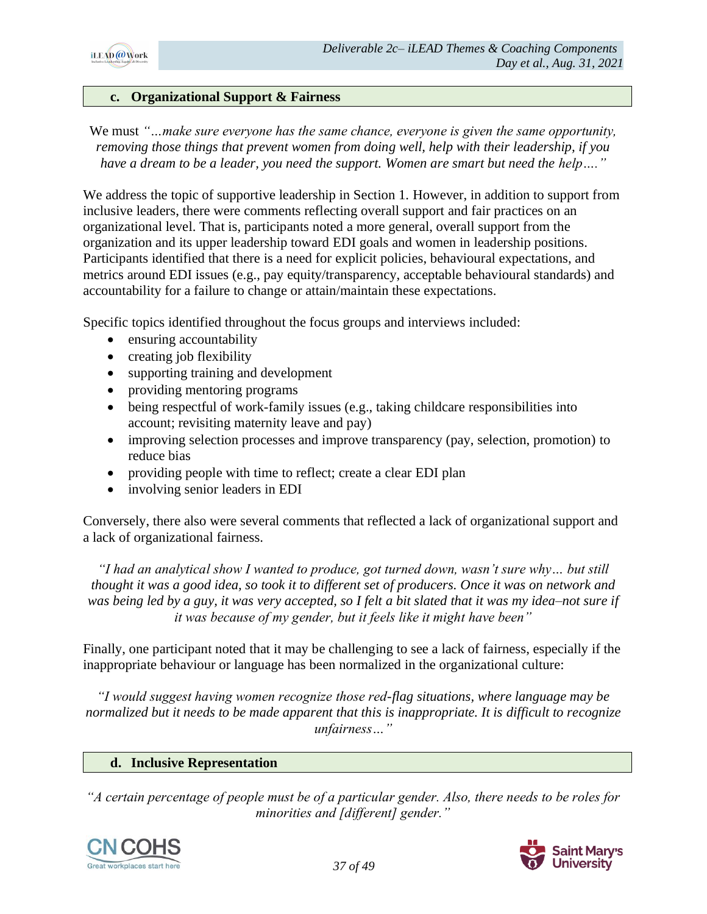### c. Organizational Support & Fairness

We must *"…make sure everyone has the same chance, everyone is given the same opportunity, removing those things that prevent women from doing well, help with their leadership, if you have a dream to be a leader, you need the support. Women are smart but need the help…."*

We address the topic of supportive leadership in Section 1. However, in addition to support from inclusive leaders, there were comments reflecting overall support and fair practices on an organizational level. That is, participants noted a more general, overall support from the organization and its upper leadership toward EDI goals and women in leadership positions. Participants identified that there is a need for explicit policies, behavioural expectations, and metrics around EDI issues (e.g., pay equity/transparency, acceptable behavioural standards) and accountability for a failure to change or attain/maintain these expectations.

Specific topics identified throughout the focus groups and interviews included:

- ensuring accountability
- creating job flexibility
- supporting training and development
- providing mentoring programs
- being respectful of work-family issues (e.g., taking childcare responsibilities into account; revisiting maternity leave and pay)
- improving selection processes and improve transparency (pay, selection, promotion) to reduce bias
- providing people with time to reflect; create a clear EDI plan
- involving senior leaders in EDI

Conversely, there also were several comments that reflected a lack of organizational support and a lack of organizational fairness.

*"I had an analytical show I wanted to produce, got turned down, wasn't sure why… but still thought it was a good idea, so took it to different set of producers. Once it was on network and was being led by a guy, it was very accepted, so I felt a bit slated that it was my idea–not sure if it was because of my gender, but it feels like it might have been"*

Finally, one participant noted that it may be challenging to see a lack of fairness, especially if the inappropriate behaviour or language has been normalized in the organizational culture:

*"I would suggest having women recognize those red-flag situations, where language may be normalized but it needs to be made apparent that this is inappropriate. It is difficult to recognize unfairness…"*

### d. Inclusive Representation

*"A certain percentage of people must be of a particular gender. Also, there needs to be roles for minorities and [different] gender."*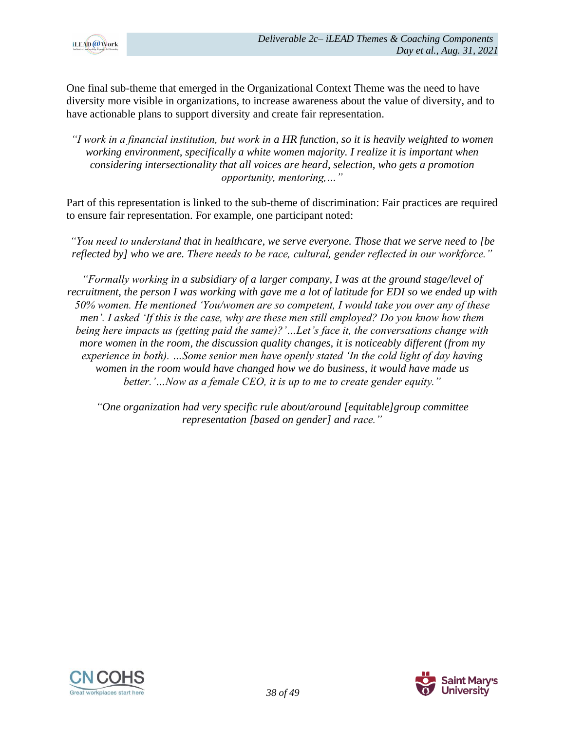One final sub-theme that emerged in the Organizational Context Theme was the need to have diversity more visible in organizations, to increase awareness about the value of diversity, and to have actionable plans to support diversity and create fair representation.

> *"I work in a financial institution, but work in a HR function, so it is heavily weighted to women working environment, specifically a white women majority. I realize it is important when considering intersectionality that all voices are heard, selection, who gets a promotion opportunity, mentoring,…"*

Part of this representation is linked to the sub-theme of discrimination: Fair practices are required to ensure fair representation. For example, one participant noted:

> *"You need to understand that in healthcare, we serve everyone. Those that we serve need to [be reflected by] who we are. There needs to be race, cultural, gender reflected in our workforce."*

> *"Formally working in a subsidiary of a larger company, I was at the ground stage/level of recruitment, the person I was working with gave me a lot of latitude for EDI so we ended up with 50% women. He mentioned 'You/women are so competent, I would take you over any of these men'. I asked 'If this is the case, why are these men still employed? Do you know how them being here impacts us (getting paid the same)?'…Let's face it, the conversations change with more women in the room, the discussion quality changes, it is noticeably different (from my experience in both). …Some senior men have openly stated 'In the cold light of day having women in the room would have changed how we do business, it would have made us better.'…Now as a female CEO, it is up to me to create gender equity."*

> *"One organization had very specific rule about/around [equitable]group committee representation [based on gender] and race."*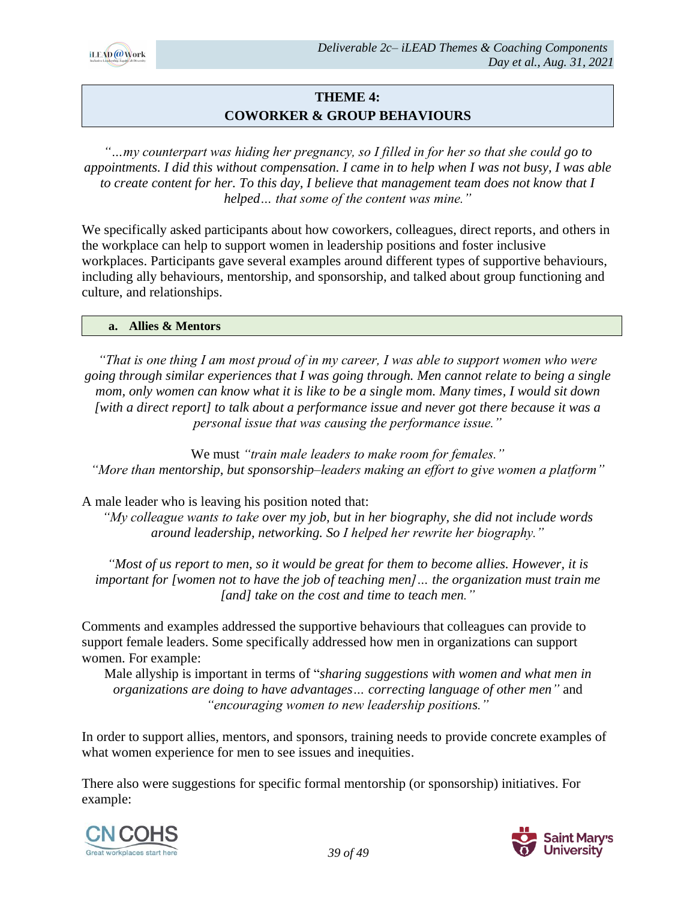## THEME 4:
## COWORKER & GROUP BEHAVIOURS

*"…my counterpart was hiding her pregnancy, so I filled in for her so that she could go to appointments. I did this without compensation. I came in to help when I was not busy, I was able to create content for her. To this day, I believe that management team does not know that I helped… that some of the content was mine."*

We specifically asked participants about how coworkers, colleagues, direct reports, and others in the workplace can help to support women in leadership positions and foster inclusive workplaces. Participants gave several examples around different types of supportive behaviours, including ally behaviours, mentorship, and sponsorship, and talked about group functioning and culture, and relationships.

### a. Allies & Mentors

*"That is one thing I am most proud of in my career, I was able to support women who were going through similar experiences that I was going through. Men cannot relate to being a single mom, only women can know what it is like to be a single mom. Many times, I would sit down [with a direct report] to talk about a performance issue and never got there because it was a personal issue that was causing the performance issue."*

We must *"train male leaders to make room for females."*
*"More than mentorship, but sponsorship–leaders making an effort to give women a platform"*

A male leader who is leaving his position noted that:
*"My colleague wants to take over my job, but in her biography, she did not include words around leadership, networking. So I helped her rewrite her biography."*

*"Most of us report to men, so it would be great for them to become allies. However, it is important for [women not to have the job of teaching men]… the organization must train me [and] take on the cost and time to teach men."*

Comments and examples addressed the supportive behaviours that colleagues can provide to support female leaders. Some specifically addressed how men in organizations can support women. For example:
Male allyship is important in terms of "*sharing suggestions with women and what men in organizations are doing to have advantages… correcting language of other men"* and *"encouraging women to new leadership positions."*

In order to support allies, mentors, and sponsors, training needs to provide concrete examples of what women experience for men to see issues and inequities.

There also were suggestions for specific formal mentorship (or sponsorship) initiatives. For example: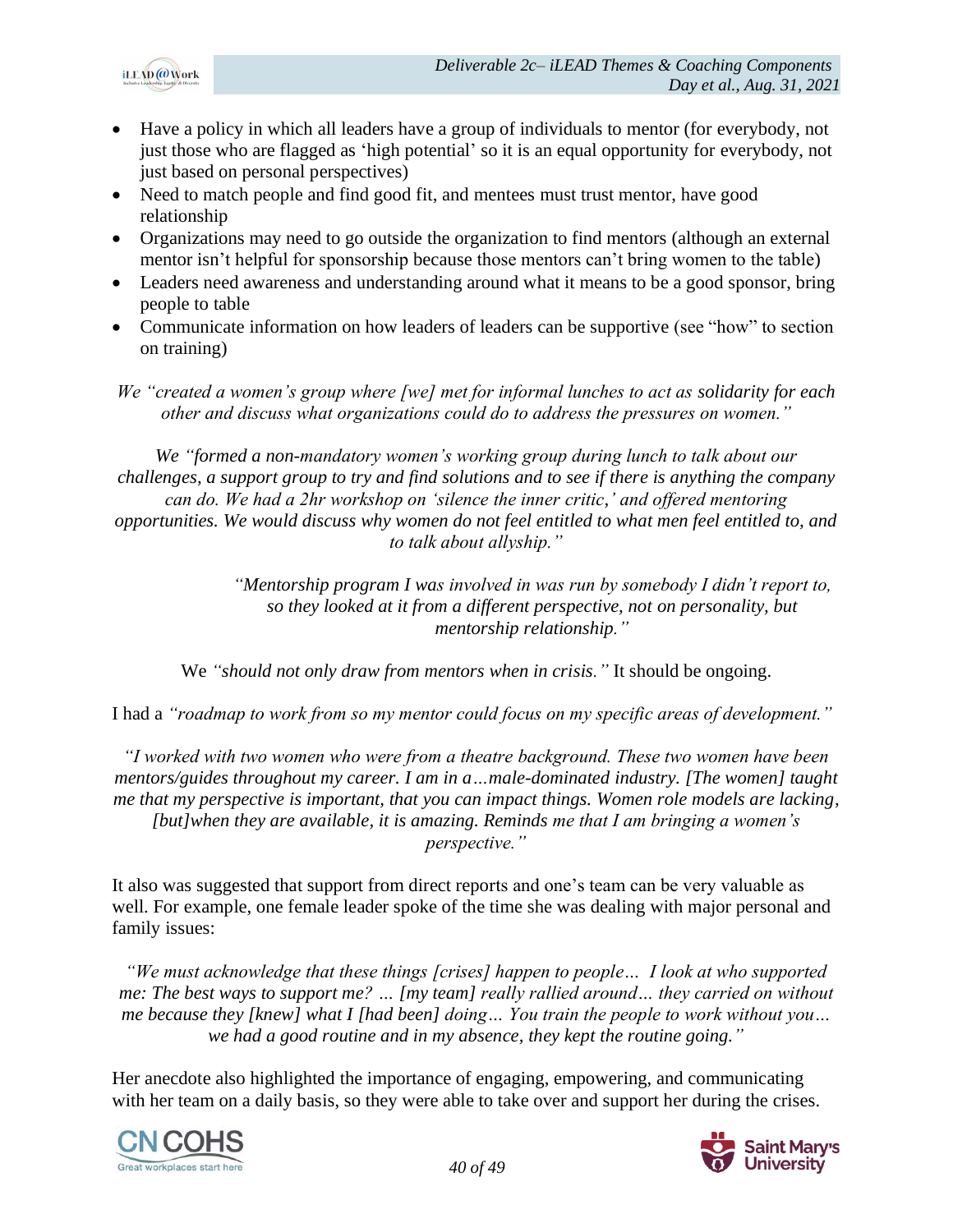- Have a policy in which all leaders have a group of individuals to mentor (for everybody, not just those who are flagged as 'high potential' so it is an equal opportunity for everybody, not just based on personal perspectives)
- Need to match people and find good fit, and mentees must trust mentor, have good relationship
- Organizations may need to go outside the organization to find mentors (although an external mentor isn't helpful for sponsorship because those mentors can't bring women to the table)
- Leaders need awareness and understanding around what it means to be a good sponsor, bring people to table
- Communicate information on how leaders of leaders can be supportive (see "how" to section on training)

*We "created a women's group where [we] met for informal lunches to act as solidarity for each other and discuss what organizations could do to address the pressures on women."*

*We "formed a non-mandatory women's working group during lunch to talk about our challenges, a support group to try and find solutions and to see if there is anything the company can do. We had a 2hr workshop on 'silence the inner critic,' and offered mentoring opportunities. We would discuss why women do not feel entitled to what men feel entitled to, and to talk about allyship."*

*"Mentorship program I was involved in was run by somebody I didn't report to, so they looked at it from a different perspective, not on personality, but mentorship relationship."*

We *"should not only draw from mentors when in crisis."* It should be ongoing.

I had a *"roadmap to work from so my mentor could focus on my specific areas of development."*

*"I worked with two women who were from a theatre background. These two women have been mentors/guides throughout my career. I am in a…male-dominated industry. [The women] taught me that my perspective is important, that you can impact things. Women role models are lacking, [but]when they are available, it is amazing. Reminds me that I am bringing a women's perspective."*

It also was suggested that support from direct reports and one's team can be very valuable as well. For example, one female leader spoke of the time she was dealing with major personal and family issues:

*"We must acknowledge that these things [crises] happen to people… I look at who supported me: The best ways to support me? … [my team] really rallied around… they carried on without me because they [knew] what I [had been] doing… You train the people to work without you… we had a good routine and in my absence, they kept the routine going."*

Her anecdote also highlighted the importance of engaging, empowering, and communicating with her team on a daily basis, so they were able to take over and support her during the crises.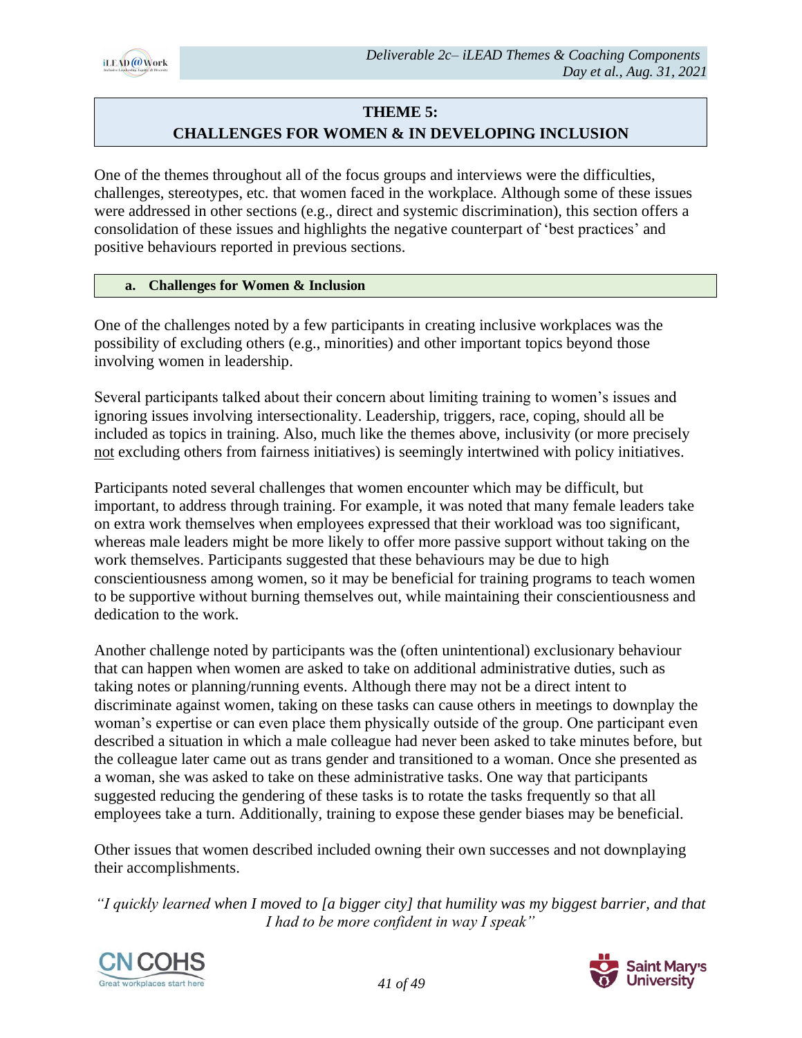## THEME 5:
## CHALLENGES FOR WOMEN & IN DEVELOPING INCLUSION

One of the themes throughout all of the focus groups and interviews were the difficulties, challenges, stereotypes, etc. that women faced in the workplace. Although some of these issues were addressed in other sections (e.g., direct and systemic discrimination), this section offers a consolidation of these issues and highlights the negative counterpart of 'best practices' and positive behaviours reported in previous sections.

### a. Challenges for Women & Inclusion

One of the challenges noted by a few participants in creating inclusive workplaces was the possibility of excluding others (e.g., minorities) and other important topics beyond those involving women in leadership.

Several participants talked about their concern about limiting training to women's issues and ignoring issues involving intersectionality. Leadership, triggers, race, coping, should all be included as topics in training. Also, much like the themes above, inclusivity (or more precisely <u>not</u> excluding others from fairness initiatives) is seemingly intertwined with policy initiatives.

Participants noted several challenges that women encounter which may be difficult, but important, to address through training. For example, it was noted that many female leaders take on extra work themselves when employees expressed that their workload was too significant, whereas male leaders might be more likely to offer more passive support without taking on the work themselves. Participants suggested that these behaviours may be due to high conscientiousness among women, so it may be beneficial for training programs to teach women to be supportive without burning themselves out, while maintaining their conscientiousness and dedication to the work.

Another challenge noted by participants was the (often unintentional) exclusionary behaviour that can happen when women are asked to take on additional administrative duties, such as taking notes or planning/running events. Although there may not be a direct intent to discriminate against women, taking on these tasks can cause others in meetings to downplay the woman's expertise or can even place them physically outside of the group. One participant even described a situation in which a male colleague had never been asked to take minutes before, but the colleague later came out as trans gender and transitioned to a woman. Once she presented as a woman, she was asked to take on these administrative tasks. One way that participants suggested reducing the gendering of these tasks is to rotate the tasks frequently so that all employees take a turn. Additionally, training to expose these gender biases may be beneficial.

Other issues that women described included owning their own successes and not downplaying their accomplishments.

*"I quickly learned when I moved to [a bigger city] that humility was my biggest barrier, and that I had to be more confident in way I speak"*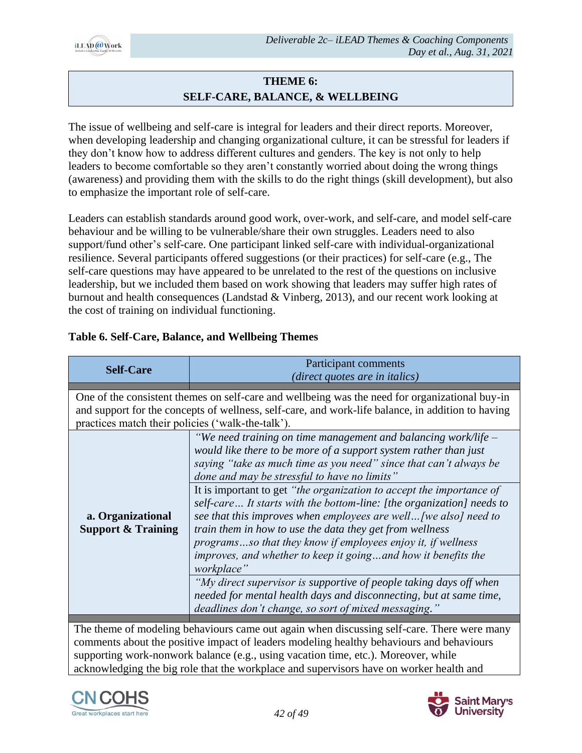## THEME 6: SELF-CARE, BALANCE, & WELLBEING

The issue of wellbeing and self-care is integral for leaders and their direct reports. Moreover, when developing leadership and changing organizational culture, it can be stressful for leaders if they don't know how to address different cultures and genders. The key is not only to help leaders to become comfortable so they aren't constantly worried about doing the wrong things (awareness) and providing them with the skills to do the right things (skill development), but also to emphasize the important role of self-care.

Leaders can establish standards around good work, over-work, and self-care, and model self-care behaviour and be willing to be vulnerable/share their own struggles. Leaders need to also support/fund other's self-care. One participant linked self-care with individual-organizational resilience. Several participants offered suggestions (or their practices) for self-care (e.g., The self-care questions may have appeared to be unrelated to the rest of the questions on inclusive leadership, but we included them based on work showing that leaders may suffer high rates of burnout and health consequences (Landstad & Vinberg, 2013), and our recent work looking at the cost of training on individual functioning.

**Table 6. Self-Care, Balance, and Wellbeing Themes**

| **Self-Care** | Participant comments *(direct quotes are in italics)* |
|---|---|
| One of the consistent themes on self-care and wellbeing was the need for organizational buy-in and support for the concepts of wellness, self-care, and work-life balance, in addition to having practices match their policies ('walk-the-talk'). | |
| **a. Organizational Support & Training** | *"We need training on time management and balancing work/life – would like there to be more of a support system rather than just saying "take as much time as you need" since that can't always be done and may be stressful to have no limits"* |
| | It is important to get *"the organization to accept the importance of self-care… It starts with the bottom-line: [the organization] needs to see that this improves when employees are well…[we also] need to train them in how to use the data they get from wellness programs…so that they know if employees enjoy it, if wellness improves, and whether to keep it going…and how it benefits the workplace"* |
| | *"My direct supervisor is supportive of people taking days off when needed for mental health days and disconnecting, but at same time, deadlines don't change, so sort of mixed messaging."* |
| The theme of modeling behaviours came out again when discussing self-care. There were many comments about the positive impact of leaders modeling healthy behaviours and behaviours supporting work-nonwork balance (e.g., using vacation time, etc.). Moreover, while acknowledging the big role that the workplace and supervisors have on worker health and | |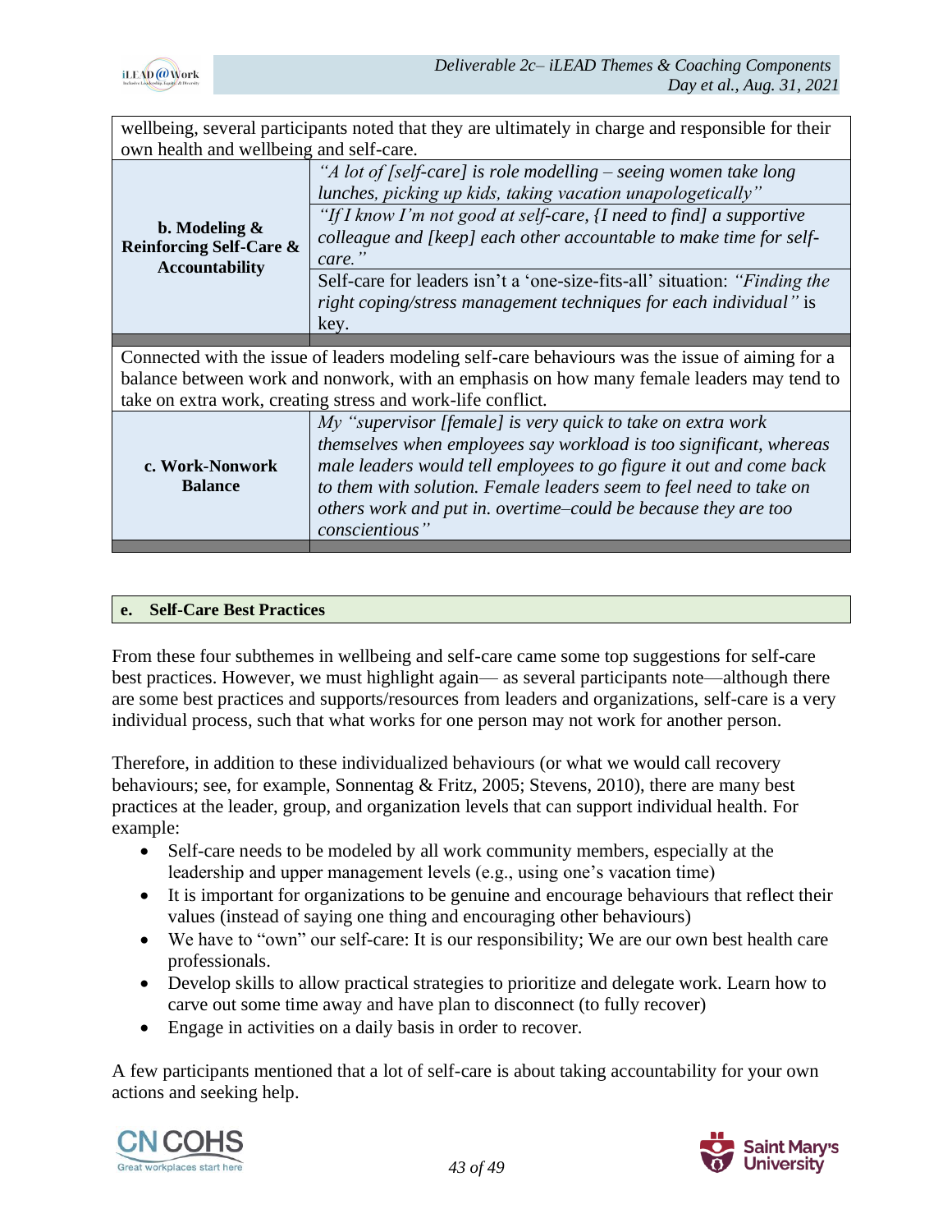| | |
|---|---|
| wellbeing, several participants noted that they are ultimately in charge and responsible for their own health and wellbeing and self-care. | |
| **b. Modeling & Reinforcing Self-Care & Accountability** | *"A lot of [self-care] is role modelling – seeing women take long lunches, picking up kids, taking vacation unapologetically"* |
| | *"If I know I'm not good at self-care, {I need to find] a supportive colleague and [keep] each other accountable to make time for self-care."* |
| | Self-care for leaders isn't a 'one-size-fits-all' situation: *"Finding the right coping/stress management techniques for each individual"* is key. |
| Connected with the issue of leaders modeling self-care behaviours was the issue of aiming for a balance between work and nonwork, with an emphasis on how many female leaders may tend to take on extra work, creating stress and work-life conflict. | |
| **c. Work-Nonwork Balance** | *My "supervisor [female] is very quick to take on extra work themselves when employees say workload is too significant, whereas male leaders would tell employees to go figure it out and come back to them with solution. Female leaders seem to feel need to take on others work and put in. overtime–could be because they are too conscientious"* |

## e. Self-Care Best Practices

From these four subthemes in wellbeing and self-care came some top suggestions for self-care best practices. However, we must highlight again— as several participants note—although there are some best practices and supports/resources from leaders and organizations, self-care is a very individual process, such that what works for one person may not work for another person.

Therefore, in addition to these individualized behaviours (or what we would call recovery behaviours; see, for example, Sonnentag & Fritz, 2005; Stevens, 2010), there are many best practices at the leader, group, and organization levels that can support individual health. For example:

- Self-care needs to be modeled by all work community members, especially at the leadership and upper management levels (e.g., using one's vacation time)
- It is important for organizations to be genuine and encourage behaviours that reflect their values (instead of saying one thing and encouraging other behaviours)
- We have to "own" our self-care: It is our responsibility; We are our own best health care professionals.
- Develop skills to allow practical strategies to prioritize and delegate work. Learn how to carve out some time away and have plan to disconnect (to fully recover)
- Engage in activities on a daily basis in order to recover.

A few participants mentioned that a lot of self-care is about taking accountability for your own actions and seeking help.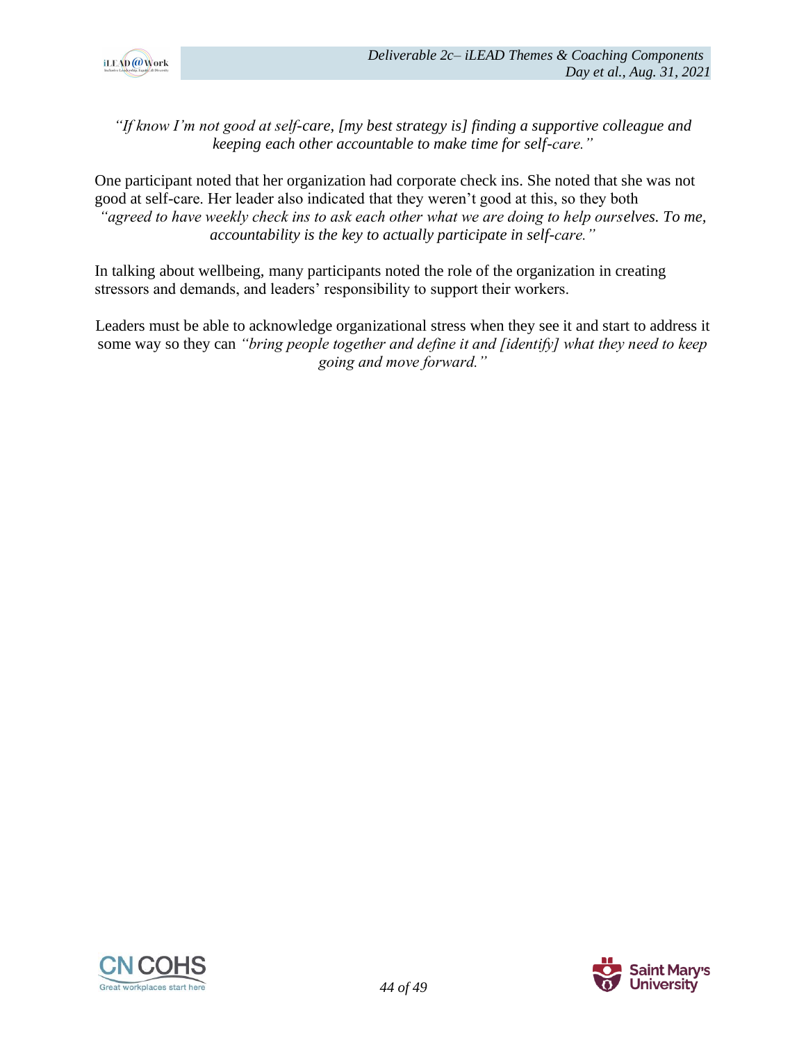*"If know I'm not good at self-care, [my best strategy is] finding a supportive colleague and keeping each other accountable to make time for self-care."*

One participant noted that her organization had corporate check ins. She noted that she was not good at self-care. Her leader also indicated that they weren't good at this, so they both *"agreed to have weekly check ins to ask each other what we are doing to help ourselves. To me, accountability is the key to actually participate in self-care."*

In talking about wellbeing, many participants noted the role of the organization in creating stressors and demands, and leaders' responsibility to support their workers.

Leaders must be able to acknowledge organizational stress when they see it and start to address it some way so they can *"bring people together and define it and [identify] what they need to keep going and move forward."*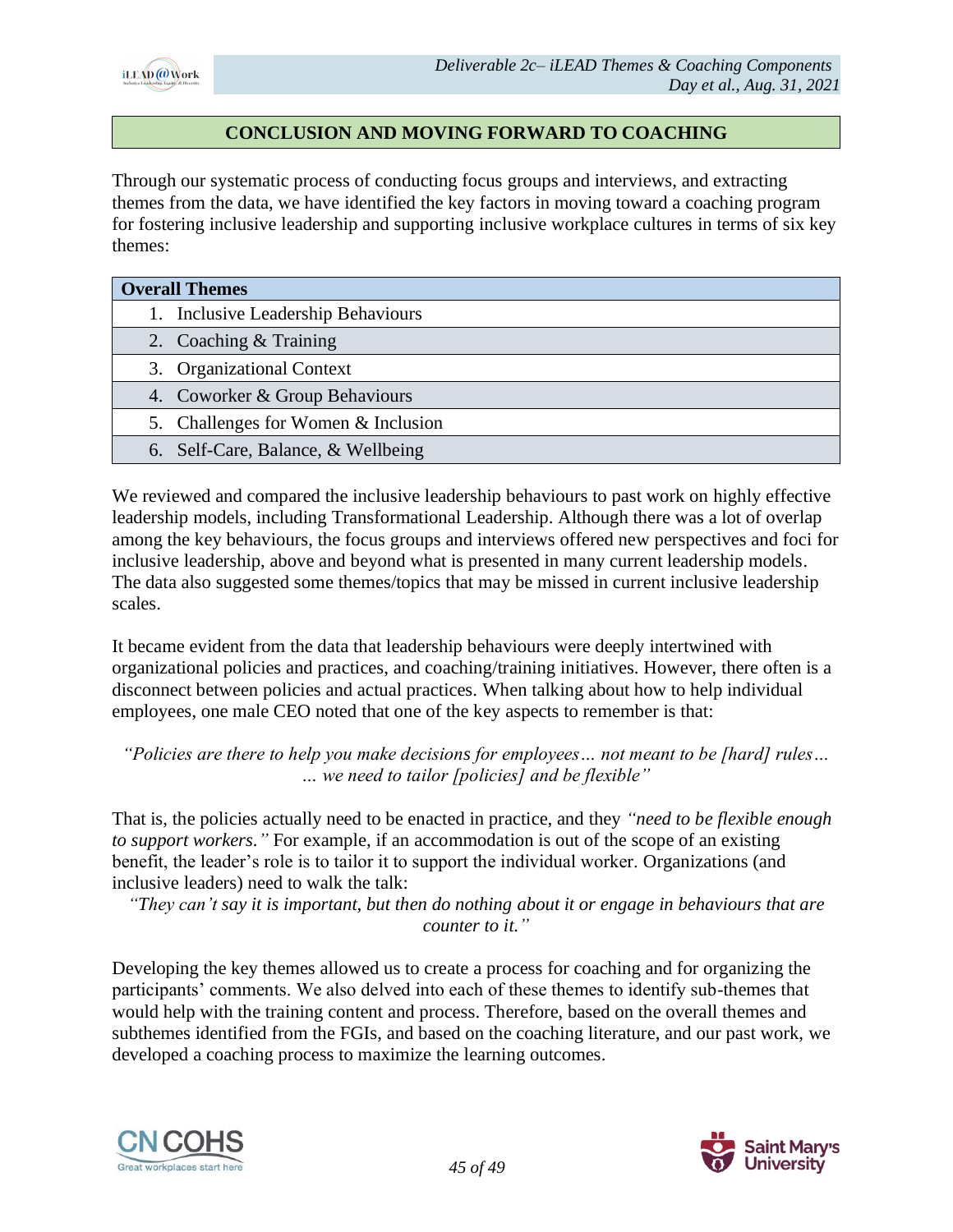## CONCLUSION AND MOVING FORWARD TO COACHING

Through our systematic process of conducting focus groups and interviews, and extracting themes from the data, we have identified the key factors in moving toward a coaching program for fostering inclusive leadership and supporting inclusive workplace cultures in terms of six key themes:

| Overall Themes |
|---|
| 1. Inclusive Leadership Behaviours |
| 2. Coaching & Training |
| 3. Organizational Context |
| 4. Coworker & Group Behaviours |
| 5. Challenges for Women & Inclusion |
| 6. Self-Care, Balance, & Wellbeing |

We reviewed and compared the inclusive leadership behaviours to past work on highly effective leadership models, including Transformational Leadership. Although there was a lot of overlap among the key behaviours, the focus groups and interviews offered new perspectives and foci for inclusive leadership, above and beyond what is presented in many current leadership models. The data also suggested some themes/topics that may be missed in current inclusive leadership scales.

It became evident from the data that leadership behaviours were deeply intertwined with organizational policies and practices, and coaching/training initiatives. However, there often is a disconnect between policies and actual practices. When talking about how to help individual employees, one male CEO noted that one of the key aspects to remember is that:

> *"Policies are there to help you make decisions for employees… not meant to be [hard] rules… … we need to tailor [policies] and be flexible"*

That is, the policies actually need to be enacted in practice, and they *"need to be flexible enough to support workers."* For example, if an accommodation is out of the scope of an existing benefit, the leader's role is to tailor it to support the individual worker. Organizations (and inclusive leaders) need to walk the talk:

> *"They can't say it is important, but then do nothing about it or engage in behaviours that are counter to it."*

Developing the key themes allowed us to create a process for coaching and for organizing the participants' comments. We also delved into each of these themes to identify sub-themes that would help with the training content and process. Therefore, based on the overall themes and subthemes identified from the FGIs, and based on the coaching literature, and our past work, we developed a coaching process to maximize the learning outcomes.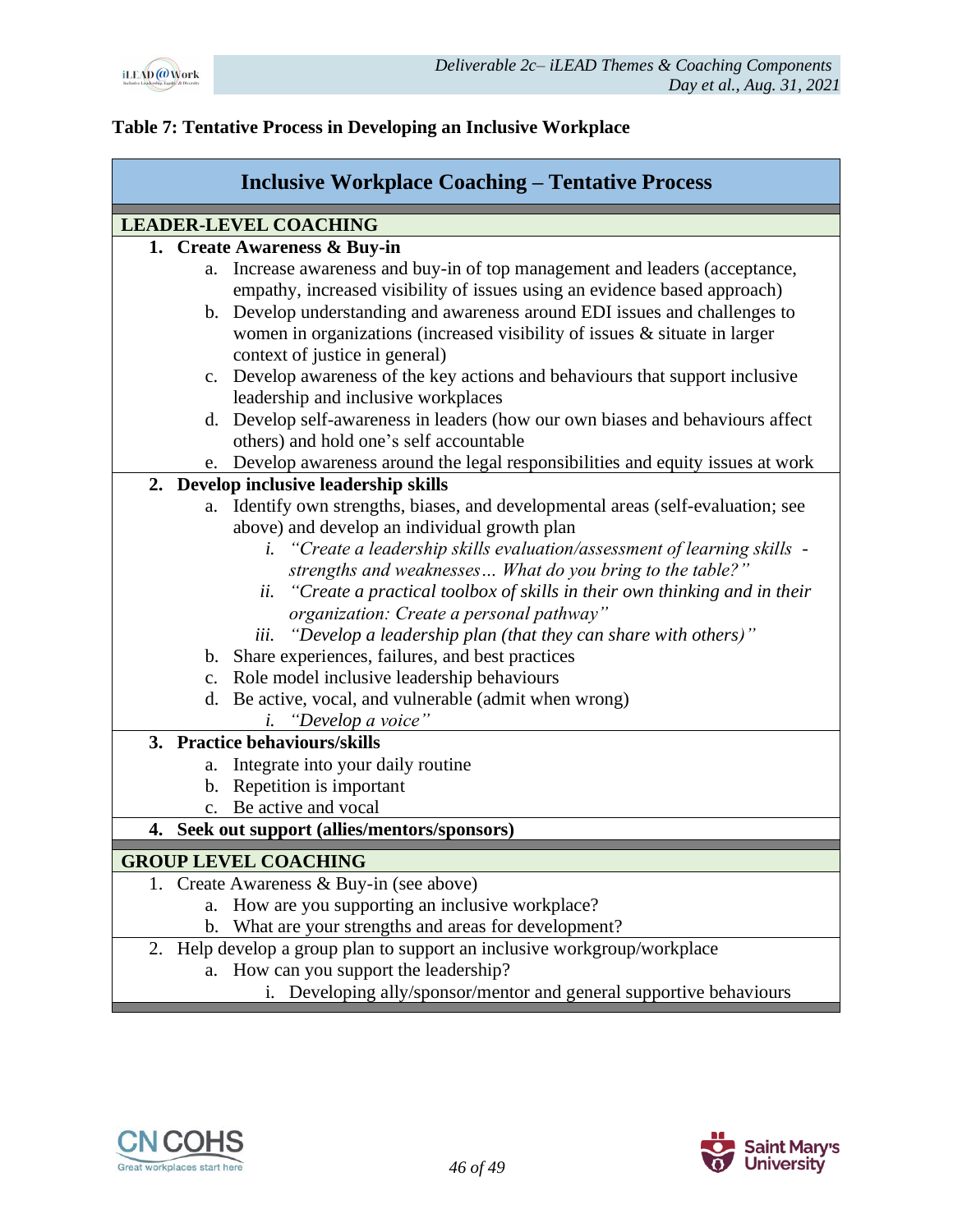**Table 7: Tentative Process in Developing an Inclusive Workplace**

## Inclusive Workplace Coaching – Tentative Process

### LEADER-LEVEL COACHING

1. **Create Awareness & Buy-in**
   a. Increase awareness and buy-in of top management and leaders (acceptance, empathy, increased visibility of issues using an evidence based approach)
   b. Develop understanding and awareness around EDI issues and challenges to women in organizations (increased visibility of issues & situate in larger context of justice in general)
   c. Develop awareness of the key actions and behaviours that support inclusive leadership and inclusive workplaces
   d. Develop self-awareness in leaders (how our own biases and behaviours affect others) and hold one's self accountable
   e. Develop awareness around the legal responsibilities and equity issues at work
2. **Develop inclusive leadership skills**
   a. Identify own strengths, biases, and developmental areas (self-evaluation; see above) and develop an individual growth plan
      i. *"Create a leadership skills evaluation/assessment of learning skills - strengths and weaknesses… What do you bring to the table?"*
      ii. *"Create a practical toolbox of skills in their own thinking and in their organization: Create a personal pathway"*
      iii. *"Develop a leadership plan (that they can share with others)"*
   b. Share experiences, failures, and best practices
   c. Role model inclusive leadership behaviours
   d. Be active, vocal, and vulnerable (admit when wrong)
      i. *"Develop a voice"*
3. **Practice behaviours/skills**
   a. Integrate into your daily routine
   b. Repetition is important
   c. Be active and vocal
4. **Seek out support (allies/mentors/sponsors)**

### GROUP LEVEL COACHING

1. Create Awareness & Buy-in (see above)
   a. How are you supporting an inclusive workplace?
   b. What are your strengths and areas for development?
2. Help develop a group plan to support an inclusive workgroup/workplace
   a. How can you support the leadership?
      i. Developing ally/sponsor/mentor and general supportive behaviours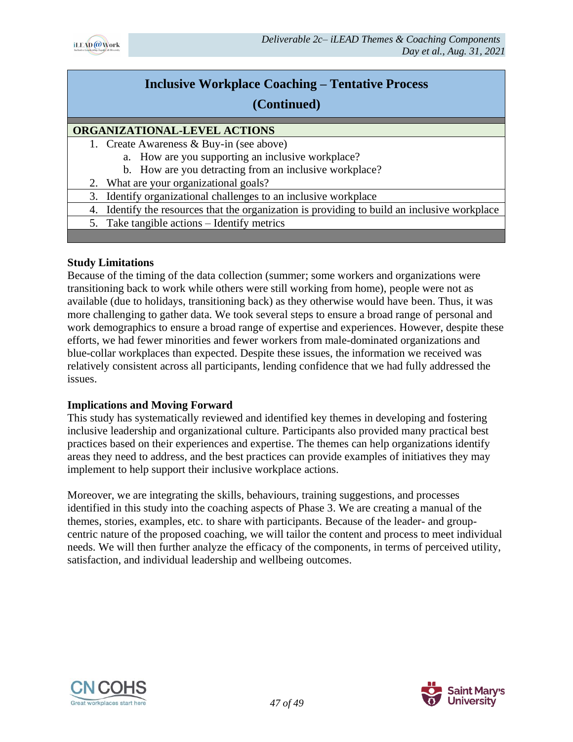## Inclusive Workplace Coaching – Tentative Process (Continued)

**ORGANIZATIONAL-LEVEL ACTIONS**

1. Create Awareness & Buy-in (see above)
   a. How are you supporting an inclusive workplace?
   b. How are you detracting from an inclusive workplace?
2. What are your organizational goals?
3. Identify organizational challenges to an inclusive workplace
4. Identify the resources that the organization is providing to build an inclusive workplace
5. Take tangible actions – Identify metrics

**Study Limitations**

Because of the timing of the data collection (summer; some workers and organizations were transitioning back to work while others were still working from home), people were not as available (due to holidays, transitioning back) as they otherwise would have been. Thus, it was more challenging to gather data. We took several steps to ensure a broad range of personal and work demographics to ensure a broad range of expertise and experiences. However, despite these efforts, we had fewer minorities and fewer workers from male-dominated organizations and blue-collar workplaces than expected. Despite these issues, the information we received was relatively consistent across all participants, lending confidence that we had fully addressed the issues.

**Implications and Moving Forward**

This study has systematically reviewed and identified key themes in developing and fostering inclusive leadership and organizational culture. Participants also provided many practical best practices based on their experiences and expertise. The themes can help organizations identify areas they need to address, and the best practices can provide examples of initiatives they may implement to help support their inclusive workplace actions.

Moreover, we are integrating the skills, behaviours, training suggestions, and processes identified in this study into the coaching aspects of Phase 3. We are creating a manual of the themes, stories, examples, etc. to share with participants. Because of the leader- and group-centric nature of the proposed coaching, we will tailor the content and process to meet individual needs. We will then further analyze the efficacy of the components, in terms of perceived utility, satisfaction, and individual leadership and wellbeing outcomes.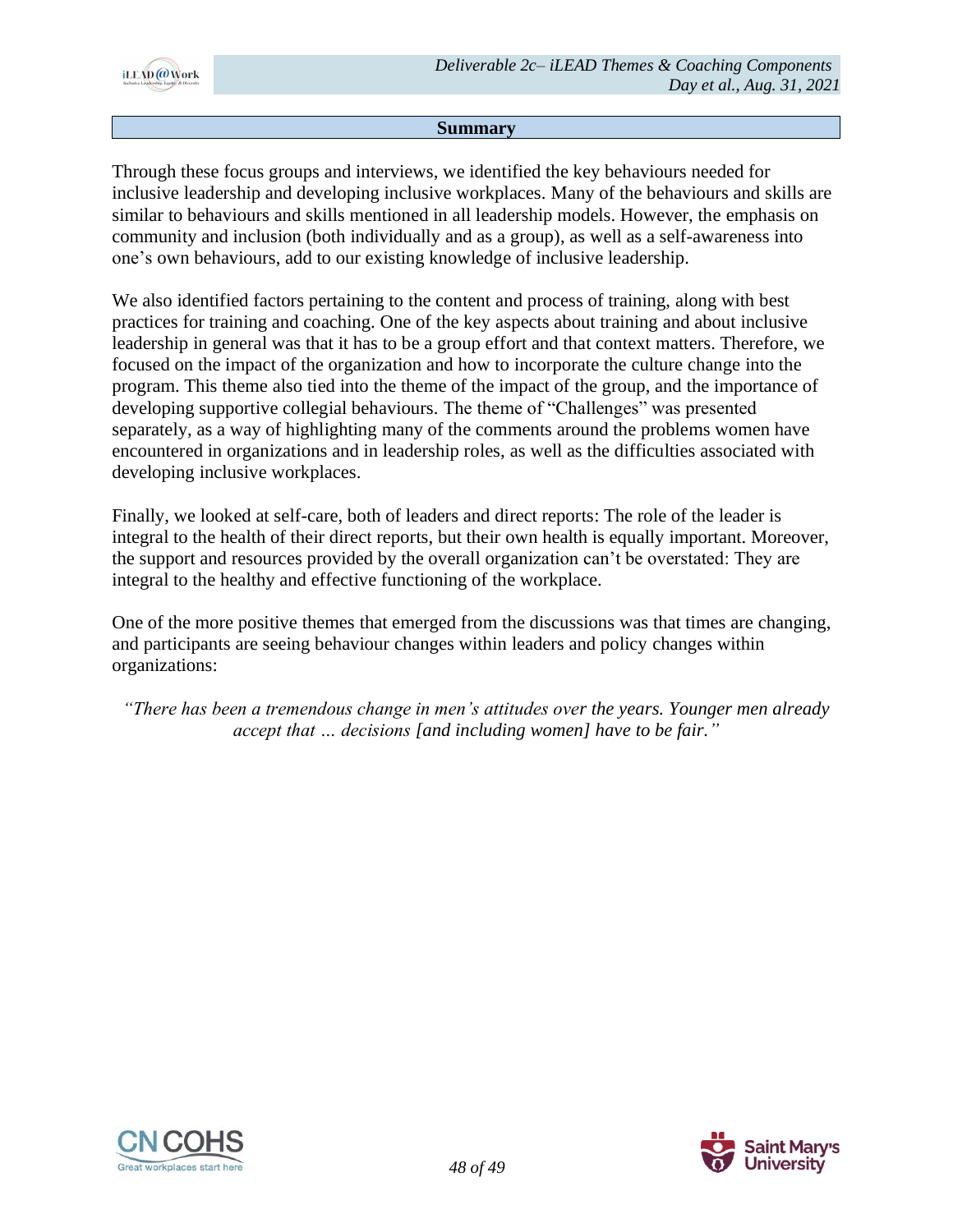## Summary

Through these focus groups and interviews, we identified the key behaviours needed for inclusive leadership and developing inclusive workplaces. Many of the behaviours and skills are similar to behaviours and skills mentioned in all leadership models. However, the emphasis on community and inclusion (both individually and as a group), as well as a self-awareness into one's own behaviours, add to our existing knowledge of inclusive leadership.

We also identified factors pertaining to the content and process of training, along with best practices for training and coaching. One of the key aspects about training and about inclusive leadership in general was that it has to be a group effort and that context matters. Therefore, we focused on the impact of the organization and how to incorporate the culture change into the program. This theme also tied into the theme of the impact of the group, and the importance of developing supportive collegial behaviours. The theme of "Challenges" was presented separately, as a way of highlighting many of the comments around the problems women have encountered in organizations and in leadership roles, as well as the difficulties associated with developing inclusive workplaces.

Finally, we looked at self-care, both of leaders and direct reports: The role of the leader is integral to the health of their direct reports, but their own health is equally important. Moreover, the support and resources provided by the overall organization can't be overstated: They are integral to the healthy and effective functioning of the workplace.

One of the more positive themes that emerged from the discussions was that times are changing, and participants are seeing behaviour changes within leaders and policy changes within organizations:

*"There has been a tremendous change in men's attitudes over the years. Younger men already accept that … decisions [and including women] have to be fair."*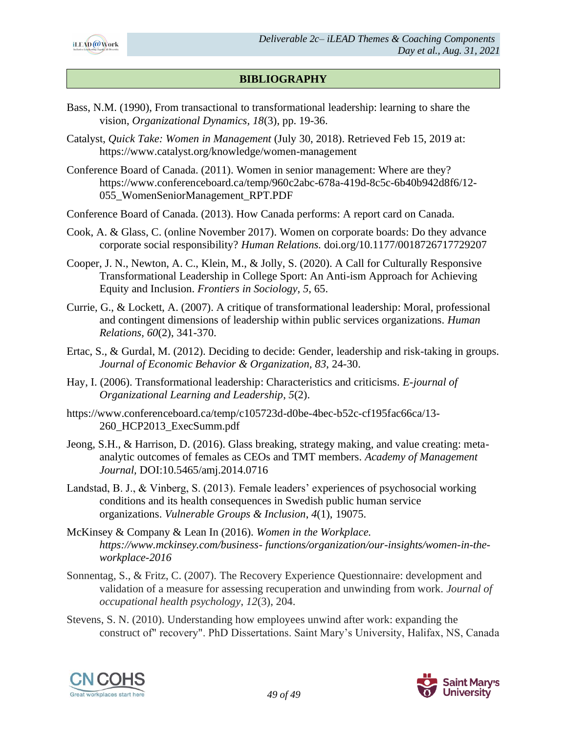# BIBLIOGRAPHY

Bass, N.M. (1990), From transactional to transformational leadership: learning to share the vision, *Organizational Dynamics, 18*(3), pp. 19-36.

Catalyst, *Quick Take: Women in Management* (July 30, 2018). Retrieved Feb 15, 2019 at: https://www.catalyst.org/knowledge/women-management

Conference Board of Canada. (2011). Women in senior management: Where are they? https://www.conferenceboard.ca/temp/960c2abc-678a-419d-8c5c-6b40b942d8f6/12-055_WomenSeniorManagement_RPT.PDF

Conference Board of Canada. (2013). How Canada performs: A report card on Canada.

Cook, A. & Glass, C. (online November 2017). Women on corporate boards: Do they advance corporate social responsibility? *Human Relations.* doi.org/10.1177/0018726717729207

Cooper, J. N., Newton, A. C., Klein, M., & Jolly, S. (2020). A Call for Culturally Responsive Transformational Leadership in College Sport: An Anti-ism Approach for Achieving Equity and Inclusion. *Frontiers in Sociology*, *5*, 65.

Currie, G., & Lockett, A. (2007). A critique of transformational leadership: Moral, professional and contingent dimensions of leadership within public services organizations. *Human Relations*, *60*(2), 341-370.

Ertac, S., & Gurdal, M. (2012). Deciding to decide: Gender, leadership and risk-taking in groups. *Journal of Economic Behavior & Organization, 83*, 24-30.

Hay, I. (2006). Transformational leadership: Characteristics and criticisms. *E-journal of Organizational Learning and Leadership*, *5*(2).

https://www.conferenceboard.ca/temp/c105723d-d0be-4bec-b52c-cf195fac66ca/13-260_HCP2013_ExecSumm.pdf

Jeong, S.H., & Harrison, D. (2016). Glass breaking, strategy making, and value creating: meta-analytic outcomes of females as CEOs and TMT members. *Academy of Management Journal,* DOI:10.5465/amj.2014.0716

Landstad, B. J., & Vinberg, S. (2013). Female leaders' experiences of psychosocial working conditions and its health consequences in Swedish public human service organizations. *Vulnerable Groups & Inclusion*, *4*(1), 19075.

McKinsey & Company & Lean In (2016). *Women in the Workplace. https://www.mckinsey.com/business- functions/organization/our-insights/women-in-the-workplace-2016*

Sonnentag, S., & Fritz, C. (2007). The Recovery Experience Questionnaire: development and validation of a measure for assessing recuperation and unwinding from work. *Journal of occupational health psychology*, *12*(3), 204.

Stevens, S. N. (2010). Understanding how employees unwind after work: expanding the construct of" recovery". PhD Dissertations. Saint Mary's University, Halifax, NS, Canada